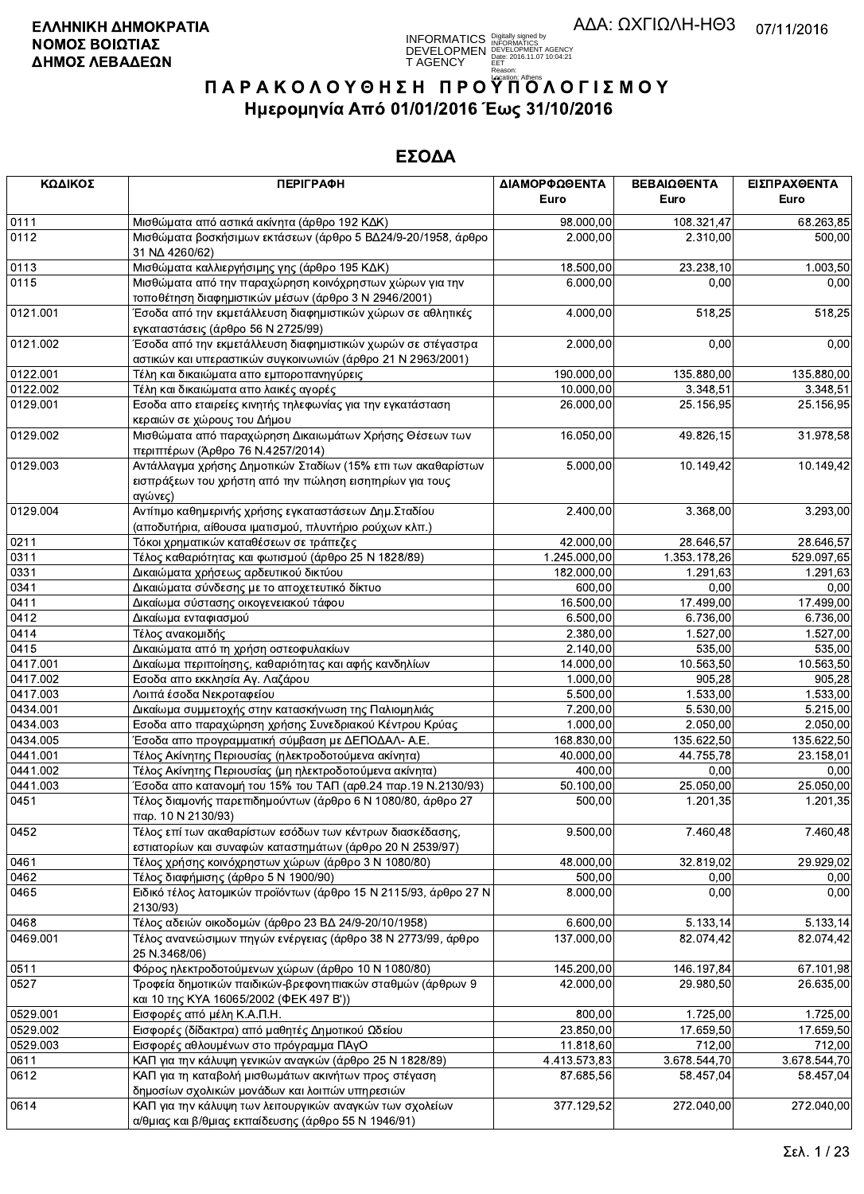**ΕΛΛΗΝΙΚΗ ΔΗΜΟΚΡΑΤΙΑ**
**ΝΟΜΟΣ ΒΟΙΩΤΙΑΣ**
**ΔΗΜΟΣ ΛΕΒΑΔΕΩΝ**

ΑΔΑ: ΩΧΓΙΩΛΗ-ΗΘ3 07/11/2016

# Π Α Ρ Α Κ Ο Λ Ο Υ Θ Η Σ Η Π Ρ Ο Υ Π Ο Λ Ο Γ Ι Σ Μ Ο Υ

## Ημερομηνία Από 01/01/2016 Έως 31/10/2016

## ΕΣΟΔΑ

| ΚΩΔΙΚΟΣ | ΠΕΡΙΓΡΑΦΗ | ΔΙΑΜΟΡΦΩΘΕΝΤΑ Euro | ΒΕΒΑΙΩΘΕΝΤΑ Euro | ΕΙΣΠΡΑΧΘΕΝΤΑ Euro |
|---|---|---|---|---|
| 0111 | Μισθώματα από αστικά ακίνητα (άρθρο 192 ΚΔΚ) | 98.000,00 | 108.321,47 | 68.263,85 |
| 0112 | Μισθώματα βοσκήσιμων εκτάσεων (άρθρο 5 ΒΔ24/9-20/1958, άρθρο 31 ΝΔ 4260/62) | 2.000,00 | 2.310,00 | 500,00 |
| 0113 | Μισθώματα καλλιεργήσιμης γης (άρθρο 195 ΚΔΚ) | 18.500,00 | 23.238,10 | 1.003,50 |
| 0115 | Μισθώματα από την παραχώρηση κοινόχρηστων χώρων για την τοποθέτηση διαφημιστικών μέσων (άρθρο 3 Ν 2946/2001) | 6.000,00 | 0,00 | 0,00 |
| 0121.001 | Έσοδα από την εκμετάλλευση διαφημιστικών χώρων σε αθλητικές εγκαταστάσεις (άρθρο 56 Ν 2725/99) | 4.000,00 | 518,25 | 518,25 |
| 0121.002 | Έσοδα από την εκμετάλλευση διαφημιστικών χωρών σε στέγαστρα αστικών και υπεραστικών συγκοινωνιών (άρθρο 21 Ν 2963/2001) | 2.000,00 | 0,00 | 0,00 |
| 0122.001 | Τέλη και δικαιώματα απο εμποροπανηγύρεις | 190.000,00 | 135.880,00 | 135.880,00 |
| 0122.002 | Τέλη και δικαιώματα απο λαικές αγορές | 10.000,00 | 3.348,51 | 3.348,51 |
| 0129.001 | Εσοδα απο εταιρείες κινητής τηλεφωνίας για την εγκατάσταση κεραιών σε χώρους του Δήμου | 26.000,00 | 25.156,95 | 25.156,95 |
| 0129.002 | Μισθώματα από παραχώρηση Δικαιωμάτων Χρήσης Θέσεων των περιπτέρων (Άρθρο 76 Ν.4257/2014) | 16.050,00 | 49.826,15 | 31.978,58 |
| 0129.003 | Αντάλλαγμα χρήσης Δημοτικών Σταδίων (15% επι των ακαθαρίστων εισπράξεων του χρήστη από την πώληση εισιτηρίων για τους αγώνες) | 5.000,00 | 10.149,42 | 10.149,42 |
| 0129.004 | Αντίτιμο καθημερινής χρήσης εγκαταστάσεων Δημ.Σταδίου (αποδυτήρια, αίθουσα ιματισμού, πλυντήριο ρούχων κλπ.) | 2.400,00 | 3.368,00 | 3.293,00 |
| 0211 | Τόκοι χρηματικών καταθέσεων σε τράπεζες | 42.000,00 | 28.646,57 | 28.646,57 |
| 0311 | Τέλος καθαριότητας και φωτισμού (άρθρο 25 Ν 1828/89) | 1.245.000,00 | 1.353.178,26 | 529.097,65 |
| 0331 | Δικαιώματα χρήσεως αρδευτικού δικτύου | 182.000,00 | 1.291,63 | 1.291,63 |
| 0341 | Δικαιώματα σύνδεσης με το αποχετευτικό δίκτυο | 600,00 | 0,00 | 0,00 |
| 0411 | Δικαίωμα σύστασης οικογενειακού τάφου | 16.500,00 | 17.499,00 | 17.499,00 |
| 0412 | Δικαίωμα ενταφιασμού | 6.500,00 | 6.736,00 | 6.736,00 |
| 0414 | Τέλος ανακομιδής | 2.380,00 | 1.527,00 | 1.527,00 |
| 0415 | Δικαιώματα από τη χρήση οστεοφυλακίων | 2.140,00 | 535,00 | 535,00 |
| 0417.001 | Δικαίωμα περιποίησης, καθαριότητας και αφής κανδηλίων | 14.000,00 | 10.563,50 | 10.563,50 |
| 0417.002 | Εσοδα απο εκκλησία Αγ. Λαζάρου | 1.000,00 | 905,28 | 905,28 |
| 0417.003 | Λοιπά έσοδα Νεκροταφείου | 5.500,00 | 1.533,00 | 1.533,00 |
| 0434.001 | Δικαίωμα συμμετοχής στην κατασκήνωση της Παλιομηλιάς | 7.200,00 | 5.530,00 | 5.215,00 |
| 0434.003 | Εσοδα απο παραχώρηση χρήσης Συνεδριακού Κέντρου Κρύας | 1.000,00 | 2.050,00 | 2.050,00 |
| 0434.005 | Έσοδα απο προγραμματική σύμβαση με ΔΕΠΟΔΑΛ- Α.Ε. | 168.830,00 | 135.622,50 | 135.622,50 |
| 0441.001 | Τέλος Ακίνητης Περιουσίας (ηλεκτροδοτούμενα ακίνητα) | 40.000,00 | 44.755,78 | 23.158,01 |
| 0441.002 | Τέλος Ακίνητης Περιουσίας (μη ηλεκτροδοτούμενα ακίνητα) | 400,00 | 0,00 | 0,00 |
| 0441.003 | Έσοδα απο κατανομή του 15% του ΤΑΠ (αρθ.24 παρ.19 Ν.2130/93) | 50.100,00 | 25.050,00 | 25.050,00 |
| 0451 | Τέλος διαμονής παρεπιδημούντων (άρθρο 6 Ν 1080/80, άρθρο 27 παρ. 10 Ν 2130/93) | 500,00 | 1.201,35 | 1.201,35 |
| 0452 | Τέλος επί των ακαθαρίστων εσόδων των κέντρων διασκέδασης, εστιατορίων και συναφών καταστημάτων (άρθρο 20 Ν 2539/97) | 9.500,00 | 7.460,48 | 7.460,48 |
| 0461 | Τέλος χρήσης κοινόχρηστων χώρων (άρθρο 3 Ν 1080/80) | 48.000,00 | 32.819,02 | 29.929,02 |
| 0462 | Τέλος διαφήμισης (άρθρο 5 Ν 1900/90) | 500,00 | 0,00 | 0,00 |
| 0465 | Ειδικό τέλος λατομικών προϊόντων (άρθρο 15 Ν 2115/93, άρθρο 27 Ν 2130/93) | 8.000,00 | 0,00 | 0,00 |
| 0468 | Τέλος αδειών οικοδομών (άρθρο 23 ΒΔ 24/9-20/10/1958) | 6.600,00 | 5.133,14 | 5.133,14 |
| 0469.001 | Τέλος ανανεώσιμων πηγών ενέργειας (άρθρο 38 Ν 2773/99, άρθρο 25 Ν.3468/06) | 137.000,00 | 82.074,42 | 82.074,42 |
| 0511 | Φόρος ηλεκτροδοτούμενων χώρων (άρθρο 10 Ν 1080/80) | 145.200,00 | 146.197,84 | 67.101,98 |
| 0527 | Τροφεία δημοτικών παιδικών-βρεφονηπιακών σταθμών (άρθρων 9 και 10 της ΚΥΑ 16065/2002 (ΦΕΚ 497 Β')) | 42.000,00 | 29.980,50 | 26.635,00 |
| 0529.001 | Εισφορές από μέλη Κ.Α.Π.Η. | 800,00 | 1.725,00 | 1.725,00 |
| 0529.002 | Εισφορές (δίδακτρα) από μαθητές Δημοτικού Ωδείου | 23.850,00 | 17.659,50 | 17.659,50 |
| 0529.003 | Εισφορές αθλουμένων στο πρόγραμμα ΠΑγΟ | 11.818,60 | 712,00 | 712,00 |
| 0611 | ΚΑΠ για την κάλυψη γενικών αναγκών (άρθρο 25 Ν 1828/89) | 4.413.573,83 | 3.678.544,70 | 3.678.544,70 |
| 0612 | ΚΑΠ για τη καταβολή μισθωμάτων ακινήτων προς στέγαση δημοσίων σχολικών μονάδων και λοιπών υπηρεσιών | 87.685,56 | 58.457,04 | 58.457,04 |
| 0614 | ΚΑΠ για την κάλυψη των λειτουργικών αναγκών των σχολείων α/θμιας και β/θμιας εκπαίδευσης (άρθρο 55 Ν 1946/91) | 377.129,52 | 272.040,00 | 272.040,00 |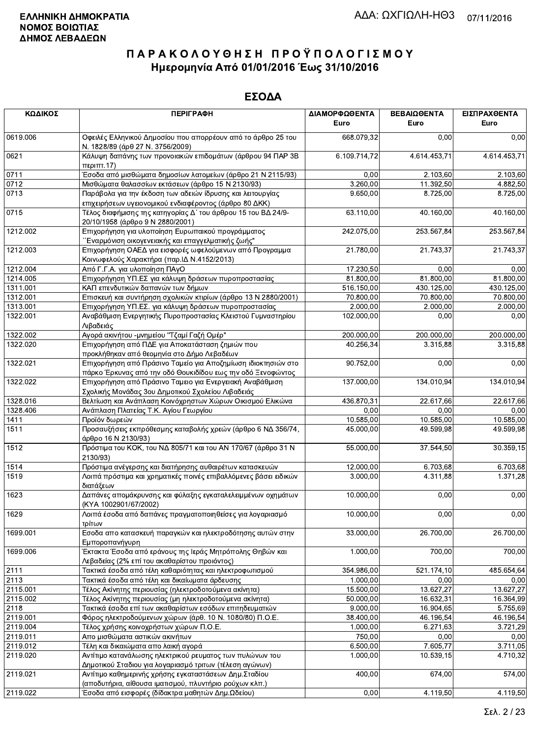ΕΛΛΗΝΙΚΗ ΔΗΜΟΚΡΑΤΙΑ
ΝΟΜΟΣ ΒΟΙΩΤΙΑΣ
ΔΗΜΟΣ ΛΕΒΑΔΕΩΝ

ΑΔΑ: ΩΧΓΙΩΛΗ-ΗΘ3 07/11/2016

# ΠΑΡΑΚΟΛΟΥΘΗΣΗ ΠΡΟΫΠΟΛΟΓΙΣΜΟΥ

## Ημερομηνία Από 01/01/2016 Έως 31/10/2016

## ΕΣΟΔΑ

| ΚΩΔΙΚΟΣ | ΠΕΡΙΓΡΑΦΗ | ΔΙΑΜΟΡΦΩΘΕΝΤΑ Euro | ΒΕΒΑΙΩΘΕΝΤΑ Euro | ΕΙΣΠΡΑΧΘΕΝΤΑ Euro |
|---|---|---|---|---|
| 0619.006 | Οφειλές Ελληνικού Δημοσίου που απορρέουν από το άρθρο 25 του Ν. 1828/89 (άρθ 27 Ν. 3756/2009) | 668.079,32 | 0,00 | 0,00 |
| 0621 | Κάλυψη δαπάνης των προνοιακών επιδομάτων (άρθρου 94 ΠΑΡ 3Β περιπτ.17) | 6.109.714,72 | 4.614.453,71 | 4.614.453,71 |
| 0711 | Έσοδα από μισθώματα δημοσίων λατομείων (άρθρο 21 Ν 2115/93) | 0,00 | 2.103,60 | 2.103,60 |
| 0712 | Μισθώματα θαλασσίων εκτάσεων (άρθρο 15 Ν 2130/93) | 3.260,00 | 11.392,50 | 4.882,50 |
| 0713 | Παράβολα για την έκδοση των αδειών ίδρυσης και λειτουργίας επιχειρήσεων υγειονομικού ενδιαφέροντος (άρθρο 80 ΔΚΚ) | 9.650,00 | 8.725,00 | 8.725,00 |
| 0715 | Τέλος διαφήμισης της κατηγορίας Δ΄ του άρθρου 15 του ΒΔ 24/9-20/10/1958 (άρθρο 9 Ν 2880/2001) | 63.110,00 | 40.160,00 | 40.160,00 |
| 1212.002 | Επιχορήγηση για υλοποίηση Ευρωπαικού προγράμματος ΄΄Εναρμόνιση οικογενειακής και επαγγελματικής ζωής" | 242.075,00 | 253.567,84 | 253.567,84 |
| 1212.003 | Επιχορήγηση ΟΑΕΔ για εισφορές ωφελούμενων από Προγραμμα Κοινωφελούς Χαρακτήρα (παρ.ΙΔ Ν.4152/2013) | 21.780,00 | 21.743,37 | 21.743,37 |
| 1212.004 | Από Γ.Γ.Α. για υλοποίηση ΠΑγΟ | 17.230,50 | 0,00 | 0,00 |
| 1214.005 | Επιχορήγηση ΥΠ.ΕΣ για κάλυψη δράσεων πυροπροστασίας | 81.800,00 | 81.800,00 | 81.800,00 |
| 1311.001 | ΚΑΠ επενδυτικών δαπανών των δήμων | 516.150,00 | 430.125,00 | 430.125,00 |
| 1312.001 | Επισκευή και συντήρηση σχολικών κτιρίων (άρθρο 13 Ν 2880/2001) | 70.800,00 | 70.800,00 | 70.800,00 |
| 1313.001 | Επιχορήγηση ΥΠ.ΕΣ. για κάλυψη δράσεων πυροπροστασίας | 2.000,00 | 2.000,00 | 2.000,00 |
| 1322.001 | Αναβάθμιση Ενεργητικής Πυροπροστασίας Κλειστού Γυμναστηρίου Λιβαδειάς | 102.000,00 | 0,00 | 0,00 |
| 1322.002 | Αγορά ακινήτου -μνημείου "Τζαμί Γαζή Ομέρ" | 200.000,00 | 200.000,00 | 200.000,00 |
| 1322.020 | Επιχορήγηση από ΠΔΕ για Αποκατάσταση ζημιών που προκλήθηκαν από θεομηνία στο Δήμο Λεβαδέων | 40.256,34 | 3.315,88 | 3.315,88 |
| 1322.021 | Επιχορήγηση από Πράσινο Ταμείο για Αποζημίωση ιδιοκτησιών στο πάρκο Έρκυνας από την οδό Θουκιδίδου εως την οδό Ξενοφώντος | 90.752,00 | 0,00 | 0,00 |
| 1322.022 | Επιχορήγηση από Πράσινο Ταμειο για Ενεργειακή Αναβάθμιση Σχολικής Μονάδας 3ου Δημοτικού Σχολείου Λιβαδειάς | 137.000,00 | 134.010,94 | 134.010,94 |
| 1328.016 | Βελτίωση και Ανάπλαση Κοινόχρηστων Χώρων Οικισμού Ελικώνα | 436.870,31 | 22.617,66 | 22.617,66 |
| 1328.406 | Ανάπλαση Πλατείας Τ.Κ. Αγίου Γεωργίου | 0,00 | 0,00 | 0,00 |
| 1411 | Προϊόν δωρεών | 10.585,00 | 10.585,00 | 10.585,00 |
| 1511 | Προσαυξήσεις εκπρόθεσμης καταβολής χρεών (άρθρο 6 ΝΔ 356/74, άρθρο 16 Ν 2130/93) | 45.000,00 | 49.599,98 | 49.599,98 |
| 1512 | Πρόστιμα του ΚΟΚ, του ΝΔ 805/71 και του ΑΝ 170/67 (άρθρο 31 Ν 2130/93) | 55.000,00 | 37.544,50 | 30.359,15 |
| 1514 | Πρόστιμα ανέγερσης και διατήρησης αυθαιρέτων κατασκευών | 12.000,00 | 6.703,68 | 6.703,68 |
| 1519 | Λοιπά πρόστιμα και χρηματικές ποινές επιβαλλόμενες βάσει ειδικών διατάξεων | 3.000,00 | 4.311,88 | 1.371,28 |
| 1623 | Δαπάνες απομάκρυνσης και φύλαξης εγκαταλελειμμένων οχημάτων (ΚΥΑ 1002901/67/2002) | 10.000,00 | 0,00 | 0,00 |
| 1629 | Λοιπά έσοδα από δαπάνες πραγματοποιηθείσες για λογαριασμό τρίτων | 10.000,00 | 0,00 | 0,00 |
| 1699.001 | Εσοδα απο κατασκευή παραγκών και ηλεκτροδότησης αυτών στην Εμποροπανήγυρη | 33.000,00 | 26.700,00 | 26.700,00 |
| 1699.006 | Έκτακτα Έσοδα από εράνους της Ιεράς Μητρόπολης Θηβών και Λεβαδείας (2% επί του ακαθαρίστου προιόντος) | 1.000,00 | 700,00 | 700,00 |
| 2111 | Τακτικά έσοδα από τέλη καθαριότητας και ηλεκτροφωτισμού | 354.986,00 | 521.174,10 | 485.654,64 |
| 2113 | Τακτικά έσοδα από τέλη και δικαίωματα άρδευσης | 1.000,00 | 0,00 | 0,00 |
| 2115.001 | Τέλος Ακίνητης περιουσίας (ηλεκτροδοτούμενα ακίνητα) | 15.500,00 | 13.627,27 | 13.627,27 |
| 2115.002 | Τέλος Ακίνητης περιουσίας (μη ηλεκτροδοτούμενα ακίνητα) | 50.000,00 | 16.632,31 | 16.364,99 |
| 2118 | Τακτικά έσοδα επί των ακαθαρίστων εσόδων επιτηδευματιών | 9.000,00 | 16.904,65 | 5.755,69 |
| 2119.001 | Φόρος ηλεκτροδούμενων χώρων (άρθ. 10 Ν. 1080/80) Π.Ο.Ε. | 38.400,00 | 46.196,54 | 46.196,54 |
| 2119.004 | Τέλος χρήσης κοινοχρήστων χώρων Π.Ο.Ε. | 1.000,00 | 6.271,63 | 3.721,29 |
| 2119.011 | Απο μισθώματα αστικών ακινήτων | 750,00 | 0,00 | 0,00 |
| 2119.012 | Τέλη και δικαιώματα απο λαική αγορά | 6.500,00 | 7.605,77 | 3.711,05 |
| 2119.020 | Αντίτιμο κατανάλωσης ηλεκτρικού ρευματος των πυλώνων του Δημοτικού Σταδιου για λογαριασμό τριτων (τέλεση αγώνων) | 1.000,00 | 10.539,15 | 4.710,32 |
| 2119.021 | Αντίτιμο καθημερινής χρήσης εγκαταστάσεων Δημ.Σταδίου (αποδυτήρια, αίθουσα ιματισμού, πλυντήριο ρούχων κλπ.) | 400,00 | 674,00 | 574,00 |
| 2119.022 | Έσοδα από εισφορές (δίδακτρα μαθητών Δημ.Ωδείου) | 0,00 | 4.119,50 | 4.119,50 |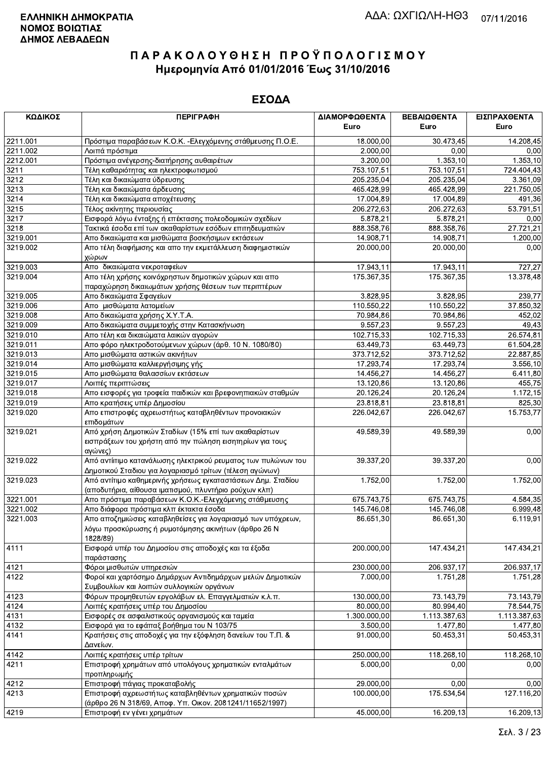**ΕΛΛΗΝΙΚΗ ΔΗΜΟΚΡΑΤΙΑ**
**ΝΟΜΟΣ ΒΟΙΩΤΙΑΣ**
**ΔΗΜΟΣ ΛΕΒΑΔΕΩΝ**

ΑΔΑ: ΩΧΓΙΩΛΗ-ΗΘ3 07/11/2016

# Π Α Ρ Α Κ Ο Λ Ο Υ Θ Η Σ Η  Π Ρ Ο Ϋ Π Ο Λ Ο Γ Ι Σ Μ Ο Υ
## Ημερομηνία Από 01/01/2016 Έως 31/10/2016

## ΕΣΟΔΑ

| ΚΩΔΙΚΟΣ | ΠΕΡΙΓΡΑΦΗ | ΔΙΑΜΟΡΦΩΘΕΝΤΑ Euro | ΒΕΒΑΙΩΘΕΝΤΑ Euro | ΕΙΣΠΡΑΧΘΕΝΤΑ Euro |
|---|---|---|---|---|
| 2211.001 | Πρόστιμα παραβάσεων Κ.Ο.Κ. -Ελεγχόμενης στάθμευσης Π.Ο.Ε. | 18.000,00 | 30.473,45 | 14.208,45 |
| 2211.002 | Λοιπά πρόστιμα | 2.000,00 | 0,00 | 0,00 |
| 2212.001 | Πρόστιμα ανέγερσης-διατήρησης αυθαιρέτων | 3.200,00 | 1.353,10 | 1.353,10 |
| 3211 | Τέλη καθαριότητας και ηλεκτροφωτισμού | 753.107,51 | 753.107,51 | 724.404,43 |
| 3212 | Τέλη και δικαιώματα ύδρευσης | 205.235,04 | 205.235,04 | 3.361,09 |
| 3213 | Τέλη και δικαιώματα άρδευσης | 465.428,99 | 465.428,99 | 221.750,05 |
| 3214 | Τέλη και δικαιώματα αποχέτευσης | 17.004,89 | 17.004,89 | 491,36 |
| 3215 | Τέλος ακίνητης περιουσίας | 206.272,63 | 206.272,63 | 53.791,51 |
| 3217 | Εισφορά λόγω ένταξης ή επέκτασης πολεοδομικών σχεδίων | 5.878,21 | 5.878,21 | 0,00 |
| 3218 | Τακτικά έσοδα επί των ακαθαρίστων εσόδων επιτηδευματιών | 888.358,76 | 888.358,76 | 27.721,21 |
| 3219.001 | Απο δικαιώματα και μισθώματα βοσκήσιμων εκτάσεων | 14.908,71 | 14.908,71 | 1.200,00 |
| 3219.002 | Απο τέλη διαφήμισης και απο την εκμετάλλευση διαφημιστικών χώρων | 20.000,00 | 20.000,00 | 0,00 |
| 3219.003 | Απο  δικαιώματα νεκροταφείων | 17.943,11 | 17.943,11 | 727,27 |
| 3219.004 | Απο τέλη χρήσης κοινόχρηστων δημοτικών χώρων και απο παραχώρηση δικαιωμάτων χρήσης θέσεων των περιπτέρων | 175.367,35 | 175.367,35 | 13.378,48 |
| 3219.005 | Απο δικαιώματα Σφαγείων | 3.828,95 | 3.828,95 | 239,77 |
| 3219.006 | Απο  μισθώματα λατομείων | 110.550,22 | 110.550,22 | 37.850,32 |
| 3219.008 | Απο δικαιώματα χρήσης Χ.Υ.Τ.Α. | 70.984,86 | 70.984,86 | 452,02 |
| 3219.009 | Απο δικαιώματα συμμετοχής στην Κατασκήνωση | 9.557,23 | 9.557,23 | 49,43 |
| 3219.010 | Απο τέλη και δικαιώματα λαικών αγορών | 102.715,33 | 102.715,33 | 26.574,81 |
| 3219.011 | Απο φόρο ηλεκτροδοτούμενων χώρων (άρθ. 10 Ν. 1080/80) | 63.449,73 | 63.449,73 | 61.504,28 |
| 3219.013 | Απο μισθώματα αστικών ακινήτων | 373.712,52 | 373.712,52 | 22.887,85 |
| 3219.014 | Απο μισθώματα καλλιεργήσιμης γής | 17.293,74 | 17.293,74 | 3.556,10 |
| 3219.015 | Απο μισθώματα θαλασσίων εκτάσεων | 14.456,27 | 14.456,27 | 6.411,80 |
| 3219.017 | Λοιπές περιπτώσεις | 13.120,86 | 13.120,86 | 455,75 |
| 3219.018 | Απο εισφορές για τροφεία παιδικών και βρεφονηπιακών σταθμών | 20.126,24 | 20.126,24 | 1.172,15 |
| 3219.019 | Απο κρατήσεις υπέρ Δημοσίου | 23.818,81 | 23.818,81 | 825,30 |
| 3219.020 | Απο επιστροφές αχρεωστήτως καταβληθέντων προνοιακών επιδομάτων | 226.042,67 | 226.042,67 | 15.753,77 |
| 3219.021 | Από χρήση Δημοτικών Σταδίων (15% επί των ακαθαρίστων εισπράξεων του χρήστη από την πώληση εισητηρίων για τους αγώνες) | 49.589,39 | 49.589,39 | 0,00 |
| 3219.022 | Από αντίτιμο κατανάλωσης ηλεκτρικού ρευματος των πυλώνων του Δημοτικού Σταδιου για λογαριασμό τρίτων (τέλεση αγώνων) | 39.337,20 | 39.337,20 | 0,00 |
| 3219.023 | Από αντίτιμο καθημερινής χρήσεως εγκαταστάσεων Δημ. Σταδίου (αποδυτήρια, αίθουσα ιματισμού, πλυντήριο ρούχων κλπ) | 1.752,00 | 1.752,00 | 1.752,00 |
| 3221.001 | Απο πρόστιμα παραβάσεων Κ.Ο.Κ.-Ελεγχόμενης στάθμευσης | 675.743,75 | 675.743,75 | 4.584,35 |
| 3221.002 | Απο διάφορα πρόστιμα κλπ έκτακτα έσοδα | 145.746,08 | 145.746,08 | 6.999,48 |
| 3221.003 | Απο αποζημιώσεις καταβληθείσες για λογαριασμό των υπόχρεων, λόγω προσκύρωσης ή ρυμοτόμησης ακινήτων (άρθρο 26 Ν 1828/89) | 86.651,30 | 86.651,30 | 6.119,91 |
| 4111 | Εισφορά υπέρ του Δημοσίου στις αποδοχές και τα έξοδα παράστασης | 200.000,00 | 147.434,21 | 147.434,21 |
| 4121 | Φόροι μισθωτών υπηρεσιών | 230.000,00 | 206.937,17 | 206.937,17 |
| 4122 | Φοροί και χαρτόσημο Δημάρχων Αντιδημάρχων μελών Δημοτικών Συμβουλίων και λοιπών συλλογικών οργάνων | 7.000,00 | 1.751,28 | 1.751,28 |
| 4123 | Φόρων προμηθευτών εργολάβων ελ. Επαγγελματιών κ.λ.π. | 130.000,00 | 73.143,79 | 73.143,79 |
| 4124 | Λοιπές κρατήσεις υπέρ του Δημοσίου | 80.000,00 | 80.994,40 | 78.544,75 |
| 4131 | Εισφορές σε ασφαλιστικούς οργανισμούς και ταμεία | 1.300.000,00 | 1.113.387,63 | 1.113.387,63 |
| 4132 | Εισφορά για το εφάπαξ βοήθημα του Ν 103/75 | 3.500,00 | 1.477,80 | 1.477,80 |
| 4141 | Κρατήσεις στις αποδοχές για την εξόφληση δανείων του Τ.Π. & Δανείων. | 91.000,00 | 50.453,31 | 50.453,31 |
| 4142 | Λοιπές κρατήσεις υπέρ τρίτων | 250.000,00 | 118.268,10 | 118.268,10 |
| 4211 | Επιστροφή χρημάτων από υπολόγους χρηματικών ενταλμάτων προπληρωμής | 5.000,00 | 0,00 | 0,00 |
| 4212 | Επιστροφή πάγιας προκαταβολής | 29.000,00 | 0,00 | 0,00 |
| 4213 | Επιστροφή αχρεωστήτως καταβληθέντων χρηματικών ποσών (άρθρο 26 Ν 318/69, Αποφ. Υπ. Οικον. 2081241/11652/1997) | 100.000,00 | 175.534,54 | 127.116,20 |
| 4219 | Επιστροφή εν γένει χρημάτων | 45.000,00 | 16.209,13 | 16.209,13 |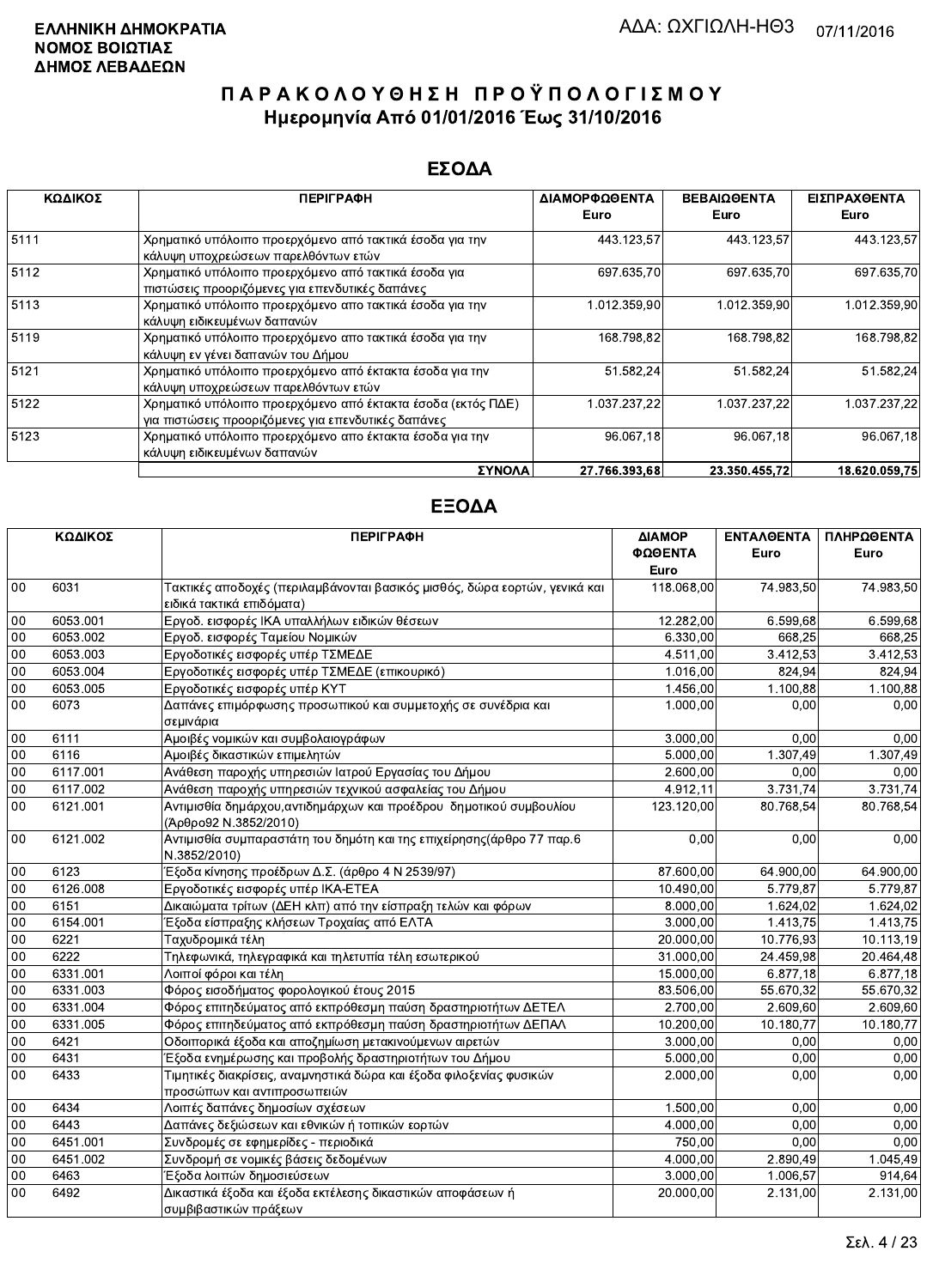**ΕΛΛΗΝΙΚΗ ΔΗΜΟΚΡΑΤΙΑ**
**ΝΟΜΟΣ ΒΟΙΩΤΙΑΣ**
**ΔΗΜΟΣ ΛΕΒΑΔΕΩΝ**

ΑΔΑ: ΩΧΓΙΩΛΗ-ΗΘ3 07/11/2016

# ΠΑΡΑΚΟΛΟΥΘΗΣΗ ΠΡΟΫΠΟΛΟΓΙΣΜΟΥ
## Ημερομηνία Από 01/01/2016 Έως 31/10/2016

## ΕΣΟΔΑ

| ΚΩΔΙΚΟΣ | ΠΕΡΙΓΡΑΦΗ | ΔΙΑΜΟΡΦΩΘΕΝΤΑ Euro | ΒΕΒΑΙΩΘΕΝΤΑ Euro | ΕΙΣΠΡΑΧΘΕΝΤΑ Euro |
|---|---|---|---|---|
| 5111 | Χρηματικό υπόλοιπο προερχόμενο από τακτικά έσοδα για την κάλυψη υποχρεώσεων παρελθόντων ετών | 443.123,57 | 443.123,57 | 443.123,57 |
| 5112 | Χρηματικό υπόλοιπο προερχόμενο από τακτικά έσοδα για πιστώσεις προοριζόμενες για επενδυτικές δαπάνες | 697.635,70 | 697.635,70 | 697.635,70 |
| 5113 | Χρηματικό υπόλοιπο προερχόμενο απο τακτικά έσοδα για την κάλυψη ειδικευμένων δαπανών | 1.012.359,90 | 1.012.359,90 | 1.012.359,90 |
| 5119 | Χρηματικό υπόλοιπο προερχόμενο απο τακτικά έσοδα για την κάλυψη εν γένει δαπανών του Δήμου | 168.798,82 | 168.798,82 | 168.798,82 |
| 5121 | Χρηματικό υπόλοιπο προερχόμενο από έκτακτα έσοδα για την κάλυψη υποχρεώσεων παρελθόντων ετών | 51.582,24 | 51.582,24 | 51.582,24 |
| 5122 | Χρηματικό υπόλοιπο προερχόμενο από έκτακτα έσοδα (εκτός ΠΔΕ) για πιστώσεις προοριζόμενες για επενδυτικές δαπάνες | 1.037.237,22 | 1.037.237,22 | 1.037.237,22 |
| 5123 | Χρηματικό υπόλοιπο προερχόμενο απο έκτακτα έσοδα για την κάλυψη ειδικευμένων δαπανών | 96.067,18 | 96.067,18 | 96.067,18 |
| | **ΣΥΝΟΛΑ** | **27.766.393,68** | **23.350.455,72** | **18.620.059,75** |

## ΕΞΟΔΑ

| ΚΩΔΙΚΟΣ | | ΠΕΡΙΓΡΑΦΗ | ΔΙΑΜΟΡΦΩΘΕΝΤΑ Euro | ΕΝΤΑΛΘΕΝΤΑ Euro | ΠΛΗΡΩΘΕΝΤΑ Euro |
|---|---|---|---|---|---|
| 00 | 6031 | Τακτικές αποδοχές (περιλαμβάνονται βασικός μισθός, δώρα εορτών, γενικά και ειδικά τακτικά επιδόματα) | 118.068,00 | 74.983,50 | 74.983,50 |
| 00 | 6053.001 | Εργοδ. εισφορές ΙΚΑ υπαλλήλων ειδικών θέσεων | 12.282,00 | 6.599,68 | 6.599,68 |
| 00 | 6053.002 | Εργοδ. εισφορές Ταμείου Νομικών | 6.330,00 | 668,25 | 668,25 |
| 00 | 6053.003 | Εργοδοτικές εισφορές υπέρ ΤΣΜΕΔΕ | 4.511,00 | 3.412,53 | 3.412,53 |
| 00 | 6053.004 | Εργοδοτικές εισφορές υπέρ ΤΣΜΕΔΕ (επικουρικό) | 1.016,00 | 824,94 | 824,94 |
| 00 | 6053.005 | Εργοδοτικές εισφορές υπέρ ΚΥΤ | 1.456,00 | 1.100,88 | 1.100,88 |
| 00 | 6073 | Δαπάνες επιμόρφωσης προσωπικού και συμμετοχής σε συνέδρια και σεμινάρια | 1.000,00 | 0,00 | 0,00 |
| 00 | 6111 | Αμοιβές νομικών και συμβολαιογράφων | 3.000,00 | 0,00 | 0,00 |
| 00 | 6116 | Αμοιβές δικαστικών επιμελητών | 5.000,00 | 1.307,49 | 1.307,49 |
| 00 | 6117.001 | Ανάθεση παροχής υπηρεσιών Ιατρού Εργασίας του Δήμου | 2.600,00 | 0,00 | 0,00 |
| 00 | 6117.002 | Ανάθεση παροχής υπηρεσιών τεχνικού ασφαλείας του Δήμου | 4.912,11 | 3.731,74 | 3.731,74 |
| 00 | 6121.001 | Αντιμισθία δημάρχου,αντιδημάρχων και προέδρου δημοτικού συμβουλίου (Άρθρο92 Ν.3852/2010) | 123.120,00 | 80.768,54 | 80.768,54 |
| 00 | 6121.002 | Αντιμισθία συμπαραστάτη του δημότη και της επιχείρησης(άρθρο 77 παρ.6 Ν.3852/2010) | 0,00 | 0,00 | 0,00 |
| 00 | 6123 | Έξοδα κίνησης προέδρων Δ.Σ. (άρθρο 4 Ν 2539/97) | 87.600,00 | 64.900,00 | 64.900,00 |
| 00 | 6126.008 | Εργοδοτικές εισφορές υπέρ ΙΚΑ-ΕΤΕΑ | 10.490,00 | 5.779,87 | 5.779,87 |
| 00 | 6151 | Δικαιώματα τρίτων (ΔΕΗ κλπ) από την είσπραξη τελών και φόρων | 8.000,00 | 1.624,02 | 1.624,02 |
| 00 | 6154.001 | Έξοδα είσπραξης κλήσεων Τροχαίας από ΕΛΤΑ | 3.000,00 | 1.413,75 | 1.413,75 |
| 00 | 6221 | Ταχυδρομικά τέλη | 20.000,00 | 10.776,93 | 10.113,19 |
| 00 | 6222 | Τηλεφωνικά, τηλεγραφικά και τηλετυπία τέλη εσωτερικού | 31.000,00 | 24.459,98 | 20.464,48 |
| 00 | 6331.001 | Λοιποί φόροι και τέλη | 15.000,00 | 6.877,18 | 6.877,18 |
| 00 | 6331.003 | Φόρος εισοδήματος φορολογικού έτους 2015 | 83.506,00 | 55.670,32 | 55.670,32 |
| 00 | 6331.004 | Φόρος επιτηδεύματος από εκπρόθεσμη παύση δραστηριοτήτων ΔΕΤΕΛ | 2.700,00 | 2.609,60 | 2.609,60 |
| 00 | 6331.005 | Φόρος επιτηδεύματος από εκπρόθεσμη παύση δραστηριοτήτων ΔΕΠΑΛ | 10.200,00 | 10.180,77 | 10.180,77 |
| 00 | 6421 | Οδοιπορικά έξοδα και αποζημίωση μετακινούμενων αιρετών | 3.000,00 | 0,00 | 0,00 |
| 00 | 6431 | Έξοδα ενημέρωσης και προβολής δραστηριοτήτων του Δήμου | 5.000,00 | 0,00 | 0,00 |
| 00 | 6433 | Τιμητικές διακρίσεις, αναμνηστικά δώρα και έξοδα φιλοξενίας φυσικών προσώπων και αντιπροσωπειών | 2.000,00 | 0,00 | 0,00 |
| 00 | 6434 | Λοιπές δαπάνες δημοσίων σχέσεων | 1.500,00 | 0,00 | 0,00 |
| 00 | 6443 | Δαπάνες δεξιώσεων και εθνικών ή τοπικών εορτών | 4.000,00 | 0,00 | 0,00 |
| 00 | 6451.001 | Συνδρομές σε εφημερίδες - περιοδικά | 750,00 | 0,00 | 0,00 |
| 00 | 6451.002 | Συνδρομή σε νομικές βάσεις δεδομένων | 4.000,00 | 2.890,49 | 1.045,49 |
| 00 | 6463 | Έξοδα λοιπών δημοσιεύσεων | 3.000,00 | 1.006,57 | 914,64 |
| 00 | 6492 | Δικαστικά έξοδα και έξοδα εκτέλεσης δικαστικών αποφάσεων ή συμβιβαστικών πράξεων | 20.000,00 | 2.131,00 | 2.131,00 |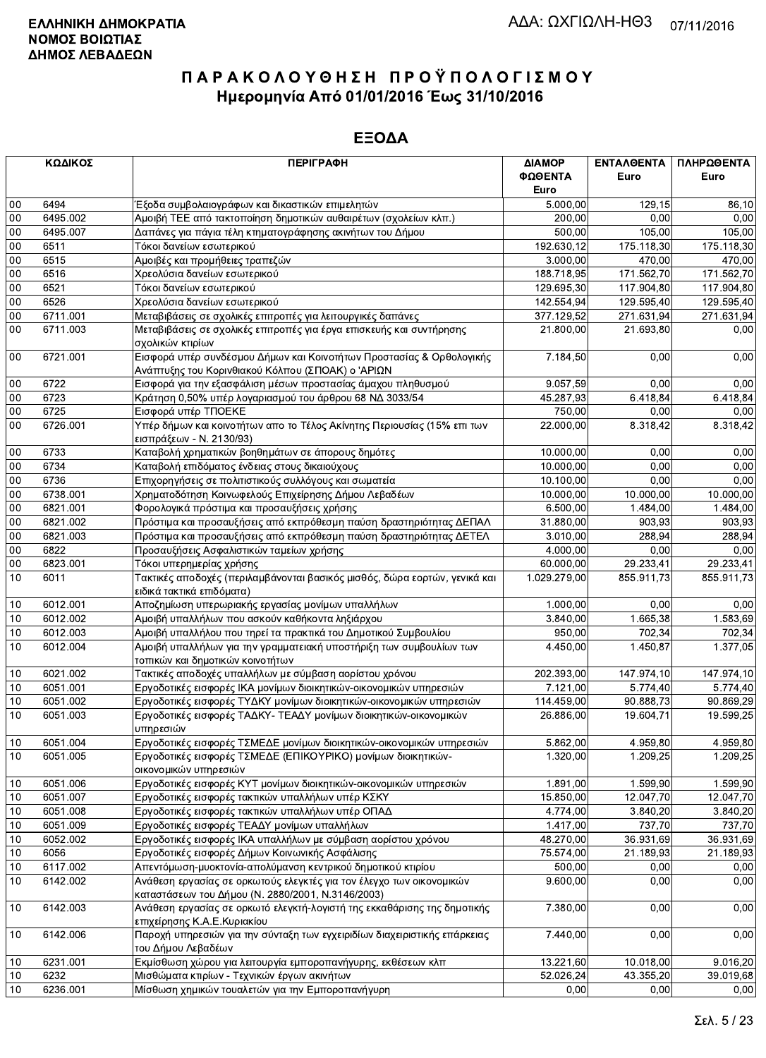**ΕΛΛΗΝΙΚΗ ΔΗΜΟΚΡΑΤΙΑ**
**ΝΟΜΟΣ ΒΟΙΩΤΙΑΣ**
**ΔΗΜΟΣ ΛΕΒΑΔΕΩΝ**

ΑΔΑ: ΩΧΓΙΩΛΗ-ΗΘ3 07/11/2016

# Π Α Ρ Α Κ Ο Λ Ο Υ Θ Η Σ Η  Π Ρ Ο Ϋ Π Ο Λ Ο Γ Ι Σ Μ Ο Υ
## Ημερομηνία Από 01/01/2016 Έως 31/10/2016

## ΕΞΟΔΑ

| ΚΩΔΙΚΟΣ | | ΠΕΡΙΓΡΑΦΗ | ΔΙΑΜΟΡ ΦΩΘΕΝΤΑ Euro | ΕΝΤΑΛΘΕΝΤΑ Euro | ΠΛΗΡΩΘΕΝΤΑ Euro |
|---|---|---|---|---|---|
| 00 | 6494 | Έξοδα συμβολαιογράφων και δικαστικών επιμελητών | 5.000,00 | 129,15 | 86,10 |
| 00 | 6495.002 | Αμοιβή ΤΕΕ από τακτοποίηση δημοτικών αυθαιρέτων (σχολείων κλπ.) | 200,00 | 0,00 | 0,00 |
| 00 | 6495.007 | Δαπάνες για πάγια τέλη κτηματογράφησης ακινήτων του Δήμου | 500,00 | 105,00 | 105,00 |
| 00 | 6511 | Τόκοι δανείων εσωτερικού | 192.630,12 | 175.118,30 | 175.118,30 |
| 00 | 6515 | Αμοιβές και προμήθειες τραπεζών | 3.000,00 | 470,00 | 470,00 |
| 00 | 6516 | Χρεολύσια δανείων εσωτερικού | 188.718,95 | 171.562,70 | 171.562,70 |
| 00 | 6521 | Τόκοι δανείων εσωτερικού | 129.695,30 | 117.904,80 | 117.904,80 |
| 00 | 6526 | Χρεολύσια δανείων εσωτερικού | 142.554,94 | 129.595,40 | 129.595,40 |
| 00 | 6711.001 | Μεταβιβάσεις σε σχολικές επιτροπές για λειτουργικές δαπάνες | 377.129,52 | 271.631,94 | 271.631,94 |
| 00 | 6711.003 | Μεταβιβάσεις σε σχολικές επιτροπές για έργα επισκευής και συντήρησης σχολικών κτιρίων | 21.800,00 | 21.693,80 | 0,00 |
| 00 | 6721.001 | Εισφορά υπέρ συνδέσμου Δήμων και Κοινοτήτων Προστασίας & Ορθολογικής Ανάπτυξης του Κορινθιακού Κόλπου (ΣΠΟΑΚ) ο 'ΑΡΙΩΝ | 7.184,50 | 0,00 | 0,00 |
| 00 | 6722 | Εισφορά για την εξασφάλιση μέσων προστασίας άμαχου πληθυσμού | 9.057,59 | 0,00 | 0,00 |
| 00 | 6723 | Κράτηση 0,50% υπέρ λογαριασμού του άρθρου 68 ΝΔ 3033/54 | 45.287,93 | 6.418,84 | 6.418,84 |
| 00 | 6725 | Εισφορά υπέρ ΤΠΟΕΚΕ | 750,00 | 0,00 | 0,00 |
| 00 | 6726.001 | Υπέρ δήμων και κοινοτήτων απο το Τέλος Ακίνητης Περιουσίας (15% επι των εισπράξεων - Ν. 2130/93) | 22.000,00 | 8.318,42 | 8.318,42 |
| 00 | 6733 | Καταβολή χρηματικών βοηθημάτων σε άπορους δημότες | 10.000,00 | 0,00 | 0,00 |
| 00 | 6734 | Καταβολή επιδόματος ένδειας στους δικαιούχους | 10.000,00 | 0,00 | 0,00 |
| 00 | 6736 | Επιχορηγήσεις σε πολιτιστικούς συλλόγους και σωματεία | 10.100,00 | 0,00 | 0,00 |
| 00 | 6738.001 | Χρηματοδότηση Κοινωφελούς Επιχείρησης Δήμου Λεβαδέων | 10.000,00 | 10.000,00 | 10.000,00 |
| 00 | 6821.001 | Φορολογικά πρόστιμα και προσαυξήσεις χρήσης | 6.500,00 | 1.484,00 | 1.484,00 |
| 00 | 6821.002 | Πρόστιμα και προσαυξήσεις από εκπρόθεσμη παύση δραστηριότητας ΔΕΠΑΛ | 31.880,00 | 903,93 | 903,93 |
| 00 | 6821.003 | Πρόστιμα και προσαυξήσεις από εκπρόθεσμη παύση δραστηριότητας ΔΕΤΕΛ | 3.010,00 | 288,94 | 288,94 |
| 00 | 6822 | Προσαυξήσεις Ασφαλιστικών ταμείων χρήσης | 4.000,00 | 0,00 | 0,00 |
| 00 | 6823.001 | Τόκοι υπερημερίας χρήσης | 60.000,00 | 29.233,41 | 29.233,41 |
| 10 | 6011 | Τακτικές αποδοχές (περιλαμβάνονται βασικός μισθός, δώρα εορτών, γενικά και ειδικά τακτικά επιδόματα) | 1.029.279,00 | 855.911,73 | 855.911,73 |
| 10 | 6012.001 | Αποζημίωση υπερωριακής εργασίας μονίμων υπαλλήλων | 1.000,00 | 0,00 | 0,00 |
| 10 | 6012.002 | Αμοιβή υπαλλήλων που ασκούν καθήκοντα ληξιάρχου | 3.840,00 | 1.665,38 | 1.583,69 |
| 10 | 6012.003 | Αμοιβή υπαλλήλου που τηρεί τα πρακτικά του Δημοτικού Συμβουλίου | 950,00 | 702,34 | 702,34 |
| 10 | 6012.004 | Αμοιβή υπαλλήλων για την γραμματειακή υποστήριξη των συμβουλίων των τοπικών και δημοτικών κοινοτήτων | 4.450,00 | 1.450,87 | 1.377,05 |
| 10 | 6021.002 | Τακτικές αποδοχές υπαλλήλων με σύμβαση αορίστου χρόνου | 202.393,00 | 147.974,10 | 147.974,10 |
| 10 | 6051.001 | Εργοδοτικές εισφορές ΙΚΑ μονίμων διοικητικών-οικονομικών υπηρεσιών | 7.121,00 | 5.774,40 | 5.774,40 |
| 10 | 6051.002 | Εργοδοτικές εισφορές ΤΥΔΚΥ μονίμων διοικητικών-οικονομικών υπηρεσιών | 114.459,00 | 90.888,73 | 90.869,29 |
| 10 | 6051.003 | Εργοδοτικές εισφορές ΤΑΔΚΥ- ΤΕΑΔΥ μονίμων διοικητικών-οικονομικών υπηρεσιών | 26.886,00 | 19.604,71 | 19.599,25 |
| 10 | 6051.004 | Εργοδοτικές εισφορές ΤΣΜΕΔΕ μονίμων διοικητικών-οικονομικών υπηρεσιών | 5.862,00 | 4.959,80 | 4.959,80 |
| 10 | 6051.005 | Εργοδοτικές εισφορές ΤΣΜΕΔΕ (ΕΠΙΚΟΥΡΙΚΟ) μονίμων διοικητικών-οικονομικών υπηρεσιών | 1.320,00 | 1.209,25 | 1.209,25 |
| 10 | 6051.006 | Εργοδοτικές εισφορές ΚΥΤ μονίμων διοικητικών-οικονομικών υπηρεσιών | 1.891,00 | 1.599,90 | 1.599,90 |
| 10 | 6051.007 | Εργοδοτικές εισφορές τακτικών υπαλλήλων υπέρ ΚΣΚΥ | 15.850,00 | 12.047,70 | 12.047,70 |
| 10 | 6051.008 | Εργοδοτικές εισφορές τακτικών υπαλλήλων υπέρ ΟΠΑΔ | 4.774,00 | 3.840,20 | 3.840,20 |
| 10 | 6051.009 | Εργοδοτικές εισφορές ΤΕΑΔΥ μονίμων υπαλλήλων | 1.417,00 | 737,70 | 737,70 |
| 10 | 6052.002 | Εργοδοτικές εισφορές ΙΚΑ υπαλλήλων με σύμβαση αορίστου χρόνου | 48.270,00 | 36.931,69 | 36.931,69 |
| 10 | 6056 | Εργοδοτικές εισφορές Δήμων Κοινωνικής Ασφάλισης | 75.574,00 | 21.189,93 | 21.189,93 |
| 10 | 6117.002 | Απεντόμωση-μυοκτονία-απολύμανση κεντρικού δημοτικού κτιρίου | 500,00 | 0,00 | 0,00 |
| 10 | 6142.002 | Ανάθεση εργασίας σε ορκωτούς ελεγκτές για τον έλεγχο των οικονομικών καταστάσεων του Δήμου (Ν. 2880/2001, Ν.3146/2003) | 9.600,00 | 0,00 | 0,00 |
| 10 | 6142.003 | Ανάθεση εργασίας σε ορκωτό ελεγκτή-λογιστή της εκκαθάρισης της δημοτικής επιχείρησης Κ.Α.Ε.Κυριακίου | 7.380,00 | 0,00 | 0,00 |
| 10 | 6142.006 | Παροχή υπηρεσιών για την σύνταξη των εγχειριδίων διαχειριστικής επάρκειας του Δήμου Λεβαδέων | 7.440,00 | 0,00 | 0,00 |
| 10 | 6231.001 | Εκμίσθωση χώρου για λειτουργία εμποροπανήγυρης, εκθέσεων κλπ | 13.221,60 | 10.018,00 | 9.016,20 |
| 10 | 6232 | Μισθώματα κτιρίων - Τεχνικών έργων ακινήτων | 52.026,24 | 43.355,20 | 39.019,68 |
| 10 | 6236.001 | Μίσθωση χημικών τουαλετών για την Εμποροπανήγυρη | 0,00 | 0,00 | 0,00 |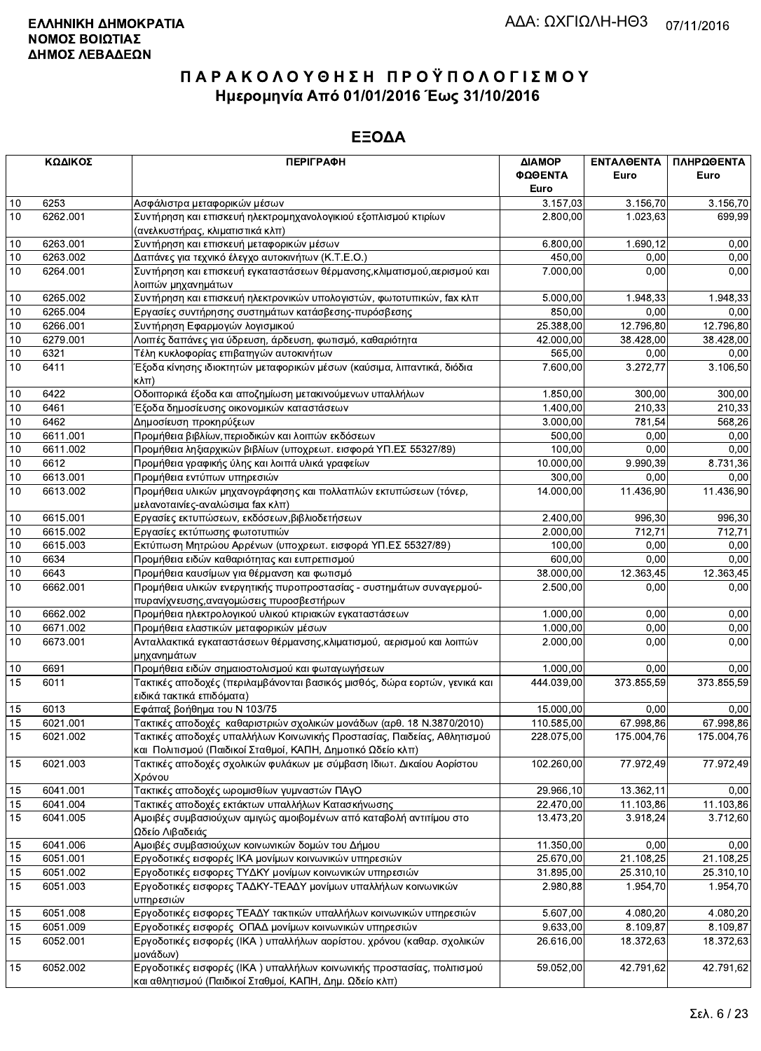**ΕΛΛΗΝΙΚΗ ΔΗΜΟΚΡΑΤΙΑ**
**ΝΟΜΟΣ ΒΟΙΩΤΙΑΣ**
**ΔΗΜΟΣ ΛΕΒΑΔΕΩΝ**

ΑΔΑ: ΩΧΓΙΩΛΗ-ΗΘ3 07/11/2016

# ΠΑΡΑΚΟΛΟΥΘΗΣΗ ΠΡΟΫΠΟΛΟΓΙΣΜΟΥ
## Ημερομηνία Από 01/01/2016 Έως 31/10/2016

## ΕΞΟΔΑ

| ΚΩΔΙΚΟΣ | | ΠΕΡΙΓΡΑΦΗ | ΔΙΑΜΟΡΦΩΘΕΝΤΑ Euro | ΕΝΤΑΛΘΕΝΤΑ Euro | ΠΛΗΡΩΘΕΝΤΑ Euro |
|---|---|---|---|---|---|
| 10 | 6253 | Ασφάλιστρα μεταφορικών μέσων | 3.157,03 | 3.156,70 | 3.156,70 |
| 10 | 6262.001 | Συντήρηση και επισκευή ηλεκτρομηχανολογικιού εξοπλισμού κτιρίων (ανελκυστήρας, κλιματιστικά κλπ) | 2.800,00 | 1.023,63 | 699,99 |
| 10 | 6263.001 | Συντήρηση και επισκευή μεταφορικών μέσων | 6.800,00 | 1.690,12 | 0,00 |
| 10 | 6263.002 | Δαπάνες για τεχνικό έλεγχο αυτοκινήτων (Κ.Τ.Ε.Ο.) | 450,00 | 0,00 | 0,00 |
| 10 | 6264.001 | Συντήρηση και επισκευή εγκαταστάσεων θέρμανσης,κλιματισμού,αερισμού και λοιπών μηχανημάτων | 7.000,00 | 0,00 | 0,00 |
| 10 | 6265.002 | Συντήρηση και επισκευή ηλεκτρονικών υπολογιστών, φωτοτυπικών, fax κλπ | 5.000,00 | 1.948,33 | 1.948,33 |
| 10 | 6265.004 | Εργασίες συντήρησης συστημάτων κατάσβεσης-πυρόσβεσης | 850,00 | 0,00 | 0,00 |
| 10 | 6266.001 | Συντήρηση Εφαρμογών λογισμικού | 25.388,00 | 12.796,80 | 12.796,80 |
| 10 | 6279.001 | Λοιπές δαπάνες για ύδρευση, άρδευση, φωτισμό, καθαριότητα | 42.000,00 | 38.428,00 | 38.428,00 |
| 10 | 6321 | Τέλη κυκλοφορίας επιβατηγών αυτοκινήτων | 565,00 | 0,00 | 0,00 |
| 10 | 6411 | Έξοδα κίνησης ιδιοκτητών μεταφορικών μέσων (καύσιμα, λιπαντικά, διόδια κλπ) | 7.600,00 | 3.272,77 | 3.106,50 |
| 10 | 6422 | Οδοιπορικά έξοδα και αποζημίωση μετακινούμενων υπαλλήλων | 1.850,00 | 300,00 | 300,00 |
| 10 | 6461 | Έξοδα δημοσίευσης οικονομικών καταστάσεων | 1.400,00 | 210,33 | 210,33 |
| 10 | 6462 | Δημοσίευση προκηρύξεων | 3.000,00 | 781,54 | 568,26 |
| 10 | 6611.001 | Προμήθεια βιβλίων,περιοδικών και λοιπών εκδόσεων | 500,00 | 0,00 | 0,00 |
| 10 | 6611.002 | Προμήθεια ληξιαρχικών βιβλίων (υποχρεωτ. εισφορά ΥΠ.ΕΣ 55327/89) | 100,00 | 0,00 | 0,00 |
| 10 | 6612 | Προμήθεια γραφικής ύλης και λοιπά υλικά γραφείων | 10.000,00 | 9.990,39 | 8.731,36 |
| 10 | 6613.001 | Προμήθεια εντύπων υπηρεσιών | 300,00 | 0,00 | 0,00 |
| 10 | 6613.002 | Προμήθεια υλικών μηχανογράφησης και πολλαπλών εκτυπώσεων (τόνερ, μελανοταινίες-αναλώσιμα fax κλπ) | 14.000,00 | 11.436,90 | 11.436,90 |
| 10 | 6615.001 | Εργασίες εκτυπώσεων, εκδόσεων,βιβλιοδετήσεων | 2.400,00 | 996,30 | 996,30 |
| 10 | 6615.002 | Εργασίες εκτύπωσης φωτοτυπιών | 2.000,00 | 712,71 | 712,71 |
| 10 | 6615.003 | Εκτύπωση Μητρώου Αρρένων (υποχρεωτ. εισφορά ΥΠ.ΕΣ 55327/89) | 100,00 | 0,00 | 0,00 |
| 10 | 6634 | Προμήθεια ειδών καθαριότητας και ευπρεπισμού | 600,00 | 0,00 | 0,00 |
| 10 | 6643 | Προμήθεια καυσίμων για θέρμανση και φωτισμό | 38.000,00 | 12.363,45 | 12.363,45 |
| 10 | 6662.001 | Προμήθεια υλικών ενεργητικής πυροπροστασίας - συστημάτων συναγερμού-πυρανίχνευσης,αναγομώσεις πυροσβεστήρων | 2.500,00 | 0,00 | 0,00 |
| 10 | 6662.002 | Προμήθεια ηλεκτρολογικού υλικού κτιριακών εγκαταστάσεων | 1.000,00 | 0,00 | 0,00 |
| 10 | 6671.002 | Προμήθεια ελαστικών μεταφορικών μέσων | 1.000,00 | 0,00 | 0,00 |
| 10 | 6673.001 | Ανταλλακτικά εγκαταστάσεων θέρμανσης,κλιματισμού, αερισμού και λοιπών μηχανημάτων | 2.000,00 | 0,00 | 0,00 |
| 10 | 6691 | Προμήθεια ειδών σημαιοστολισμού και φωταγωγήσεων | 1.000,00 | 0,00 | 0,00 |
| 15 | 6011 | Τακτικές αποδοχές (περιλαμβάνονται βασικός μισθός, δώρα εορτών, γενικά και ειδικά τακτικά επιδόματα) | 444.039,00 | 373.855,59 | 373.855,59 |
| 15 | 6013 | Εφάπαξ βοήθημα του Ν 103/75 | 15.000,00 | 0,00 | 0,00 |
| 15 | 6021.001 | Τακτικές αποδοχές καθαριστριών σχολικών μονάδων (αρθ. 18 Ν.3870/2010) | 110.585,00 | 67.998,86 | 67.998,86 |
| 15 | 6021.002 | Τακτικές αποδοχές υπαλλήλων Κοινωνικής Προστασίας, Παιδείας, Αθλητισμού και Πολιτισμού (Παιδικοί Σταθμοί, ΚΑΠΗ, Δημοτικό Ωδείο κλπ) | 228.075,00 | 175.004,76 | 175.004,76 |
| 15 | 6021.003 | Τακτικές αποδοχές σχολικών φυλάκων με σύμβαση Ιδιωτ. Δικαίου Αορίστου Χρόνου | 102.260,00 | 77.972,49 | 77.972,49 |
| 15 | 6041.001 | Τακτικές αποδοχές ωρομισθίων γυμναστών ΠΑγΟ | 29.966,10 | 13.362,11 | 0,00 |
| 15 | 6041.004 | Τακτικές αποδοχές εκτάκτων υπαλλήλων Κατασκήνωσης | 22.470,00 | 11.103,86 | 11.103,86 |
| 15 | 6041.005 | Αμοιβές συμβασιούχων αμιγώς αμοιβομένων από καταβολή αντιτίμου στο Ωδείο Λιβαδειάς | 13.473,20 | 3.918,24 | 3.712,60 |
| 15 | 6041.006 | Αμοιβές συμβασιούχων κοινωνικών δομών του Δήμου | 11.350,00 | 0,00 | 0,00 |
| 15 | 6051.001 | Εργοδοτικές εισφορές ΙΚΑ μονίμων κοινωνικών υπηρεσιών | 25.670,00 | 21.108,25 | 21.108,25 |
| 15 | 6051.002 | Εργοδοτικές εισφορες ΤΥΔΚΥ μονίμων κοινωνικών υπηρεσιών | 31.895,00 | 25.310,10 | 25.310,10 |
| 15 | 6051.003 | Εργοδοτικές εισφορες ΤΑΔΚΥ-ΤΕΑΔΥ μονίμων υπαλλήλων κοινωνικών υπηρεσιών | 2.980,88 | 1.954,70 | 1.954,70 |
| 15 | 6051.008 | Εργοδοτικές εισφορες ΤΕΑΔΥ τακτικών υπαλλήλων κοινωνικών υπηρεσιών | 5.607,00 | 4.080,20 | 4.080,20 |
| 15 | 6051.009 | Εργοδοτικές εισφορές ΟΠΑΔ μονίμων κοινωνικών υπηρεσιών | 9.633,00 | 8.109,87 | 8.109,87 |
| 15 | 6052.001 | Εργοδοτικές εισφορές (ΙΚΑ ) υπαλλήλων αορίστου. χρόνου (καθαρ. σχολικών μονάδων) | 26.616,00 | 18.372,63 | 18.372,63 |
| 15 | 6052.002 | Εργοδοτικές εισφορές (ΙΚΑ ) υπαλλήλων κοινωνικής προστασίας, πολιτισμού και αθλητισμού (Παιδικοί Σταθμοί, ΚΑΠΗ, Δημ. Ωδείο κλπ) | 59.052,00 | 42.791,62 | 42.791,62 |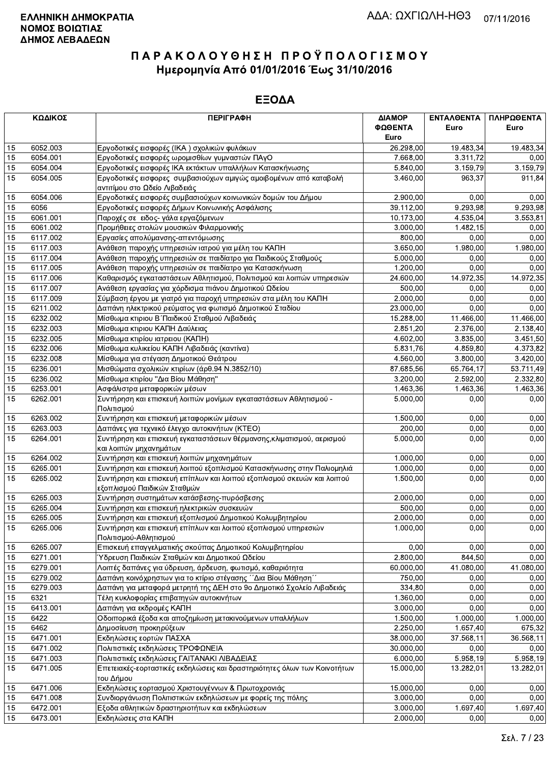**ΕΛΛΗΝΙΚΗ ΔΗΜΟΚΡΑΤΙΑ**
**ΝΟΜΟΣ ΒΟΙΩΤΙΑΣ**
**ΔΗΜΟΣ ΛΕΒΑΔΕΩΝ**

ΑΔΑ: ΩΧΓΙΩΛΗ-ΗΘ3 07/11/2016

# ΠΑΡΑΚΟΛΟΥΘΗΣΗ ΠΡΟΫΠΟΛΟΓΙΣΜΟΥ
## Ημερομηνία Από 01/01/2016 Έως 31/10/2016

## ΕΞΟΔΑ

| ΚΩΔΙΚΟΣ | | ΠΕΡΙΓΡΑΦΗ | ΔΙΑΜΟΡ ΦΩΘΕΝΤΑ Euro | ΕΝΤΑΛΘΕΝΤΑ Euro | ΠΛΗΡΩΘΕΝΤΑ Euro |
|---|---|---|---|---|---|
| 15 | 6052.003 | Εργοδοτικές εισφορές (ΙΚΑ ) σχολικών φυλάκων | 26.298,00 | 19.483,34 | 19.483,34 |
| 15 | 6054.001 | Εργοδοτικές εισφορές ωρομισθίων γυμναστών ΠΑγΟ | 7.668,00 | 3.311,72 | 0,00 |
| 15 | 6054.004 | Εργοδοτικές εισφορές ΙΚΑ εκτάκτων υπαλλήλων Κατασκήνωσης | 5.840,00 | 3.159,79 | 3.159,79 |
| 15 | 6054.005 | Εργοδοτικές εισφορες συμβασιούχων αμιγώς αμοιβομένων από καταβολή αντιτίμου στο Ωδείο Λιβαδειάς | 3.460,00 | 963,37 | 911,84 |
| 15 | 6054.006 | Εργοδοτικές εισφορές συμβασιούχων κοινωνικών δομών του Δήμου | 2.900,00 | 0,00 | 0,00 |
| 15 | 6056 | Εργοδοτικές εισφορές Δήμων Κοινωνικής Ασφάλισης | 39.112,00 | 9.293,98 | 9.293,98 |
| 15 | 6061.001 | Παροχές σε ειδος- γάλα εργαζόμενων | 10.173,00 | 4.535,04 | 3.553,81 |
| 15 | 6061.002 | Προμήθειες στολών μουσικών Φιλαρμονικής | 3.000,00 | 1.482,15 | 0,00 |
| 15 | 6117.002 | Εργασίες απολύμανσης-απεντόμωσης | 800,00 | 0,00 | 0,00 |
| 15 | 6117.003 | Ανάθεση παροχής υπηρεσιών ιατρού για μέλη του ΚΑΠΗ | 3.650,00 | 1.980,00 | 1.980,00 |
| 15 | 6117.004 | Ανάθεση παροχής υπηρεσιών σε παιδίατρο για Παιδικούς Σταθμούς | 5.000,00 | 0,00 | 0,00 |
| 15 | 6117.005 | Ανάθεση παροχής υπηρεσιών σε παιδίατρο για Κατασκήνωση | 1.200,00 | 0,00 | 0,00 |
| 15 | 6117.006 | Καθαρισμός εγκαταστάσεων Αθλητισμού, Πολιτισμού και λοιπών υπηρεσιών | 24.600,00 | 14.972,35 | 14.972,35 |
| 15 | 6117.007 | Ανάθεση εργασίας για χόρδισμα πιάνου Δημοτικού Ωδείου | 500,00 | 0,00 | 0,00 |
| 15 | 6117.009 | Σύμβαση έργου με γιατρό για παροχή υπηρεσιών στα μέλη του ΚΑΠΗ | 2.000,00 | 0,00 | 0,00 |
| 15 | 6211.002 | Δαπάνη ηλεκτρικού ρεύματος για φωτισμό Δημοτικού Σταδίου | 23.000,00 | 0,00 | 0,00 |
| 15 | 6232.002 | Μίσθωμα κτιριου Β΄Παιδικού Σταθμού Λιβαδειάς | 15.288,00 | 11.466,00 | 11.466,00 |
| 15 | 6232.003 | Μίσθωμα κτιριου ΚΑΠΗ Δαύλειας | 2.851,20 | 2.376,00 | 2.138,40 |
| 15 | 6232.005 | Μίσθωμα κτιρίου ιατρειου (ΚΑΠΗ) | 4.602,00 | 3.835,00 | 3.451,50 |
| 15 | 6232.006 | Μίσθωμα κυλικείου ΚΑΠΗ Λιβαδειάς (καντίνα) | 5.831,76 | 4.859,80 | 4.373,82 |
| 15 | 6232.008 | Μίσθωμα για στέγαση Δημοτικού Θεάτρου | 4.560,00 | 3.800,00 | 3.420,00 |
| 15 | 6236.001 | Μισθώματα σχολικών κτιρίων (άρθ.94 Ν.3852/10) | 87.685,56 | 65.764,17 | 53.711,49 |
| 15 | 6236.002 | Μίσθωμα κτιρίου "Δια Βίου Μάθηση" | 3.200,00 | 2.592,00 | 2.332,80 |
| 15 | 6253.001 | Ασφάλιστρα μεταφορικών μέσων | 1.463,36 | 1.463,36 | 1.463,36 |
| 15 | 6262.001 | Συντήρηση και επισκευή λοιπών μονίμων εγκαταστάσεων Αθλητισμού - Πολιτισμού | 5.000,00 | 0,00 | 0,00 |
| 15 | 6263.002 | Συντήρηση και επισκευή μεταφορικών μέσων | 1.500,00 | 0,00 | 0,00 |
| 15 | 6263.003 | Δαπάνες για τεχνιικό έλεγχο αυτοκινήτων (ΚΤΕΟ) | 200,00 | 0,00 | 0,00 |
| 15 | 6264.001 | Συντήρηση και επισκευή εγκαταστάσεων θέρμανσης,κλιματισμού, αερισμού και λοιπών μηχανημάτων | 5.000,00 | 0,00 | 0,00 |
| 15 | 6264.002 | Συντήρηση και επισκευή λοιπών μηχανημάτων | 1.000,00 | 0,00 | 0,00 |
| 15 | 6265.001 | Συντήρηση και επισκευή λοιπού εξοπλισμού Κατασκήνωσης στην Παλιομηλιά | 1.000,00 | 0,00 | 0,00 |
| 15 | 6265.002 | Συντήρηση και επισκευή επίπλων και λοιπού εξοπλισμού σκευών και λοιπού εξοπλισμού Παιδικών Σταθμών | 1.500,00 | 0,00 | 0,00 |
| 15 | 6265.003 | Συντήρηση συστημάτων κατάσβεσης-πυρόσβεσης | 2.000,00 | 0,00 | 0,00 |
| 15 | 6265.004 | Συντήρηση και επισκευή ηλεκτρικών συσκευών | 500,00 | 0,00 | 0,00 |
| 15 | 6265.005 | Συντήρηση και επισκευή εξοπλισμού Δημοτικού Κολυμβητηρίου | 2.000,00 | 0,00 | 0,00 |
| 15 | 6265.006 | Συντήρηση και επισκευή επίπλων και λοιπού εξοπλισμού υπηρεσιών Πολιτισμού-Αθλητισμού | 1.000,00 | 0,00 | 0,00 |
| 15 | 6265.007 | Επισκευή επαγγελματικής σκούπας Δημοτικού Κολυμβητηρίου | 0,00 | 0,00 | 0,00 |
| 15 | 6271.001 | Ύδρευση Παιδικών Σταθμών και Δημοτικού Ωδείου | 2.800,00 | 844,50 | 0,00 |
| 15 | 6279.001 | Λοιπές δαπάνες για ύδρευση, άρδευση, φωτισμό, καθαριότητα | 60.000,00 | 41.080,00 | 41.080,00 |
| 15 | 6279.002 | Δαπάνη κοινόχρηστων για το κτίριο στέγασης ΄΄Δια Βίου Μάθηση΄΄ | 750,00 | 0,00 | 0,00 |
| 15 | 6279.003 | Δαπάνη για μεταφορά μετρητή της ΔΕΗ στο 9ο Δημοτικό Σχολείο Λιβαδειάς | 334,80 | 0,00 | 0,00 |
| 15 | 6321 | Τέλη κυκλοφορίας επιβατηγών αυτοκινήτων | 1.360,00 | 0,00 | 0,00 |
| 15 | 6413.001 | Δαπάνη για εκδρομές ΚΑΠΗ | 3.000,00 | 0,00 | 0,00 |
| 15 | 6422 | Οδοιπορικά έξοδα και αποζημίωση μετακινούμενων υπαλλήλων | 1.500,00 | 1.000,00 | 1.000,00 |
| 15 | 6462 | Δημοσίευση προκηρύξεων | 2.250,00 | 1.657,40 | 675,32 |
| 15 | 6471.001 | Εκδηλώσεις εορτών ΠΑΣΧΑ | 38.000,00 | 37.568,11 | 36.568,11 |
| 15 | 6471.002 | Πολιτιστικές εκδηλώσεις ΤΡΟΦΩΝΕΙΑ | 30.000,00 | 0,00 | 0,00 |
| 15 | 6471.003 | Πολιτιστικές εκδηλώσεις ΓΑΙΤΑΝΑΚΙ ΛΙΒΑΔΕΙΑΣ | 6.000,00 | 5.958,19 | 5.958,19 |
| 15 | 6471.005 | Επετειακές-εορταστικές εκδηλώσεις και δραστηριότητες όλων των Κοινοτήτων του Δήμου | 15.000,00 | 13.282,01 | 13.282,01 |
| 15 | 6471.006 | Εκδηλώσεις εορτασμού Χριστουγέννων & Πρωτοχρονιάς | 15.000,00 | 0,00 | 0,00 |
| 15 | 6471.008 | Συνδιοργάνωση Πολιτιστικών εκδηλώσεων με φορείς της πόλης | 3.000,00 | 0,00 | 0,00 |
| 15 | 6472.001 | Εξοδα αθλητικών δραστηριοτήτων και εκδηλώσεων | 3.000,00 | 1.697,40 | 1.697,40 |
| 15 | 6473.001 | Εκδηλώσεις στα ΚΑΠΗ | 2.000,00 | 0,00 | 0,00 |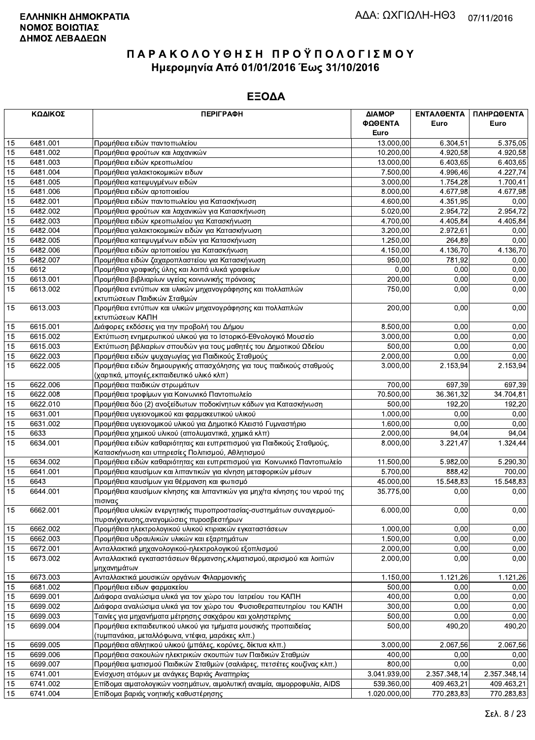**ΕΛΛΗΝΙΚΗ ΔΗΜΟΚΡΑΤΙΑ**
**ΝΟΜΟΣ ΒΟΙΩΤΙΑΣ**
**ΔΗΜΟΣ ΛΕΒΑΔΕΩΝ**

ΑΔΑ: ΩΧΓΙΩΛΗ-ΗΘ3 07/11/2016

# ΠΑΡΑΚΟΛΟΥΘΗΣΗ ΠΡΟΫΠΟΛΟΓΙΣΜΟΥ
## Ημερομηνία Από 01/01/2016 Έως 31/10/2016

## ΕΞΟΔΑ

| ΚΩΔΙΚΟΣ | | ΠΕΡΙΓΡΑΦΗ | ΔΙΑΜΟΡ ΦΩΘΕΝΤΑ Euro | ΕΝΤΑΛΘΕΝΤΑ Euro | ΠΛΗΡΩΘΕΝΤΑ Euro |
|---|---|---|---|---|---|
| 15 | 6481.001 | Προμήθεια ειδών παντοπωλείου | 13.000,00 | 6.304,51 | 5.375,05 |
| 15 | 6481.002 | Προμήθεια φρούτων και λαχανικών | 10.200,00 | 4.920,58 | 4.920,58 |
| 15 | 6481.003 | Προμήθεια ειδών κρεοπωλείου | 13.000,00 | 6.403,65 | 6.403,65 |
| 15 | 6481.004 | Προμήθεια γαλακτοκομικών ειδων | 7.500,00 | 4.996,46 | 4.227,74 |
| 15 | 6481.005 | Προμήθεια κατεψυγμένων ειδών | 3.000,00 | 1.754,28 | 1.700,41 |
| 15 | 6481.006 | Προμήθεια ειδών αρτοποιείου | 8.000,00 | 4.677,98 | 4.677,98 |
| 15 | 6482.001 | Προμήθεια ειδών παντοπωλείου για Κατασκήνωση | 4.600,00 | 4.351,95 | 0,00 |
| 15 | 6482.002 | Προμήθεια φρούτων και λαχανικών για Κατασκήνωση | 5.020,00 | 2.954,72 | 2.954,72 |
| 15 | 6482.003 | Προμήθεια ειδών κρεοπωλείου για Κατασκήνωση | 4.700,00 | 4.405,84 | 4.405,84 |
| 15 | 6482.004 | Προμήθεια γαλακτοκομικών ειδών για Κατασκήνωση | 3.200,00 | 2.972,61 | 0,00 |
| 15 | 6482.005 | Προμήθεια κατεψυγμένων ειδών για Κατασκήνωση | 1.250,00 | 264,89 | 0,00 |
| 15 | 6482.006 | Προμήθεια ειδών αρτοποιείου για Κατασκήνωση | 4.150,00 | 4.136,70 | 4.136,70 |
| 15 | 6482.007 | Προμήθεια ειδών ζαχαροπλαστείου για Κατασκήνωση | 950,00 | 781,92 | 0,00 |
| 15 | 6612 | Προμήθεια γραφικής ύλης και λοιπά υλικά γραφείων | 0,00 | 0,00 | 0,00 |
| 15 | 6613.001 | Προμήθεια βιβλιαρίων υγείας κοινωνικής πρόνοιας | 200,00 | 0,00 | 0,00 |
| 15 | 6613.002 | Προμήθεια εντύπων και υλικών μηχανογράφησης και πολλαπλών εκτυπώσεων Παιδικών Σταθμών | 750,00 | 0,00 | 0,00 |
| 15 | 6613.003 | Προμήθεια εντύπων και υλικών μηχανογράφησης και πολλαπλών εκτυπώσεων ΚΑΠΗ | 200,00 | 0,00 | 0,00 |
| 15 | 6615.001 | Διάφορες εκδόσεις για την προβολή του Δήμου | 8.500,00 | 0,00 | 0,00 |
| 15 | 6615.002 | Εκτύπωση ενημερωτικού υλικού για το Ιστορικό-Εθνολογικό Μουσείο | 3.000,00 | 0,00 | 0,00 |
| 15 | 6615.003 | Εκτύπωση βιβλιαρίων σπουδών για τους μαθητές του Δημοτικού Ωδείου | 500,00 | 0,00 | 0,00 |
| 15 | 6622.003 | Προμήθεια ειδών ψυχαγωγίας για Παιδικούς Σταθμούς | 2.000,00 | 0,00 | 0,00 |
| 15 | 6622.005 | Προμήθεια ειδών δημιουργικής απασχόλησης για τους παιδικούς σταθμούς (χαρτικά, μπογιές,εκπαιδευτικό υλικό κλπ) | 3.000,00 | 2.153,94 | 2.153,94 |
| 15 | 6622.006 | Προμήθεια παιδικών στρωμάτων | 700,00 | 697,39 | 697,39 |
| 15 | 6622.008 | Προμήθεια τροφίμων για Κοινωνικό Παντοπωλείο | 70.500,00 | 36.361,32 | 34.704,81 |
| 15 | 6622.010 | Προμήθεια δύο (2) ανοξείδωτων ποδοκίνητων κάδων για Κατασκήνωση | 500,00 | 192,20 | 192,20 |
| 15 | 6631.001 | Προμήθεια υγειονομικού και φαρμακευτικού υλικού | 1.000,00 | 0,00 | 0,00 |
| 15 | 6631.002 | Προμήθεια υγειονομικού υλικού για Δημοτικό Κλειστό Γυμναστήριο | 1.600,00 | 0,00 | 0,00 |
| 15 | 6633 | Προμήθεια χημικού υλικού (απολυμαντικά, χημικά κλπ) | 2.000,00 | 94,04 | 94,04 |
| 15 | 6634.001 | Προμήθεια ειδών καθαριότητας και ευπρεπισμού για Παιδικούς Σταθμούς, Κατασκήνωση και υπηρεσίες Πολιτισμού, Αθλητισμού | 8.000,00 | 3.221,47 | 1.324,44 |
| 15 | 6634.002 | Προμήθεια ειδών καθαριότητας και ευπρεπισμού για Κοινωνικό Παντοπωλείο | 11.500,00 | 5.982,00 | 5.290,30 |
| 15 | 6641.001 | Προμήθεια καυσίμων και λιπαντικών για κίνηση μεταφορικών μέσων | 5.700,00 | 888,42 | 700,00 |
| 15 | 6643 | Προμήθεια καυσίμων για θέρμανση και φωτισμό | 45.000,00 | 15.548,83 | 15.548,83 |
| 15 | 6644.001 | Προμήθεια καυσίμων κίνησης και λιπαντικών για μηχ/τα κίνησης του νερού της πισινας | 35.775,00 | 0,00 | 0,00 |
| 15 | 6662.001 | Προμήθεια υλικών ενεργητικής πυροπροστασίας-συστημάτων συναγερμού-πυρανίχνευσης,αναγομώσεις πυροσβεστήρων | 6.000,00 | 0,00 | 0,00 |
| 15 | 6662.002 | Προμήθεια ηλεκτρολογικού υλικού κτιριακών εγκαταστάσεων | 1.000,00 | 0,00 | 0,00 |
| 15 | 6662.003 | Προμήθεια υδραυλικών υλικών και εξαρτημάτων | 1.500,00 | 0,00 | 0,00 |
| 15 | 6672.001 | Ανταλλακτικά μηχανολογικού-ηλεκτρολογικού εξοπλισμού | 2.000,00 | 0,00 | 0,00 |
| 15 | 6673.002 | Ανταλλακτικά εγκαταστάσεων θέρμανσης,κλιματισμού,αερισμού και λοιπών μηχανημάτων | 2.000,00 | 0,00 | 0,00 |
| 15 | 6673.003 | Ανταλλακτικά μουσικών οργάνων Φιλαρμονικής | 1.150,00 | 1.121,26 | 1.121,26 |
| 15 | 6681.002 | Προμήθεια ειδων φαρμακείου | 500,00 | 0,00 | 0,00 |
| 15 | 6699.001 | Διάφορα αναλώσιμα υλικά για τον χώρο του Ιατρείου του ΚΑΠΗ | 400,00 | 0,00 | 0,00 |
| 15 | 6699.002 | Διάφορα αναλώσιμα υλικά για τον χώρο του Φυσιοθεραπευτηρίου του ΚΑΠΗ | 300,00 | 0,00 | 0,00 |
| 15 | 6699.003 | Ταινίες για μηχανήματα μέτρησης σακχάρου και χοληστερίνης | 500,00 | 0,00 | 0,00 |
| 15 | 6699.004 | Προμήθεια εκπαιδευτικού υλικού για τμήματα μουσικής προπαιδείας (τυμπανάκια, μεταλλόφωνα, ντέφια, μαράκες κλπ.) | 500,00 | 490,20 | 490,20 |
| 15 | 6699.005 | Προμήθεια αθλητικού υλικού (μπάλες, κορύνες, δίκτυα κλπ.) | 3.000,00 | 2.067,56 | 2.067,56 |
| 15 | 6699.006 | Προμήθεια σακουλών ηλεκτρικών σκουπών των Παιδικών Σταθμών | 400,00 | 0,00 | 0,00 |
| 15 | 6699.007 | Προμήθεια ιματισμού Παιδικών Σταθμών (σαλιάρες, πετσέτες κουζίνας κλπ.) | 800,00 | 0,00 | 0,00 |
| 15 | 6741.001 | Ενίσχυση ατόμων με ανάγκες Βαριάς Αναπηρίας | 3.041.939,00 | 2.357.348,14 | 2.357.348,14 |
| 15 | 6741.002 | Επίδομα αιματολογικών νοσημάτων, αιμολυτική αναιμία, αιμορροφυλία, AIDS | 539.360,00 | 409.463,21 | 409.463,21 |
| 15 | 6741.004 | Επίδομα βαριάς νοητικής καθυστέρησης | 1.020.000,00 | 770.283,83 | 770.283,83 |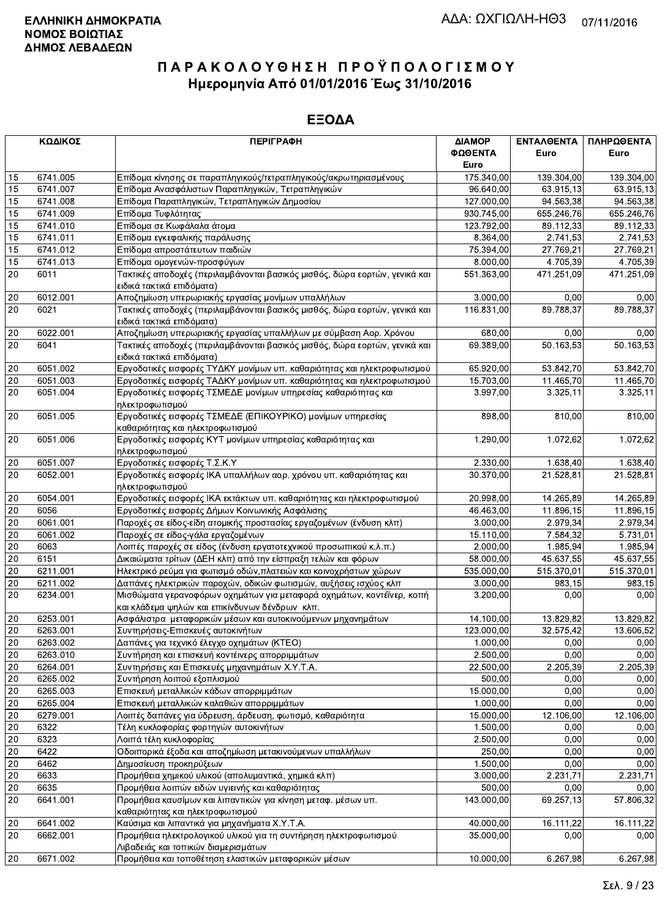**ΕΛΛΗΝΙΚΗ ΔΗΜΟΚΡΑΤΙΑ**
**ΝΟΜΟΣ ΒΟΙΩΤΙΑΣ**
**ΔΗΜΟΣ ΛΕΒΑΔΕΩΝ**

ΑΔΑ: ΩΧΓΙΩΛΗ-ΗΘ3 07/11/2016

# ΠΑΡΑΚΟΛΟΥΘΗΣΗ ΠΡΟΫΠΟΛΟΓΙΣΜΟΥ
## Ημερομηνία Από 01/01/2016 Έως 31/10/2016

## ΕΞΟΔΑ

| ΚΩΔΙΚΟΣ | | ΠΕΡΙΓΡΑΦΗ | ΔΙΑΜΟΡΦΩΘΕΝΤΑ Euro | ΕΝΤΑΛΘΕΝΤΑ Euro | ΠΛΗΡΩΘΕΝΤΑ Euro |
|---|---|---|---|---|---|
| 15 | 6741.005 | Επίδομα κίνησης σε παραπληγικούς/τετραπληγικούς/ακρωτηριασμένους | 175.340,00 | 139.304,00 | 139.304,00 |
| 15 | 6741.007 | Επίδομα Ανασφάλιστων Παραπληγικών, Τετραπληγικών | 96.640,00 | 63.915,13 | 63.915,13 |
| 15 | 6741.008 | Επίδομα Παραπληγικών, Τετραπληγικών Δημοσίου | 127.000,00 | 94.563,38 | 94.563,38 |
| 15 | 6741.009 | Επίδομα Τυφλότητας | 930.745,00 | 655.246,76 | 655.246,76 |
| 15 | 6741.010 | Επίδομα σε Κωφάλαλα άτομα | 123.792,00 | 89.112,33 | 89.112,33 |
| 15 | 6741.011 | Επίδομα εγκεφαλικής παράλυσης | 8.364,00 | 2.741,53 | 2.741,53 |
| 15 | 6741.012 | Επίδομα απροστάτευτων παιδιών | 75.394,00 | 27.769,21 | 27.769,21 |
| 15 | 6741.013 | Επίδομα ομογενών-προσφύγων | 8.000,00 | 4.705,39 | 4.705,39 |
| 20 | 6011 | Τακτικές αποδοχές (περιλαμβάνονται βασικός μισθός, δώρα εορτών, γενικά και ειδικά τακτικά επιδόματα) | 551.363,00 | 471.251,09 | 471.251,09 |
| 20 | 6012.001 | Αποζημίωση υπερωριακής εργασίας μονίμων υπαλλήλων | 3.000,00 | 0,00 | 0,00 |
| 20 | 6021 | Τακτικές αποδοχές (περιλαμβάνονται βασικός μισθός, δώρα εορτών, γενικά και ειδικά τακτικά επιδόματα) | 116.831,00 | 89.788,37 | 89.788,37 |
| 20 | 6022.001 | Αποζημίωση υπερωριακής εργασίας υπαλλήλων με σύμβαση Αορ. Χρόνου | 680,00 | 0,00 | 0,00 |
| 20 | 6041 | Τακτικές αποδοχές (περιλαμβάνονται βασικός μισθός, δώρα εορτών, γενικά και ειδικά τακτικά επιδόματα) | 69.389,00 | 50.163,53 | 50.163,53 |
| 20 | 6051.002 | Εργοδοτικές εισφορές ΤΥΔΚΥ μονίμων υπ. καθαριότητας και ηλεκτροφωτισμού | 65.920,00 | 53.842,70 | 53.842,70 |
| 20 | 6051.003 | Εργοδοτικές εισφορές ΤΑΔΚΥ μονίμων υπ. καθαριότητας και ηλεκτροφωτισμού | 15.703,00 | 11.465,70 | 11.465,70 |
| 20 | 6051.004 | Εργοδοτικές εισφορές ΤΣΜΕΔΕ μονίμων υπηρεσίας καθαριότητας και ηλεκτροφωτισμού | 3.997,00 | 3.325,11 | 3.325,11 |
| 20 | 6051.005 | Εργοδοτικές εισφορές ΤΣΜΕΔΕ (ΕΠΙΚΟΥΡΙΚΟ) μονίμων υπηρεσίας καθαριότητας και ηλεκτροφωτισμού | 898,00 | 810,00 | 810,00 |
| 20 | 6051.006 | Εργοδοτικές εισφορές ΚΥΤ μονίμων υπηρεσίας καθαριότητας και ηλεκτροφωτισμού | 1.290,00 | 1.072,62 | 1.072,62 |
| 20 | 6051.007 | Εργοδοτικές εισφορές Τ.Σ.Κ.Υ | 2.330,00 | 1.638,40 | 1.638,40 |
| 20 | 6052.001 | Εργοδοτικές εισφορές ΙΚΑ υπαλλήλων αορ. χρόνου υπ. καθαριότητας και ηλεκτροφωτισμού | 30.370,00 | 21.528,81 | 21.528,81 |
| 20 | 6054.001 | Εργοδοτικές εισφορές ΙΚΑ εκτάκτων υπ. καθαριότητας και ηλεκτροφωτισμού | 20.998,00 | 14.265,89 | 14.265,89 |
| 20 | 6056 | Εργοδοτικές εισφορές Δήμων Κοινωνικής Ασφάλισης | 46.463,00 | 11.896,15 | 11.896,15 |
| 20 | 6061.001 | Παροχές σε είδος-είδη ατομικής προστασίας εργαζομένων (ένδυση κλπ) | 3.000,00 | 2.979,34 | 2.979,34 |
| 20 | 6061.002 | Παροχές σε είδος-γάλα εργαζομένων | 15.110,00 | 7.584,32 | 5.731,01 |
| 20 | 6063 | Λοιπές παροχές σε είδος (ένδυση εργατοτεχνικού προσωπικού κ.λ.π.) | 2.000,00 | 1.985,94 | 1.985,94 |
| 20 | 6151 | Δικαιώματα τρίτων (ΔΕΗ κλπ) από την είσπραξη τελών και φόρων | 58.000,00 | 45.637,55 | 45.637,55 |
| 20 | 6211.001 | Ηλεκτρικό ρεύμα για φωτισμό οδών,πλατειών και κοινοχρήστων χώρων | 535.000,00 | 515.370,01 | 515.370,01 |
| 20 | 6211.002 | Δαπάνες ηλεκτρικών παροχών, οδικών φωτισμών, αυξήσεις ισχύος κλπ | 3.000,00 | 983,15 | 983,15 |
| 20 | 6234.001 | Μισθώματα γερανοφόρων οχημάτων για μεταφορά οχημάτων, κοντέινερ, κοπή και κλάδεμα ψηλών και επικίνδυνων δένδρων κλπ. | 3.200,00 | 0,00 | 0,00 |
| 20 | 6253.001 | Ασφάλιστρα μεταφορικών μέσων και αυτοκινούμενων μηχανημάτων | 14.100,00 | 13.829,82 | 13.829,82 |
| 20 | 6263.001 | Συντηρήσεις-Επισκευές αυτοκινήτων | 123.000,00 | 32.575,42 | 13.606,52 |
| 20 | 6263.002 | Δαπάνες για τεχνικό έλεγχο οχημάτων (ΚΤΕΟ) | 1.000,00 | 0,00 | 0,00 |
| 20 | 6263.010 | Συντήρηση και επισκευή κοντέινερς απορριμμάτων | 2.500,00 | 0,00 | 0,00 |
| 20 | 6264.001 | Συντηρήσεις και Επισκευές μηχανημάτων Χ.Υ.Τ.Α. | 22.500,00 | 2.205,39 | 2.205,39 |
| 20 | 6265.002 | Συντήρηση λοιπού εξοπλισμού | 500,00 | 0,00 | 0,00 |
| 20 | 6265.003 | Επισκευή μεταλλικών κάδων απορριμμάτων | 15.000,00 | 0,00 | 0,00 |
| 20 | 6265.004 | Επισκευή μεταλλικών καλαθιών απορριμμάτων | 1.000,00 | 0,00 | 0,00 |
| 20 | 6279.001 | Λοιπές δαπάνες για ύδρευση, άρδευση, φωτισμό, καθαριότητα | 15.000,00 | 12.106,00 | 12.106,00 |
| 20 | 6322 | Τέλη κυκλοφορίας φορτηγών αυτοκινήτων | 1.500,00 | 0,00 | 0,00 |
| 20 | 6323 | Λοιπά τέλη κυκλοφορίας | 2.500,00 | 0,00 | 0,00 |
| 20 | 6422 | Οδοιπορικά έξοδα και αποζημίωση μετακινούμενων υπαλλήλων | 250,00 | 0,00 | 0,00 |
| 20 | 6462 | Δημοσίευση προκηρύξεων | 1.500,00 | 0,00 | 0,00 |
| 20 | 6633 | Προμήθεια χημικού υλικού (απολυμαντικά, χημικά κλπ) | 3.000,00 | 2.231,71 | 2.231,71 |
| 20 | 6635 | Προμήθεια λοιπών ειδών υγιεινής και καθαριότητας | 500,00 | 0,00 | 0,00 |
| 20 | 6641.001 | Προμήθεια καυσίμων και λιπαντικών για κίνηση μεταφ. μέσων υπ. καθαριότητας και ηλεκτροφωτισμού | 143.000,00 | 69.257,13 | 57.806,32 |
| 20 | 6641.002 | Καύσιμα και λιπαντικά για μηχανήματα Χ.Υ.Τ.Α. | 40.000,00 | 16.111,22 | 16.111,22 |
| 20 | 6662.001 | Προμήθεια ηλεκτρολογικού υλικού για τη συντήρηση ηλεκτροφωτισμού Λιβαδειάς και τοπικών διαμερισμάτων | 35.000,00 | 0,00 | 0,00 |
| 20 | 6671.002 | Προμήθεια και τοποθέτηση ελαστικών μεταφορικών μέσων | 10.000,00 | 6.267,98 | 6.267,98 |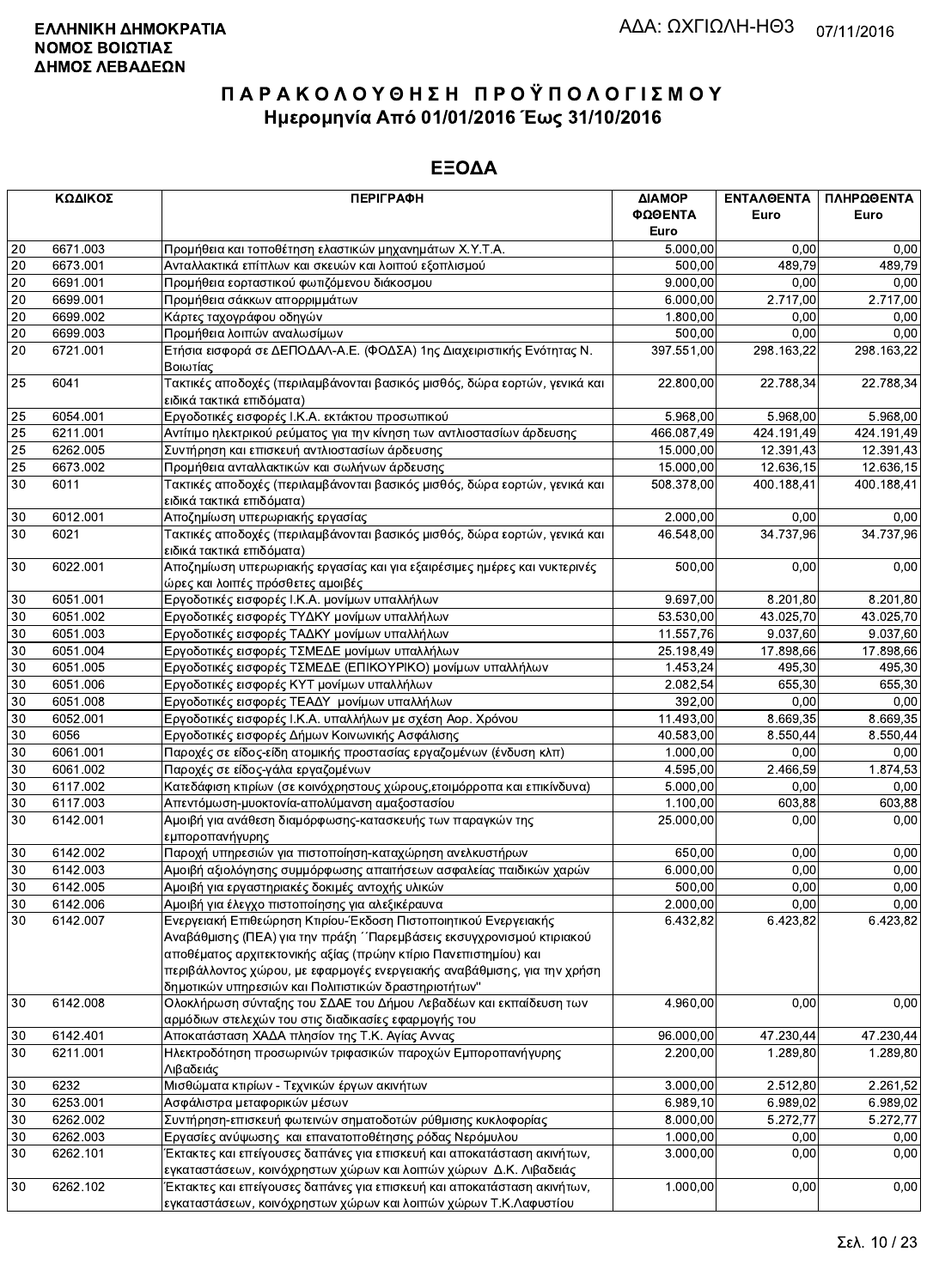**ΕΛΛΗΝΙΚΗ ΔΗΜΟΚΡΑΤΙΑ**
**ΝΟΜΟΣ ΒΟΙΩΤΙΑΣ**
**ΔΗΜΟΣ ΛΕΒΑΔΕΩΝ**

ΑΔΑ: ΩΧΓΙΩΛΗ-ΗΘ3 07/11/2016

# ΠΑΡΑΚΟΛΟΥΘΗΣΗ ΠΡΟΫΠΟΛΟΓΙΣΜΟΥ
## Ημερομηνία Από 01/01/2016 Έως 31/10/2016

## ΕΞΟΔΑ

| ΚΩΔΙΚΟΣ | | ΠΕΡΙΓΡΑΦΗ | ΔΙΑΜΟΡΦΩΘΕΝΤΑ Euro | ΕΝΤΑΛΘΕΝΤΑ Euro | ΠΛΗΡΩΘΕΝΤΑ Euro |
|---|---|---|---|---|---|
| 20 | 6671.003 | Προμήθεια και τοποθέτηση ελαστικών μηχανημάτων Χ.Υ.Τ.Α. | 5.000,00 | 0,00 | 0,00 |
| 20 | 6673.001 | Ανταλλακτικά επίπλων και σκευών και λοιπού εξοπλισμού | 500,00 | 489,79 | 489,79 |
| 20 | 6691.001 | Προμήθεια εορταστικού φωτιζόμενου διάκοσμου | 9.000,00 | 0,00 | 0,00 |
| 20 | 6699.001 | Προμήθεια σάκκων απορριμμάτων | 6.000,00 | 2.717,00 | 2.717,00 |
| 20 | 6699.002 | Κάρτες ταχογράφου οδηγών | 1.800,00 | 0,00 | 0,00 |
| 20 | 6699.003 | Προμήθεια λοιπών αναλωσίμων | 500,00 | 0,00 | 0,00 |
| 20 | 6721.001 | Ετήσια εισφορά σε ΔΕΠΟΔΑΛ-Α.Ε. (ΦΟΔΣΑ) 1ης Διαχειριστικής Ενότητας Ν. Βοιωτίας | 397.551,00 | 298.163,22 | 298.163,22 |
| 25 | 6041 | Τακτικές αποδοχές (περιλαμβάνονται βασικός μισθός, δώρα εορτών, γενικά και ειδικά τακτικά επιδόματα) | 22.800,00 | 22.788,34 | 22.788,34 |
| 25 | 6054.001 | Εργοδοτικές εισφορές Ι.Κ.Α. εκτάκτου προσωπικού | 5.968,00 | 5.968,00 | 5.968,00 |
| 25 | 6211.001 | Αντίτιμο ηλεκτρικού ρεύματος για την κίνηση των αντλιοστασίων άρδευσης | 466.087,49 | 424.191,49 | 424.191,49 |
| 25 | 6262.005 | Συντήρηση και επισκευή αντλιοστασίων άρδευσης | 15.000,00 | 12.391,43 | 12.391,43 |
| 25 | 6673.002 | Προμήθεια ανταλλακτικών και σωλήνων άρδευσης | 15.000,00 | 12.636,15 | 12.636,15 |
| 30 | 6011 | Τακτικές αποδοχές (περιλαμβάνονται βασικός μισθός, δώρα εορτών, γενικά και ειδικά τακτικά επιδόματα) | 508.378,00 | 400.188,41 | 400.188,41 |
| 30 | 6012.001 | Αποζημίωση υπερωριακής εργασίας | 2.000,00 | 0,00 | 0,00 |
| 30 | 6021 | Τακτικές αποδοχές (περιλαμβάνονται βασικός μισθός, δώρα εορτών, γενικά και ειδικά τακτικά επιδόματα) | 46.548,00 | 34.737,96 | 34.737,96 |
| 30 | 6022.001 | Αποζημίωση υπερωριακής εργασίας και για εξαιρέσιμες ημέρες και νυκτερινές ώρες και λοιπές πρόσθετες αμοιβές | 500,00 | 0,00 | 0,00 |
| 30 | 6051.001 | Εργοδοτικές εισφορές Ι.Κ.Α. μονίμων υπαλλήλων | 9.697,00 | 8.201,80 | 8.201,80 |
| 30 | 6051.002 | Εργοδοτικές εισφορές ΤΥΔΚΥ μονίμων υπαλλήλων | 53.530,00 | 43.025,70 | 43.025,70 |
| 30 | 6051.003 | Εργοδοτικές εισφορές ΤΑΔΚΥ μονίμων υπαλλήλων | 11.557,76 | 9.037,60 | 9.037,60 |
| 30 | 6051.004 | Εργοδοτικές εισφορές ΤΣΜΕΔΕ μονίμων υπαλλήλων | 25.198,49 | 17.898,66 | 17.898,66 |
| 30 | 6051.005 | Εργοδοτικές εισφορές ΤΣΜΕΔΕ (ΕΠΙΚΟΥΡΙΚΟ) μονίμων υπαλλήλων | 1.453,24 | 495,30 | 495,30 |
| 30 | 6051.006 | Εργοδοτικές εισφορές ΚΥΤ μονίμων υπαλλήλων | 2.082,54 | 655,30 | 655,30 |
| 30 | 6051.008 | Εργοδοτικές εισφορές ΤΕΑΔΥ μονίμων υπαλλήλων | 392,00 | 0,00 | 0,00 |
| 30 | 6052.001 | Εργοδοτικές εισφορές Ι.Κ.Α. υπαλλήλων με σχέση Αορ. Χρόνου | 11.493,00 | 8.669,35 | 8.669,35 |
| 30 | 6056 | Εργοδοτικές εισφορές Δήμων Κοινωνικής Ασφάλισης | 40.583,00 | 8.550,44 | 8.550,44 |
| 30 | 6061.001 | Παροχές σε είδος-είδη ατομικής προστασίας εργαζομένων (ένδυση κλπ) | 1.000,00 | 0,00 | 0,00 |
| 30 | 6061.002 | Παροχές σε είδος-γάλα εργαζομένων | 4.595,00 | 2.466,59 | 1.874,53 |
| 30 | 6117.002 | Κατεδάφιση κτιρίων (σε κοινόχρηστους χώρους,ετοιμόρροπα και επικίνδυνα) | 5.000,00 | 0,00 | 0,00 |
| 30 | 6117.003 | Απεντόμωση-μυοκτονία-απολύμανση αμαξοστασίου | 1.100,00 | 603,88 | 603,88 |
| 30 | 6142.001 | Αμοιβή για ανάθεση διαμόρφωσης-κατασκευής των παραγκών της εμποροπανήγυρης | 25.000,00 | 0,00 | 0,00 |
| 30 | 6142.002 | Παροχή υπηρεσιών για πιστοποίηση-καταχώρηση ανελκυστήρων | 650,00 | 0,00 | 0,00 |
| 30 | 6142.003 | Αμοιβή αξιολόγησης συμμόρφωσης απαιτήσεων ασφαλείας παιδικών χαρών | 6.000,00 | 0,00 | 0,00 |
| 30 | 6142.005 | Αμοιβή για εργαστηριακές δοκιμές αντοχής υλικών | 500,00 | 0,00 | 0,00 |
| 30 | 6142.006 | Αμοιβή για έλεγχο πιστοποίησης για αλεξικέραυνα | 2.000,00 | 0,00 | 0,00 |
| 30 | 6142.007 | Ενεργειακή Επιθεώρηση Κτιρίου-Έκδοση Πιστοποιητικού Ενεργειακής Αναβάθμισης (ΠΕΑ) για την πράξη ΄΄Παρεμβάσεις εκσυγχρονισμού κτιριακού αποθέματος αρχιτεκτονικής αξίας (πρώην κτίριο Πανεπιστημίου) και περιβάλλοντος χώρου, με εφαρμογές ενεργειακής αναβάθμισης, για την χρήση δημοτικών υπηρεσιών και Πολιτιστικών δραστηριοτήτων" | 6.432,82 | 6.423,82 | 6.423,82 |
| 30 | 6142.008 | Ολοκλήρωση σύνταξης του ΣΔΑΕ του Δήμου Λεβαδέων και εκπαίδευση των αρμόδιων στελεχών του στις διαδικασίες εφαρμογής του | 4.960,00 | 0,00 | 0,00 |
| 30 | 6142.401 | Αποκατάσταση ΧΑΔΑ πλησίον της Τ.Κ. Αγίας Αννας | 96.000,00 | 47.230,44 | 47.230,44 |
| 30 | 6211.001 | Ηλεκτροδότηση προσωρινών τριφασικών παροχών Εμποροπανήγυρης Λιβαδειάς | 2.200,00 | 1.289,80 | 1.289,80 |
| 30 | 6232 | Μισθώματα κτιρίων - Τεχνικών έργων ακινήτων | 3.000,00 | 2.512,80 | 2.261,52 |
| 30 | 6253.001 | Ασφάλιστρα μεταφορικών μέσων | 6.989,10 | 6.989,02 | 6.989,02 |
| 30 | 6262.002 | Συντήρηση-επισκευή φωτεινών σηματοδοτών ρύθμισης κυκλοφορίας | 8.000,00 | 5.272,77 | 5.272,77 |
| 30 | 6262.003 | Εργασίες ανύψωσης και επανατοποθέτησης ρόδας Νερόμυλου | 1.000,00 | 0,00 | 0,00 |
| 30 | 6262.101 | Έκτακτες και επείγουσες δαπάνες για επισκευή και αποκατάσταση ακινήτων, εγκαταστάσεων, κοινόχρηστων χώρων και λοιπών χώρων Δ.Κ. Λιβαδειάς | 3.000,00 | 0,00 | 0,00 |
| 30 | 6262.102 | Έκτακτες και επείγουσες δαπάνες για επισκευή και αποκατάσταση ακινήτων, εγκαταστάσεων, κοινόχρηστων χώρων και λοιπών χώρων Τ.Κ.Λαφυστίου | 1.000,00 | 0,00 | 0,00 |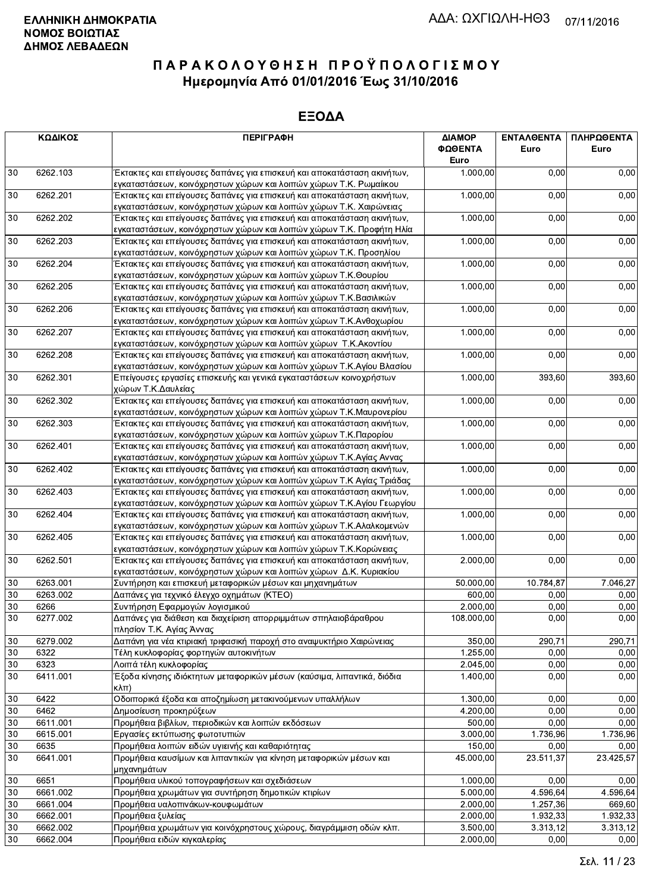**ΕΛΛΗΝΙΚΗ ΔΗΜΟΚΡΑΤΙΑ**
**ΝΟΜΟΣ ΒΟΙΩΤΙΑΣ**
**ΔΗΜΟΣ ΛΕΒΑΔΕΩΝ**

ΑΔΑ: ΩΧΓΙΩΛΗ-ΗΘ3 07/11/2016

# ΠΑΡΑΚΟΛΟΥΘΗΣΗ ΠΡΟΫΠΟΛΟΓΙΣΜΟΥ
## Ημερομηνία Από 01/01/2016 Έως 31/10/2016

## ΕΞΟΔΑ

| ΚΩΔΙΚΟΣ | | ΠΕΡΙΓΡΑΦΗ | ΔΙΑΜΟΡΦΩΘΕΝΤΑ Euro | ΕΝΤΑΛΘΕΝΤΑ Euro | ΠΛΗΡΩΘΕΝΤΑ Euro |
|---|---|---|---|---|---|
| 30 | 6262.103 | Έκτακτες και επείγουσες δαπάνες για επισκευή και αποκατάσταση ακινήτων, εγκαταστάσεων, κοινόχρηστων χώρων και λοιπών χώρων Τ.Κ. Ρωμαϊκου | 1.000,00 | 0,00 | 0,00 |
| 30 | 6262.201 | Έκτακτες και επείγουσες δαπάνες για επισκευή και αποκατάσταση ακινήτων, εγκαταστάσεων, κοινόχρηστων χώρων και λοιπών χώρων Τ.Κ. Χαιρώνειας | 1.000,00 | 0,00 | 0,00 |
| 30 | 6262.202 | Έκτακτες και επείγουσες δαπάνες για επισκευή και αποκατάσταση ακινήτων, εγκαταστάσεων, κοινόχρηστων χώρων και λοιπών χώρων Τ.Κ. Προφήτη Ηλία | 1.000,00 | 0,00 | 0,00 |
| 30 | 6262.203 | Έκτακτες και επείγουσες δαπάνες για επισκευή και αποκατάσταση ακινήτων, εγκαταστάσεων, κοινόχρηστων χώρων και λοιπών χώρων Τ.Κ. Προσηλίου | 1.000,00 | 0,00 | 0,00 |
| 30 | 6262.204 | Έκτακτες και επείγουσες δαπάνες για επισκευή και αποκατάσταση ακινήτων, εγκαταστάσεων, κοινόχρηστων χώρων και λοιπών χώρων Τ.Κ.Θουρίου | 1.000,00 | 0,00 | 0,00 |
| 30 | 6262.205 | Έκτακτες και επείγουσες δαπάνες για επισκευή και αποκατάσταση ακινήτων, εγκαταστάσεων, κοινόχρηστων χώρων και λοιπών χώρων Τ.Κ.Βασιλικών | 1.000,00 | 0,00 | 0,00 |
| 30 | 6262.206 | Έκτακτες και επείγουσες δαπάνες για επισκευή και αποκατάσταση ακινήτων, εγκαταστάσεων, κοινόχρηστων χώρων και λοιπών χώρων Τ.Κ.Ανθοχωρίου | 1.000,00 | 0,00 | 0,00 |
| 30 | 6262.207 | Έκτακτες και επείγουσες δαπάνες για επισκευή και αποκατάσταση ακινήτων, εγκαταστάσεων, κοινόχρηστων χώρων και λοιπών χώρων Τ.Κ.Ακοντίου | 1.000,00 | 0,00 | 0,00 |
| 30 | 6262.208 | Έκτακτες και επείγουσες δαπάνες για επισκευή και αποκατάσταση ακινήτων, εγκαταστάσεων, κοινόχρηστων χώρων και λοιπών χώρων Τ.Κ.Αγίου Βλασίου | 1.000,00 | 0,00 | 0,00 |
| 30 | 6262.301 | Επείγουσες εργασίες επισκευής και γενικά εγκαταστάσεων κοινοχρήστων χώρων Τ.Κ.Δαυλείας | 1.000,00 | 393,60 | 393,60 |
| 30 | 6262.302 | Έκτακτες και επείγουσες δαπάνες για επισκευή και αποκατάσταση ακινήτων, εγκαταστάσεων, κοινόχρηστων χώρων και λοιπών χώρων Τ.Κ.Μαυρονερίου | 1.000,00 | 0,00 | 0,00 |
| 30 | 6262.303 | Έκτακτες και επείγουσες δαπάνες για επισκευή και αποκατάσταση ακινήτων, εγκαταστάσεων, κοινόχρηστων χώρων και λοιπών χώρων Τ.Κ.Παρορίου | 1.000,00 | 0,00 | 0,00 |
| 30 | 6262.401 | Έκτακτες και επείγουσες δαπάνες για επισκευή και αποκατάσταση ακινήτων, εγκαταστάσεων, κοινόχρηστων χώρων και λοιπών χώρων Τ.Κ.Αγίας Αννας | 1.000,00 | 0,00 | 0,00 |
| 30 | 6262.402 | Έκτακτες και επείγουσες δαπάνες για επισκευή και αποκατάσταση ακινήτων, εγκαταστάσεων, κοινόχρηστων χώρων και λοιπών χώρων Τ.Κ Αγίας Τριάδας | 1.000,00 | 0,00 | 0,00 |
| 30 | 6262.403 | Έκτακτες και επείγουσες δαπάνες για επισκευή και αποκατάσταση ακινήτων, εγκαταστάσεων, κοινόχρηστων χώρων και λοιπών χώρων Τ.Κ.Αγίου Γεωργίου | 1.000,00 | 0,00 | 0,00 |
| 30 | 6262.404 | Έκτακτες και επείγουσες δαπάνες για επισκευή και αποκατάσταση ακινήτων, εγκαταστάσεων, κοινόχρηστων χώρων και λοιπών χώρων Τ.Κ.Αλαλκομενών | 1.000,00 | 0,00 | 0,00 |
| 30 | 6262.405 | Έκτακτες και επείγουσες δαπάνες για επισκευή και αποκατάσταση ακινήτων, εγκαταστάσεων, κοινόχρηστων χώρων και λοιπών χώρων Τ.Κ.Κορώνειας | 1.000,00 | 0,00 | 0,00 |
| 30 | 6262.501 | Έκτακτες και επείγουσες δαπάνες για επισκευή και αποκατάσταση ακινήτων, εγκαταστάσεων, κοινόχρηστων χώρων και λοιπών χώρων Δ.Κ. Κυριακίου | 2.000,00 | 0,00 | 0,00 |
| 30 | 6263.001 | Συντήρηση και επισκευή μεταφορικών μέσων και μηχανημάτων | 50.000,00 | 10.784,87 | 7.046,27 |
| 30 | 6263.002 | Δαπάνες για τεχνικό έλεγχο οχημάτων (ΚΤΕΟ) | 600,00 | 0,00 | 0,00 |
| 30 | 6266 | Συντήρηση Εφαρμογών λογισμικού | 2.000,00 | 0,00 | 0,00 |
| 30 | 6277.002 | Δαπάνες για διάθεση και διαχείριση απορριμμάτων σπηλαιοβάραθρου πλησίον Τ.Κ. Αγίας Άννας | 108.000,00 | 0,00 | 0,00 |
| 30 | 6279.002 | Δαπάνη για νέα κτιριακή τριφασική παροχή στο αναψυκτήριο Χαιρώνειας | 350,00 | 290,71 | 290,71 |
| 30 | 6322 | Τέλη κυκλοφορίας φορτηγών αυτοκινήτων | 1.255,00 | 0,00 | 0,00 |
| 30 | 6323 | Λοιπά τέλη κυκλοφορίας | 2.045,00 | 0,00 | 0,00 |
| 30 | 6411.001 | Έξοδα κίνησης ιδιόκτητων μεταφορικών μέσων (καύσιμα, λιπαντικά, διόδια κλπ) | 1.400,00 | 0,00 | 0,00 |
| 30 | 6422 | Οδοιπορικά έξοδα και αποζημίωση μετακινούμενων υπαλλήλων | 1.300,00 | 0,00 | 0,00 |
| 30 | 6462 | Δημοσίευση προκηρύξεων | 4.200,00 | 0,00 | 0,00 |
| 30 | 6611.001 | Προμήθεια βιβλίων, περιοδικών και λοιπών εκδόσεων | 500,00 | 0,00 | 0,00 |
| 30 | 6615.001 | Εργασίες εκτύπωσης φωτοτυπιών | 3.000,00 | 1.736,96 | 1.736,96 |
| 30 | 6635 | Προμήθεια λοιπών ειδών υγιεινής και καθαριότητας | 150,00 | 0,00 | 0,00 |
| 30 | 6641.001 | Προμήθεια καυσίμων και λιπαντικών για κίνηση μεταφορικών μέσων και μηχανημάτων | 45.000,00 | 23.511,37 | 23.425,57 |
| 30 | 6651 | Προμήθεια υλικού τοπογραφήσεων και σχεδιάσεων | 1.000,00 | 0,00 | 0,00 |
| 30 | 6661.002 | Προμήθεια χρωμάτων για συντήρηση δημοτικών κτιρίων | 5.000,00 | 4.596,64 | 4.596,64 |
| 30 | 6661.004 | Προμήθεια υαλοπινάκων-κουφωμάτων | 2.000,00 | 1.257,36 | 669,60 |
| 30 | 6662.001 | Προμήθεια ξυλείας | 2.000,00 | 1.932,33 | 1.932,33 |
| 30 | 6662.002 | Προμήθεια χρωμάτων για κοινόχρηστους χώρους, διαγράμμιση οδών κλπ. | 3.500,00 | 3.313,12 | 3.313,12 |
| 30 | 6662.004 | Προμήθεια ειδών κιγκαλερίας | 2.000,00 | 0,00 | 0,00 |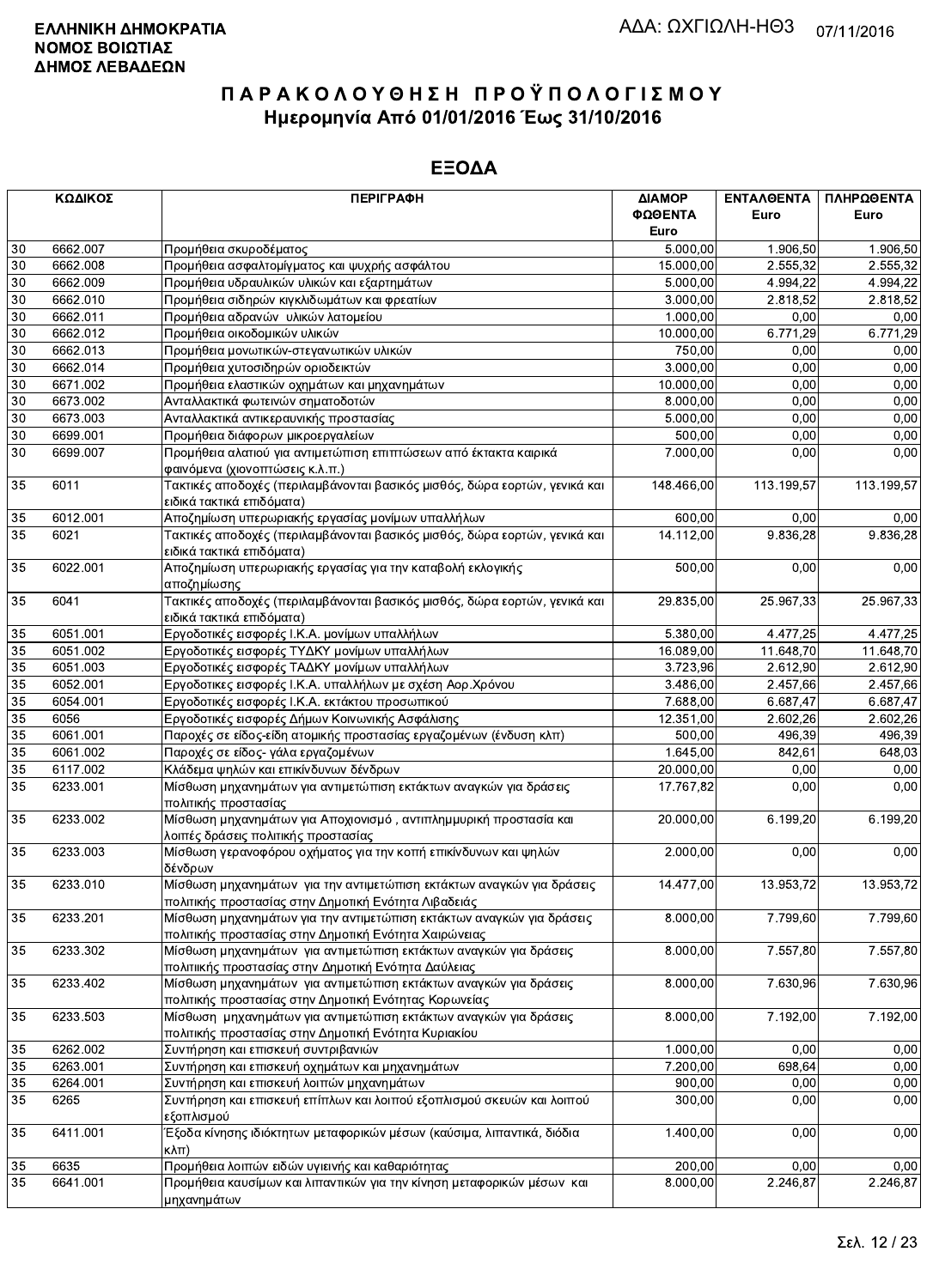**ΕΛΛΗΝΙΚΗ ΔΗΜΟΚΡΑΤΙΑ**
**ΝΟΜΟΣ ΒΟΙΩΤΙΑΣ**
**ΔΗΜΟΣ ΛΕΒΑΔΕΩΝ**

ΑΔΑ: ΩΧΓΙΩΛΗ-ΗΘ3 07/11/2016

# Π Α Ρ Α Κ Ο Λ Ο Υ Θ Η Σ Η  Π Ρ Ο Ϋ Π Ο Λ Ο Γ Ι Σ Μ Ο Υ
## Ημερομηνία Από 01/01/2016 Έως 31/10/2016

## ΕΞΟΔΑ

| ΚΩΔΙΚΟΣ | | ΠΕΡΙΓΡΑΦΗ | ΔΙΑΜΟΡΦΩΘΕΝΤΑ Euro | ΕΝΤΑΛΘΕΝΤΑ Euro | ΠΛΗΡΩΘΕΝΤΑ Euro |
|---|---|---|---|---|---|
| 30 | 6662.007 | Προμήθεια σκυροδέματος | 5.000,00 | 1.906,50 | 1.906,50 |
| 30 | 6662.008 | Προμήθεια ασφαλτομίγματος και ψυχρής ασφάλτου | 15.000,00 | 2.555,32 | 2.555,32 |
| 30 | 6662.009 | Προμήθεια υδραυλικών υλικών και εξαρτημάτων | 5.000,00 | 4.994,22 | 4.994,22 |
| 30 | 6662.010 | Προμήθεια σιδηρών κιγκλιδωμάτων και φρεατίων | 3.000,00 | 2.818,52 | 2.818,52 |
| 30 | 6662.011 | Προμήθεια αδρανών υλικών λατομείου | 1.000,00 | 0,00 | 0,00 |
| 30 | 6662.012 | Προμήθεια οικοδομικών υλικών | 10.000,00 | 6.771,29 | 6.771,29 |
| 30 | 6662.013 | Προμήθεια μονωτικών-στεγανωτικών υλικών | 750,00 | 0,00 | 0,00 |
| 30 | 6662.014 | Προμήθεια χυτοσιδηρών οριοδεικτών | 3.000,00 | 0,00 | 0,00 |
| 30 | 6671.002 | Προμήθεια ελαστικών οχημάτων και μηχανημάτων | 10.000,00 | 0,00 | 0,00 |
| 30 | 6673.002 | Ανταλλακτικά φωτεινών σηματοδοτών | 8.000,00 | 0,00 | 0,00 |
| 30 | 6673.003 | Ανταλλακτικά αντικεραυνικής προστασίας | 5.000,00 | 0,00 | 0,00 |
| 30 | 6699.001 | Προμήθεια διάφορων μικροεργαλείων | 500,00 | 0,00 | 0,00 |
| 30 | 6699.007 | Προμήθεια αλατιού για αντιμετώπιση επιπτώσεων από έκτακτα καιρικά φαινόμενα (χιονοπτώσεις κ.λ.π.) | 7.000,00 | 0,00 | 0,00 |
| 35 | 6011 | Τακτικές αποδοχές (περιλαμβάνονται βασικός μισθός, δώρα εορτών, γενικά και ειδικά τακτικά επιδόματα) | 148.466,00 | 113.199,57 | 113.199,57 |
| 35 | 6012.001 | Αποζημίωση υπερωριακής εργασίας μονίμων υπαλλήλων | 600,00 | 0,00 | 0,00 |
| 35 | 6021 | Τακτικές αποδοχές (περιλαμβάνονται βασικός μισθός, δώρα εορτών, γενικά και ειδικά τακτικά επιδόματα) | 14.112,00 | 9.836,28 | 9.836,28 |
| 35 | 6022.001 | Αποζημίωση υπερωριακής εργασίας για την καταβολή εκλογικής αποζημίωσης | 500,00 | 0,00 | 0,00 |
| 35 | 6041 | Τακτικές αποδοχές (περιλαμβάνονται βασικός μισθός, δώρα εορτών, γενικά και ειδικά τακτικά επιδόματα) | 29.835,00 | 25.967,33 | 25.967,33 |
| 35 | 6051.001 | Εργοδοτικές εισφορές Ι.Κ.Α. μονίμων υπαλλήλων | 5.380,00 | 4.477,25 | 4.477,25 |
| 35 | 6051.002 | Εργοδοτικές εισφορές ΤΥΔΚΥ μονίμων υπαλλήλων | 16.089,00 | 11.648,70 | 11.648,70 |
| 35 | 6051.003 | Εργοδοτικές εισφορές ΤΑΔΚΥ μονίμων υπαλλήλων | 3.723,96 | 2.612,90 | 2.612,90 |
| 35 | 6052.001 | Εργοδοτικες εισφορές Ι.Κ.Α. υπαλλήλων με σχέση Αορ.Χρόνου | 3.486,00 | 2.457,66 | 2.457,66 |
| 35 | 6054.001 | Εργοδοτικές εισφορές Ι.Κ.Α. εκτάκτου προσωπικού | 7.688,00 | 6.687,47 | 6.687,47 |
| 35 | 6056 | Εργοδοτικές εισφορές Δήμων Κοινωνικής Ασφάλισης | 12.351,00 | 2.602,26 | 2.602,26 |
| 35 | 6061.001 | Παροχές σε είδος-είδη ατομικής προστασίας εργαζομένων (ένδυση κλπ) | 500,00 | 496,39 | 496,39 |
| 35 | 6061.002 | Παροχές σε είδος- γάλα εργαζομένων | 1.645,00 | 842,61 | 648,03 |
| 35 | 6117.002 | Κλάδεμα ψηλών και επικίνδυνων δένδρων | 20.000,00 | 0,00 | 0,00 |
| 35 | 6233.001 | Μίσθωση μηχανημάτων για αντιμετώπιση εκτάκτων αναγκών για δράσεις πολιτικής προστασίας | 17.767,82 | 0,00 | 0,00 |
| 35 | 6233.002 | Μίσθωση μηχανημάτων για Αποχιονισμό , αντιπλημμυρική προστασία και λοιπές δράσεις πολιτικής προστασίας | 20.000,00 | 6.199,20 | 6.199,20 |
| 35 | 6233.003 | Μίσθωση γερανοφόρου οχήματος για την κοπή επικίνδυνων και ψηλών δένδρων | 2.000,00 | 0,00 | 0,00 |
| 35 | 6233.010 | Μίσθωση μηχανημάτων για την αντιμετώπιση εκτάκτων αναγκών για δράσεις πολιτικής προστασίας στην Δημοτική Ενότητα Λιβαδειάς | 14.477,00 | 13.953,72 | 13.953,72 |
| 35 | 6233.201 | Μίσθωση μηχανημάτων για την αντιμετώπιση εκτάκτων αναγκών για δράσεις πολιτικής προστασίας στην Δημοτική Ενότητα Χαιρώνειας | 8.000,00 | 7.799,60 | 7.799,60 |
| 35 | 6233.302 | Μίσθωση μηχανημάτων για αντιμετώπιση εκτάκτων αναγκών για δράσεις πολιτιικής προστασίας στην Δημοτική Ενότητα Δαύλειας | 8.000,00 | 7.557,80 | 7.557,80 |
| 35 | 6233.402 | Μίσθωση μηχανημάτων για αντιμετώπιση εκτάκτων αναγκών για δράσεις πολιτικής προστασίας στην Δημοτική Ενότητας Κορωνείας | 8.000,00 | 7.630,96 | 7.630,96 |
| 35 | 6233.503 | Μίσθωση μηχανημάτων για αντιμετώπιση εκτάκτων αναγκών για δράσεις πολιτικής προστασίας στην Δημοτική Ενότητα Κυριακίου | 8.000,00 | 7.192,00 | 7.192,00 |
| 35 | 6262.002 | Συντήρηση και επισκευή συντριβανιών | 1.000,00 | 0,00 | 0,00 |
| 35 | 6263.001 | Συντήρηση και επισκευή οχημάτων και μηχανημάτων | 7.200,00 | 698,64 | 0,00 |
| 35 | 6264.001 | Συντήρηση και επισκευή λοιπών μηχανημάτων | 900,00 | 0,00 | 0,00 |
| 35 | 6265 | Συντήρηση και επισκευή επίπλων και λοιπού εξοπλισμού σκευών και λοιπού εξοπλισμού | 300,00 | 0,00 | 0,00 |
| 35 | 6411.001 | Έξοδα κίνησης ιδιόκτητων μεταφορικών μέσων (καύσιμα, λιπαντικά, διόδια κλπ) | 1.400,00 | 0,00 | 0,00 |
| 35 | 6635 | Προμήθεια λοιπών ειδών υγιεινής και καθαριότητας | 200,00 | 0,00 | 0,00 |
| 35 | 6641.001 | Προμήθεια καυσίμων και λιπαντικών για την κίνηση μεταφορικών μέσων και μηχανημάτων | 8.000,00 | 2.246,87 | 2.246,87 |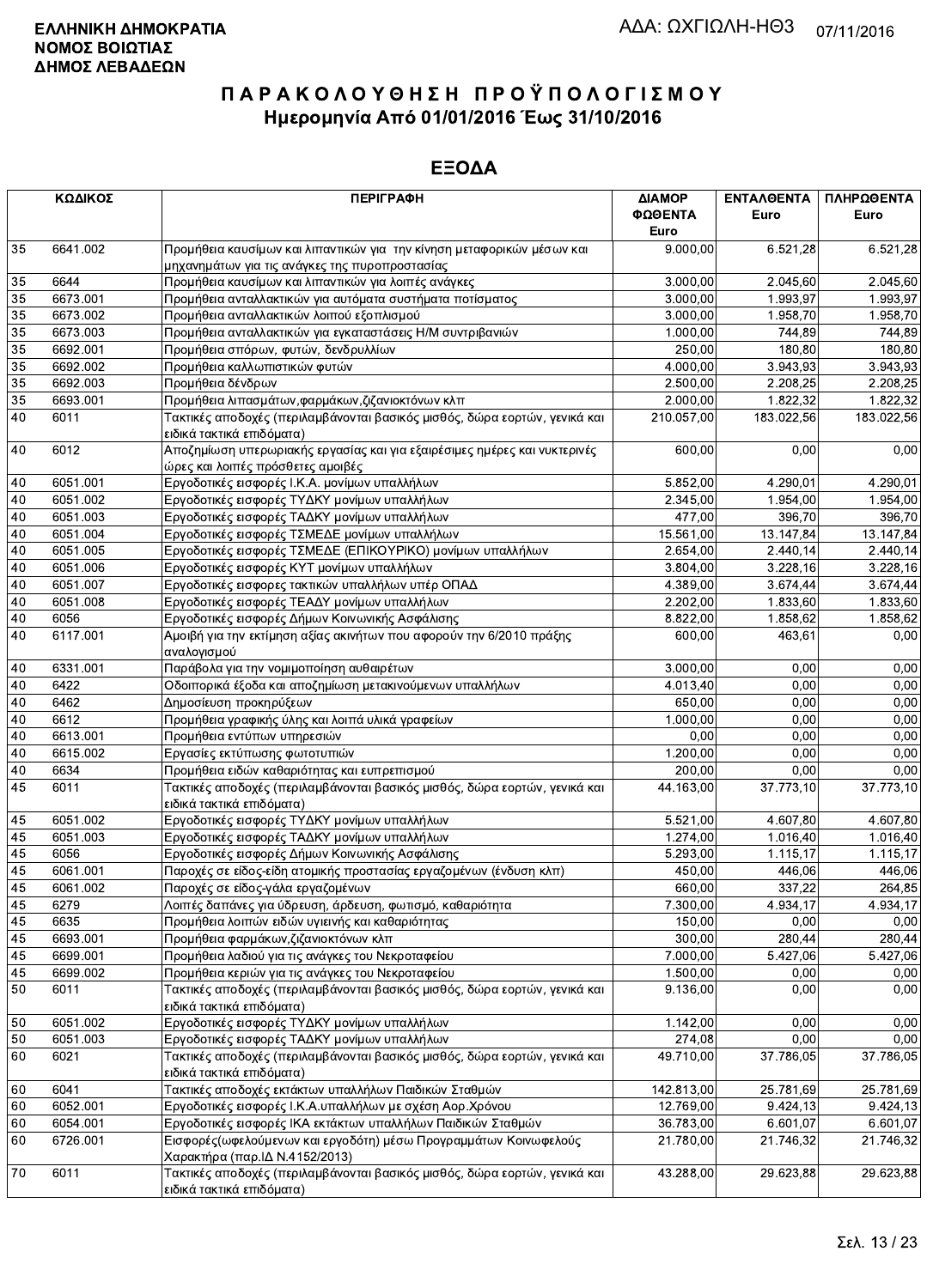**ΕΛΛΗΝΙΚΗ ΔΗΜΟΚΡΑΤΙΑ**
**ΝΟΜΟΣ ΒΟΙΩΤΙΑΣ**
**ΔΗΜΟΣ ΛΕΒΑΔΕΩΝ**

ΑΔΑ: ΩΧΓΙΩΛΗ-ΗΘ3 07/11/2016

# ΠΑΡΑΚΟΛΟΥΘΗΣΗ ΠΡΟΫΠΟΛΟΓΙΣΜΟΥ
## Ημερομηνία Από 01/01/2016 Έως 31/10/2016

## ΕΞΟΔΑ

| ΚΩΔΙΚΟΣ | | ΠΕΡΙΓΡΑΦΗ | ΔΙΑΜΟΡ ΦΩΘΕΝΤΑ Euro | ΕΝΤΑΛΘΕΝΤΑ Euro | ΠΛΗΡΩΘΕΝΤΑ Euro |
|---|---|---|---|---|---|
| 35 | 6641.002 | Προμήθεια καυσίμων και λιπαντικών για την κίνηση μεταφορικών μέσων και μηχανημάτων για τις ανάγκες της πυροπροστασίας | 9.000,00 | 6.521,28 | 6.521,28 |
| 35 | 6644 | Προμήθεια καυσίμων και λιπαντικών για λοιπές ανάγκες | 3.000,00 | 2.045,60 | 2.045,60 |
| 35 | 6673.001 | Προμήθεια ανταλλακτικών για αυτόματα συστήματα ποτίσματος | 3.000,00 | 1.993,97 | 1.993,97 |
| 35 | 6673.002 | Προμήθεια ανταλλακτικών λοιπού εξοπλισμού | 3.000,00 | 1.958,70 | 1.958,70 |
| 35 | 6673.003 | Προμήθεια ανταλλακτικών για εγκαταστάσεις Η/Μ συντριβανιών | 1.000,00 | 744,89 | 744,89 |
| 35 | 6692.001 | Προμήθεια σπόρων, φυτών, δενδρυλλίων | 250,00 | 180,80 | 180,80 |
| 35 | 6692.002 | Προμήθεια καλλωπιστικών φυτών | 4.000,00 | 3.943,93 | 3.943,93 |
| 35 | 6692.003 | Προμήθεια δένδρων | 2.500,00 | 2.208,25 | 2.208,25 |
| 35 | 6693.001 | Προμήθεια λιπασμάτων,φαρμάκων,ζιζανιοκτόνων κλπ | 2.000,00 | 1.822,32 | 1.822,32 |
| 40 | 6011 | Τακτικές αποδοχές (περιλαμβάνονται βασικός μισθός, δώρα εορτών, γενικά και ειδικά τακτικά επιδόματα) | 210.057,00 | 183.022,56 | 183.022,56 |
| 40 | 6012 | Αποζημίωση υπερωριακής εργασίας και για εξαιρέσιμες ημέρες και νυκτερινές ώρες και λοιπές πρόσθετες αμοιβές | 600,00 | 0,00 | 0,00 |
| 40 | 6051.001 | Εργοδοτικές εισφορές Ι.Κ.Α. μονίμων υπαλλήλων | 5.852,00 | 4.290,01 | 4.290,01 |
| 40 | 6051.002 | Εργοδοτικές εισφορές ΤΥΔΚΥ μονίμων υπαλλήλων | 2.345,00 | 1.954,00 | 1.954,00 |
| 40 | 6051.003 | Εργοδοτικές εισφορές ΤΑΔΚΥ μονίμων υπαλλήλων | 477,00 | 396,70 | 396,70 |
| 40 | 6051.004 | Εργοδοτικές εισφορές ΤΣΜΕΔΕ μονίμων υπαλλήλων | 15.561,00 | 13.147,84 | 13.147,84 |
| 40 | 6051.005 | Εργοδοτικές εισφορές ΤΣΜΕΔΕ (ΕΠΙΚΟΥΡΙΚΟ) μονίμων υπαλλήλων | 2.654,00 | 2.440,14 | 2.440,14 |
| 40 | 6051.006 | Εργοδοτικές εισφορές ΚΥΤ μονίμων υπαλήλων | 3.804,00 | 3.228,16 | 3.228,16 |
| 40 | 6051.007 | Εργοδοτικές εισφορες τακτικών υπαλλήλων υπέρ ΟΠΑΔ | 4.389,00 | 3.674,44 | 3.674,44 |
| 40 | 6051.008 | Εργοδοτικές εισφορές ΤΕΑΔΥ μονίμων υπαλλήλων | 2.202,00 | 1.833,60 | 1.833,60 |
| 40 | 6056 | Εργοδοτικές εισφορές Δήμων Κοινωνικής Ασφάλισης | 8.822,00 | 1.858,62 | 1.858,62 |
| 40 | 6117.001 | Αμοιβή για την εκτίμηση αξίας ακινήτων που αφορούν την 6/2010 πράξης αναλογισμού | 600,00 | 463,61 | 0,00 |
| 40 | 6331.001 | Παράβολα για την νομιμοποίηση αυθαιρέτων | 3.000,00 | 0,00 | 0,00 |
| 40 | 6422 | Οδοιπορικά έξοδα και αποζημίωση μετακινούμενων υπαλλήλων | 4.013,40 | 0,00 | 0,00 |
| 40 | 6462 | Δημοσίευση προκηρύξεων | 650,00 | 0,00 | 0,00 |
| 40 | 6612 | Προμήθεια γραφικής ύλης και λοιπά υλικά γραφείων | 1.000,00 | 0,00 | 0,00 |
| 40 | 6613.001 | Προμήθεια εντύπων υπηρεσιών | 0,00 | 0,00 | 0,00 |
| 40 | 6615.002 | Εργασίες εκτύπωσης φωτοτυπιών | 1.200,00 | 0,00 | 0,00 |
| 40 | 6634 | Προμήθεια ειδών καθαριότητας και ευπρεπισμού | 200,00 | 0,00 | 0,00 |
| 45 | 6011 | Τακτικές αποδοχές (περιλαμβάνονται βασικός μισθός, δώρα εορτών, γενικά και ειδικά τακτικά επιδόματα) | 44.163,00 | 37.773,10 | 37.773,10 |
| 45 | 6051.002 | Εργοδοτικές εισφορές ΤΥΔΚΥ μονίμων υπαλλήλων | 5.521,00 | 4.607,80 | 4.607,80 |
| 45 | 6051.003 | Εργοδοτικές εισφορές ΤΑΔΚΥ μονίμων υπαλλήλων | 1.274,00 | 1.016,40 | 1.016,40 |
| 45 | 6056 | Εργοδοτικές εισφορές Δήμων Κοινωνικής Ασφάλισης | 5.293,00 | 1.115,17 | 1.115,17 |
| 45 | 6061.001 | Παροχές σε είδος-είδη ατομικής προστασίας εργαζομένων (ένδυση κλπ) | 450,00 | 446,06 | 446,06 |
| 45 | 6061.002 | Παροχές σε είδος-γάλα εργαζομένων | 660,00 | 337,22 | 264,85 |
| 45 | 6279 | Λοιπές δαπάνες για ύδρευση, άρδευση, φωτισμό, καθαριότητα | 7.300,00 | 4.934,17 | 4.934,17 |
| 45 | 6635 | Προμήθεια λοιπών ειδών υγιεινής και καθαριότητας | 150,00 | 0,00 | 0,00 |
| 45 | 6693.001 | Προμήθεια φαρμάκων,ζιζανιοκτόνων κλπ | 300,00 | 280,44 | 280,44 |
| 45 | 6699.001 | Προμήθεια λαδιού για τις ανάγκες του Νεκροταφείου | 7.000,00 | 5.427,06 | 5.427,06 |
| 45 | 6699.002 | Προμήθεια κεριών για τις ανάγκες του Νεκροταφείου | 1.500,00 | 0,00 | 0,00 |
| 50 | 6011 | Τακτικές αποδοχές (περιλαμβάνονται βασικός μισθός, δώρα εορτών, γενικά και ειδικά τακτικά επιδόματα) | 9.136,00 | 0,00 | 0,00 |
| 50 | 6051.002 | Εργοδοτικές εισφορές ΤΥΔΚΥ μονίμων υπαλλήλων | 1.142,00 | 0,00 | 0,00 |
| 50 | 6051.003 | Εργοδοτικές εισφορές ΤΑΔΚΥ μονίμων υπαλλήλων | 274,08 | 0,00 | 0,00 |
| 60 | 6021 | Τακτικές αποδοχές (περιλαμβάνονται βασικός μισθός, δώρα εορτών, γενικά και ειδικά τακτικά επιδόματα) | 49.710,00 | 37.786,05 | 37.786,05 |
| 60 | 6041 | Τακτικές αποδοχές εκτάκτων υπαλλήλων Παιδικών Σταθμών | 142.813,00 | 25.781,69 | 25.781,69 |
| 60 | 6052.001 | Εργοδοτικές εισφορές Ι.Κ.Α.υπαλλήλων με σχέση Αορ.Χρόνου | 12.769,00 | 9.424,13 | 9.424,13 |
| 60 | 6054.001 | Εργοδοτικές εισφορές ΙΚΑ εκτάκτων υπαλλήλων Παιδικών Σταθμών | 36.783,00 | 6.601,07 | 6.601,07 |
| 60 | 6726.001 | Εισφορές(ωφελούμενων και εργοδότη) μέσω Προγραμμάτων Κοινωφελούς Χαρακτήρα (παρ.ΙΔ Ν.4152/2013) | 21.780,00 | 21.746,32 | 21.746,32 |
| 70 | 6011 | Τακτικές αποδοχές (περιλαμβάνονται βασικός μισθός, δώρα εορτών, γενικά και ειδικά τακτικά επιδόματα) | 43.288,00 | 29.623,88 | 29.623,88 |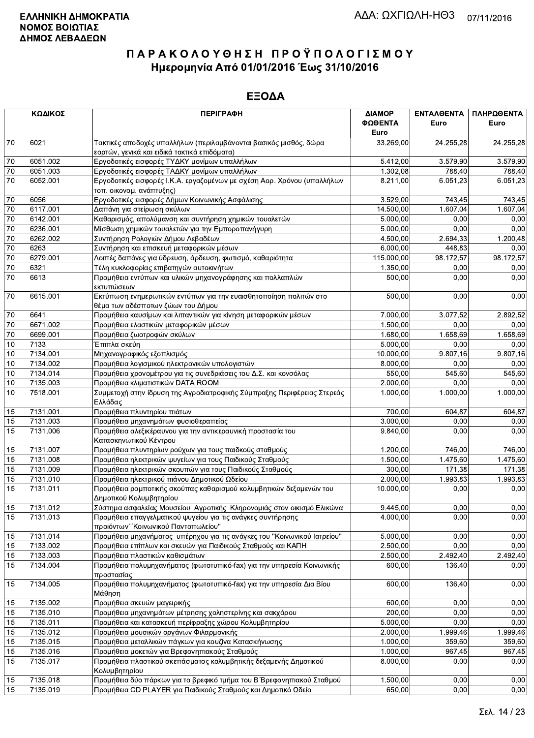**ΕΛΛΗΝΙΚΗ ΔΗΜΟΚΡΑΤΙΑ**
**ΝΟΜΟΣ ΒΟΙΩΤΙΑΣ**
**ΔΗΜΟΣ ΛΕΒΑΔΕΩΝ**

ΑΔΑ: ΩΧΓΙΩΛΗ-ΗΘ3 07/11/2016

# ΠΑΡΑΚΟΛΟΥΘΗΣΗ ΠΡΟΫΠΟΛΟΓΙΣΜΟΥ
## Ημερομηνία Από 01/01/2016 Έως 31/10/2016

## ΕΞΟΔΑ

| ΚΩΔΙΚΟΣ | | ΠΕΡΙΓΡΑΦΗ | ΔΙΑΜΟΡ ΦΩΘΕΝΤΑ Euro | ΕΝΤΑΛΘΕΝΤΑ Euro | ΠΛΗΡΩΘΕΝΤΑ Euro |
|---|---|---|---|---|---|
| 70 | 6021 | Τακτικές αποδοχές υπαλλήλων (περιλαμβάνονται βασικός μισθός, δώρα εορτών, γενικά και ειδικά τακτικά επιδόματα) | 33.269,00 | 24.255,28 | 24.255,28 |
| 70 | 6051.002 | Εργοδοτικές εισφορές ΤΥΔΚΥ μονίμων υπαλλήλων | 5.412,00 | 3.579,90 | 3.579,90 |
| 70 | 6051.003 | Εργοδοτικές εισφορές ΤΑΔΚΥ μονίμων υπαλλήλων | 1.302,08 | 788,40 | 788,40 |
| 70 | 6052.001 | Εργοδοτικές εισφορές Ι.Κ.Α. εργαζομένων με σχέση Αορ. Χρόνου (υπαλλήλων τοπ. οικονομ. ανάπτυξης) | 8.211,00 | 6.051,23 | 6.051,23 |
| 70 | 6056 | Εργοδοτικές εισφορές Δήμων Κοινωνικής Ασφάλισης | 3.529,00 | 743,45 | 743,45 |
| 70 | 6117.001 | Δαπάνη για στείρωση σκύλων | 14.500,00 | 1.607,04 | 1.607,04 |
| 70 | 6142.001 | Καθαρισμός, απολύμανση και συντήρηση χημικών τουαλετών | 5.000,00 | 0,00 | 0,00 |
| 70 | 6236.001 | Μίσθωση χημικών τουαλετών για την Εμποροπανήγυρη | 5.000,00 | 0,00 | 0,00 |
| 70 | 6262.002 | Συντήρηση Ρολογιών Δήμου Λεβαδέων | 4.500,00 | 2.694,33 | 1.200,48 |
| 70 | 6263 | Συντήρηση και επισκευή μεταφορικών μέσων | 6.000,00 | 448,83 | 0,00 |
| 70 | 6279.001 | Λοιπές δαπάνες για ύδρευση, άρδευση, φωτισμό, καθαριότητα | 115.000,00 | 98.172,57 | 98.172,57 |
| 70 | 6321 | Τέλη κυκλοφορίας επιβατηγών αυτοκινήτων | 1.350,00 | 0,00 | 0,00 |
| 70 | 6613 | Προμήθεια εντύπων και υλικών μηχανογράφησης και πολλαπλών εκτυπώσεων | 500,00 | 0,00 | 0,00 |
| 70 | 6615.001 | Εκτύπωση ενημερωτικών εντύπων για την ευαισθητοποίηση πολιτών στο θέμα των αδέσποτων ζώων του Δήμου | 500,00 | 0,00 | 0,00 |
| 70 | 6641 | Προμήθεια καυσίμων και λιπαντικών για κίνηση μεταφορικών μέσων | 7.000,00 | 3.077,52 | 2.892,52 |
| 70 | 6671.002 | Προμήθεια ελαστικών μεταφορικών μέσων | 1.500,00 | 0,00 | 0,00 |
| 70 | 6699.001 | Προμήθεια ζωοτροφών σκύλων | 1.680,00 | 1.658,69 | 1.658,69 |
| 10 | 7133 | Έπιπλα σκεύη | 5.000,00 | 0,00 | 0,00 |
| 10 | 7134.001 | Μηχανογραφικός εξοπλισμός | 10.000,00 | 9.807,16 | 9.807,16 |
| 10 | 7134.002 | Προμήθεια λογισμικού ηλεκτρονικών υπολογιστών | 8.000,00 | 0,00 | 0,00 |
| 10 | 7134.014 | Προμήθεια χρονομέτρου για τις συνεδριάσεις του Δ.Σ. και κονσόλας | 550,00 | 545,60 | 545,60 |
| 10 | 7135.003 | Προμήθεια κλιματιστικών DATA ROOM | 2.000,00 | 0,00 | 0,00 |
| 10 | 7518.001 | Συμμετοχή στην ίδρυση της Αγροδιατροφικής Σύμπραξης Περιφέρειας Στερεάς Ελλάδας | 1.000,00 | 1.000,00 | 1.000,00 |
| 15 | 7131.001 | Προμήθεια πλυντηρίου πιάτων | 700,00 | 604,87 | 604,87 |
| 15 | 7131.003 | Προμήθεια μηχανημάτων φυσιοθεραπείας | 3.000,00 | 0,00 | 0,00 |
| 15 | 7131.006 | Προμήθεια αλεξικέραυνου για την αντικεραυνική προστασία του Κατασκηνωτικού Κέντρου | 9.840,00 | 0,00 | 0,00 |
| 15 | 7131.007 | Προμήθεια πλυντηρίων ρούχων για τους παιδικούς σταθμούς | 1.200,00 | 746,00 | 746,00 |
| 15 | 7131.008 | Προμήθεια ηλεκτρικών ψυγείων για τους Παιδικούς Σταθμούς | 1.500,00 | 1.475,60 | 1.475,60 |
| 15 | 7131.009 | Προμήθεια ηλεκτρικών σκουπών για Παιδικούς Σταθμούς | 300,00 | 171,38 | 171,38 |
| 15 | 7131.010 | Προμήθεια ηλεκτρικού πιάνου Δημοτικού Ωδείου | 2.000,00 | 1.993,83 | 1.993,83 |
| 15 | 7131.011 | Προμήθεια ρομποτικής σκούπας καθαρισμού κολυμβητικών δεξαμενών του Δημοτικού Κολυμβητηρίου | 10.000,00 | 0,00 | 0,00 |
| 15 | 7131.012 | Σύστημα ασφαλείας Μουσείου Αγροτικής Κληρονομιάς στον οικισμό Ελικώνα | 9.445,00 | 0,00 | 0,00 |
| 15 | 7131.013 | Προμήθεια επαγγελματικού ψυγείου για τις ανάγκες συντήρησης προιόντων΄΄Κοινωνικού Παντοπωλείου" | 4.000,00 | 0,00 | 0,00 |
| 15 | 7131.014 | Προμήθεια μηχανήματος υπέρηχου για τις ανάγκες του "Κοινωνικού Ιατρείου" | 5.000,00 | 0,00 | 0,00 |
| 15 | 7133.002 | Προμήθεια επίπλων και σκευών για Παιδικούς Σταθμούς και ΚΑΠΗ | 2.500,00 | 0,00 | 0,00 |
| 15 | 7133.003 | Προμήθεια πλαστικών καθισμάτων | 2.500,00 | 2.492,40 | 2.492,40 |
| 15 | 7134.004 | Προμήθεια πολυμηχανήματος (φωτοτυπικό-fax) για την υπηρεσία Κοινωνικής προστασίας | 600,00 | 136,40 | 0,00 |
| 15 | 7134.005 | Προμήθεια πολυμηχανήματος (φωτοτυπικό-fax) για την υπηρεσία Δια Βίου Μάθηση | 600,00 | 136,40 | 0,00 |
| 15 | 7135.002 | Προμήθεια σκευών μαγειρικής | 600,00 | 0,00 | 0,00 |
| 15 | 7135.010 | Προμήθεια μηχανημάτων μέτρησης χοληστερίνης και σακχάρου | 200,00 | 0,00 | 0,00 |
| 15 | 7135.011 | Προμήθεια και κατασκευή περίφραξης χώρου Κολυμβητηρίου | 5.000,00 | 0,00 | 0,00 |
| 15 | 7135.012 | Προμήθεια μουσικών οργάνων Φιλαρμονικής | 2.000,00 | 1.999,46 | 1.999,46 |
| 15 | 7135.015 | Προμήθεια μεταλλικών πάγκων για κουζίνα Κατασκήνωσης | 1.000,00 | 359,60 | 359,60 |
| 15 | 7135.016 | Προμήθεια μοκετών για Βρεφονηπιακούς Σταθμούς | 1.000,00 | 967,45 | 967,45 |
| 15 | 7135.017 | Προμήθεια πλαστικού σκεπάσματος κολυμβητικής δεξαμενής Δημοτικού Κολυμβητηρίου | 8.000,00 | 0,00 | 0,00 |
| 15 | 7135.018 | Προμήθεια δύο πάρκων για το βρεφικό τμήμα του Β΄Βρεφονηπιακού Σταθμού | 1.500,00 | 0,00 | 0,00 |
| 15 | 7135.019 | Προμήθεια CD PLAYER για Παιδικούς Σταθμούς και Δημοτικό Ωδείο | 650,00 | 0,00 | 0,00 |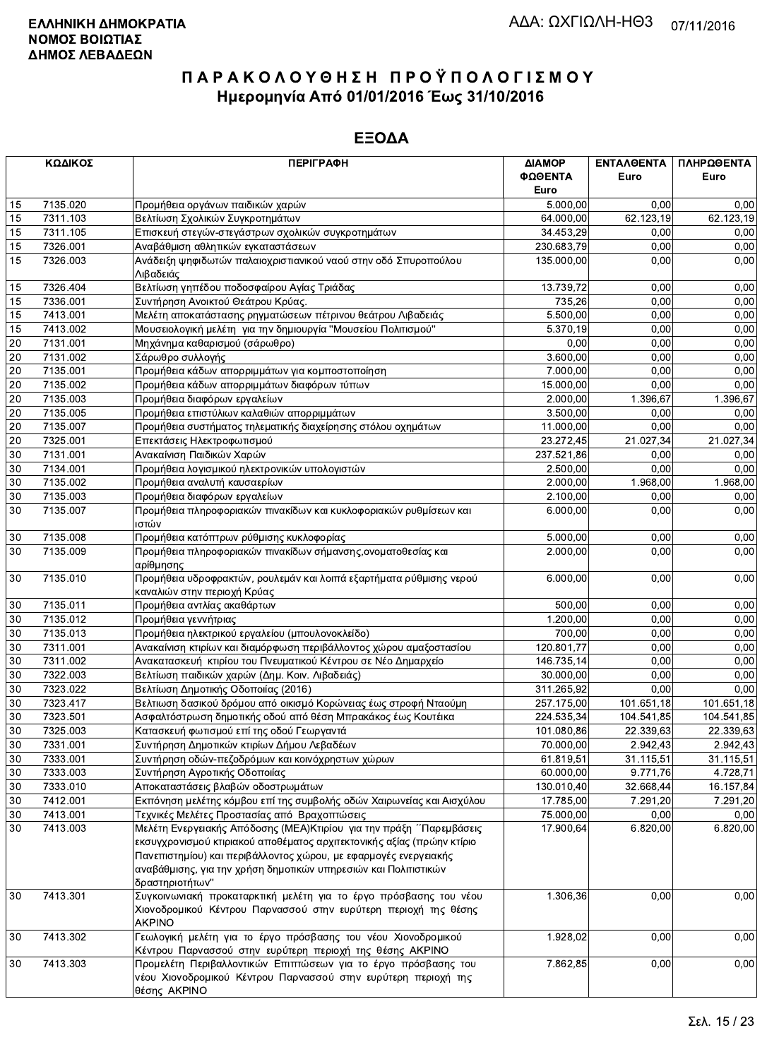**ΕΛΛΗΝΙΚΗ ΔΗΜΟΚΡΑΤΙΑ**
**ΝΟΜΟΣ ΒΟΙΩΤΙΑΣ**
**ΔΗΜΟΣ ΛΕΒΑΔΕΩΝ**

ΑΔΑ: ΩΧΓΙΩΛΗ-ΗΘ3 07/11/2016

# Π Α Ρ Α Κ Ο Λ Ο Υ Θ Η Σ Η  Π Ρ Ο Ϋ Π Ο Λ Ο Γ Ι Σ Μ Ο Υ

## Ημερομηνία Από 01/01/2016 Έως 31/10/2016

## ΕΞΟΔΑ

| ΚΩΔΙΚΟΣ | | ΠΕΡΙΓΡΑΦΗ | ΔΙΑΜΟΡ ΦΩΘΕΝΤΑ Euro | ΕΝΤΑΛΘΕΝΤΑ Euro | ΠΛΗΡΩΘΕΝΤΑ Euro |
|---|---|---|---|---|---|
| 15 | 7135.020 | Προμήθεια οργάνων παιδικών χαρών | 5.000,00 | 0,00 | 0,00 |
| 15 | 7311.103 | Βελτίωση Σχολικών Συγκροτημάτων | 64.000,00 | 62.123,19 | 62.123,19 |
| 15 | 7311.105 | Επισκευή στεγών-στεγάστρων σχολικών συγκροτημάτων | 34.453,29 | 0,00 | 0,00 |
| 15 | 7326.001 | Αναβάθμιση αθλητικών εγκαταστάσεων | 230.683,79 | 0,00 | 0,00 |
| 15 | 7326.003 | Ανάδειξη ψηφιδωτών παλαιοχριστιανικού ναού στην οδό Σπυροπούλου Λιβαδειάς | 135.000,00 | 0,00 | 0,00 |
| 15 | 7326.404 | Βελτίωση γηπέδου ποδοσφαίρου Αγίας Τριάδας | 13.739,72 | 0,00 | 0,00 |
| 15 | 7336.001 | Συντήρηση Ανοικτού Θεάτρου Κρύας. | 735,26 | 0,00 | 0,00 |
| 15 | 7413.001 | Μελέτη αποκατάστασης ρηγματώσεων πέτρινου θεάτρου Λιβαδειάς | 5.500,00 | 0,00 | 0,00 |
| 15 | 7413.002 | Μουσειολογική μελέτη για την δημιουργία "Μουσείου Πολιτισμού" | 5.370,19 | 0,00 | 0,00 |
| 20 | 7131.001 | Μηχάνημα καθαρισμού (σάρωθρο) | 0,00 | 0,00 | 0,00 |
| 20 | 7131.002 | Σάρωθρο συλλογής | 3.600,00 | 0,00 | 0,00 |
| 20 | 7135.001 | Προμήθεια κάδων απορριμμάτων για κομποστοποίηση | 7.000,00 | 0,00 | 0,00 |
| 20 | 7135.002 | Προμήθεια κάδων απορριμμάτων διαφόρων τύπων | 15.000,00 | 0,00 | 0,00 |
| 20 | 7135.003 | Προμήθεια διαφόρων εργαλείων | 2.000,00 | 1.396,67 | 1.396,67 |
| 20 | 7135.005 | Προμήθεια επιστύλιων καλαθιών απορριμμάτων | 3.500,00 | 0,00 | 0,00 |
| 20 | 7135.007 | Προμήθεια συστήματος τηλεματικής διαχείρησης στόλου οχημάτων | 11.000,00 | 0,00 | 0,00 |
| 20 | 7325.001 | Επεκτάσεις Ηλεκτροφωτισμού | 23.272,45 | 21.027,34 | 21.027,34 |
| 30 | 7131.001 | Ανακαίνιση Παιδικών Χαρών | 237.521,86 | 0,00 | 0,00 |
| 30 | 7134.001 | Προμήθεια λογισμικού ηλεκτρονικών υπολογιστών | 2.500,00 | 0,00 | 0,00 |
| 30 | 7135.002 | Προμήθεια αναλυτή καυσαερίων | 2.000,00 | 1.968,00 | 1.968,00 |
| 30 | 7135.003 | Προμήθεια διαφόρων εργαλείων | 2.100,00 | 0,00 | 0,00 |
| 30 | 7135.007 | Προμήθεια πληροφοριακών πινακίδων και κυκλοφοριακών ρυθμίσεων και ιστών | 6.000,00 | 0,00 | 0,00 |
| 30 | 7135.008 | Προμήθεια κατόπτρων ρύθμισης κυκλοφορίας | 5.000,00 | 0,00 | 0,00 |
| 30 | 7135.009 | Προμήθεια πληροφοριακών πινακίδων σήμανσης,ονοματοθεσίας και αρίθμησης | 2.000,00 | 0,00 | 0,00 |
| 30 | 7135.010 | Προμήθεια υδροφρακτών, ρουλεμάν και λοιπά εξαρτήματα ρύθμισης νερού καναλιών στην περιοχή Κρύας | 6.000,00 | 0,00 | 0,00 |
| 30 | 7135.011 | Προμήθεια αντλίας ακαθάρτων | 500,00 | 0,00 | 0,00 |
| 30 | 7135.012 | Προμήθεια γεννήτριας | 1.200,00 | 0,00 | 0,00 |
| 30 | 7135.013 | Προμήθεια ηλεκτρικού εργαλείου (μπουλονοκλείδο) | 700,00 | 0,00 | 0,00 |
| 30 | 7311.001 | Ανακαίνιση κτιρίων και διαμόρφωση περιβάλλοντος χώρου αμαξοστασίου | 120.801,77 | 0,00 | 0,00 |
| 30 | 7311.002 | Ανακατασκευή κτιρίου του Πνευματικού Κέντρου σε Νέο Δημαρχείο | 146.735,14 | 0,00 | 0,00 |
| 30 | 7322.003 | Βελτίωση παιδικών χαρών (Δημ. Κοιν. Λιβαδειάς) | 30.000,00 | 0,00 | 0,00 |
| 30 | 7323.022 | Βελτίωση Δημοτικής Οδοποιίας (2016) | 311.265,92 | 0,00 | 0,00 |
| 30 | 7323.417 | Βελτιωση δασικού δρόμου από οικισμό Κορώνειας έως στροφή Νταούμη | 257.175,00 | 101.651,18 | 101.651,18 |
| 30 | 7323.501 | Ασφαλτόστρωση δημοτικής οδού από θέση Μπρακάκος έως Κουτέικα | 224.535,34 | 104.541,85 | 104.541,85 |
| 30 | 7325.003 | Κατασκευή φωτισμού επί της οδού Γεωργαντά | 101.080,86 | 22.339,63 | 22.339,63 |
| 30 | 7331.001 | Συντήρηση Δημοτικών κτιρίων Δήμου Λεβαδέων | 70.000,00 | 2.942,43 | 2.942,43 |
| 30 | 7333.001 | Συντήρηση οδών-πεζοδρόμων και κοινόχρηστων χώρων | 61.819,51 | 31.115,51 | 31.115,51 |
| 30 | 7333.003 | Συντήρηση Αγροτικής Οδοποιίας | 60.000,00 | 9.771,76 | 4.728,71 |
| 30 | 7333.010 | Αποκαταστάσεις βλαβών οδοστρωμάτων | 130.010,40 | 32.668,44 | 16.157,84 |
| 30 | 7412.001 | Εκπόνηση μελέτης κόμβου επί της συμβολής οδών Χαιρωνείας και Αισχύλου | 17.785,00 | 7.291,20 | 7.291,20 |
| 30 | 7413.001 | Τεχνικές Μελέτες Προστασίας από Βραχοπτώσεις | 75.000,00 | 0,00 | 0,00 |
| 30 | 7413.003 | Μελέτη Ενεργειακής Απόδοσης (ΜΕΑ)Κτιρίου για την πράξη ΄΄Παρεμβάσεις εκσυγχρονισμού κτιριακού αποθέματος αρχιτεκτονικής αξίας (πρώην κτίριο Πανεπιστημίου) και περιβάλλοντος χώρου, με εφαρμογές ενεργειακής αναβάθμισης, για την χρήση δημοτικών υπηρεσιών και Πολιτιστικών δραστηριοτήτων" | 17.900,64 | 6.820,00 | 6.820,00 |
| 30 | 7413.301 | Συγκοινωνιακή προκαταρκτική μελέτη για το έργο πρόσβασης του νέου Χιονοδρομικού Κέντρου Παρνασσού στην ευρύτερη περιοχή της θέσης ΑΚΡΙΝΟ | 1.306,36 | 0,00 | 0,00 |
| 30 | 7413.302 | Γεωλογική μελέτη για το έργο πρόσβασης του νέου Χιονοδρομικού Κέντρου Παρνασσού στην ευρύτερη περιοχή της θέσης ΑΚΡΙΝΟ | 1.928,02 | 0,00 | 0,00 |
| 30 | 7413.303 | Προμελέτη Περιβαλλοντικών Επιπτώσεων για το έργο πρόσβασης του νέου Χιονοδρομικού Κέντρου Παρνασσού στην ευρύτερη περιοχή της θέσης ΑΚΡΙΝΟ | 7.862,85 | 0,00 | 0,00 |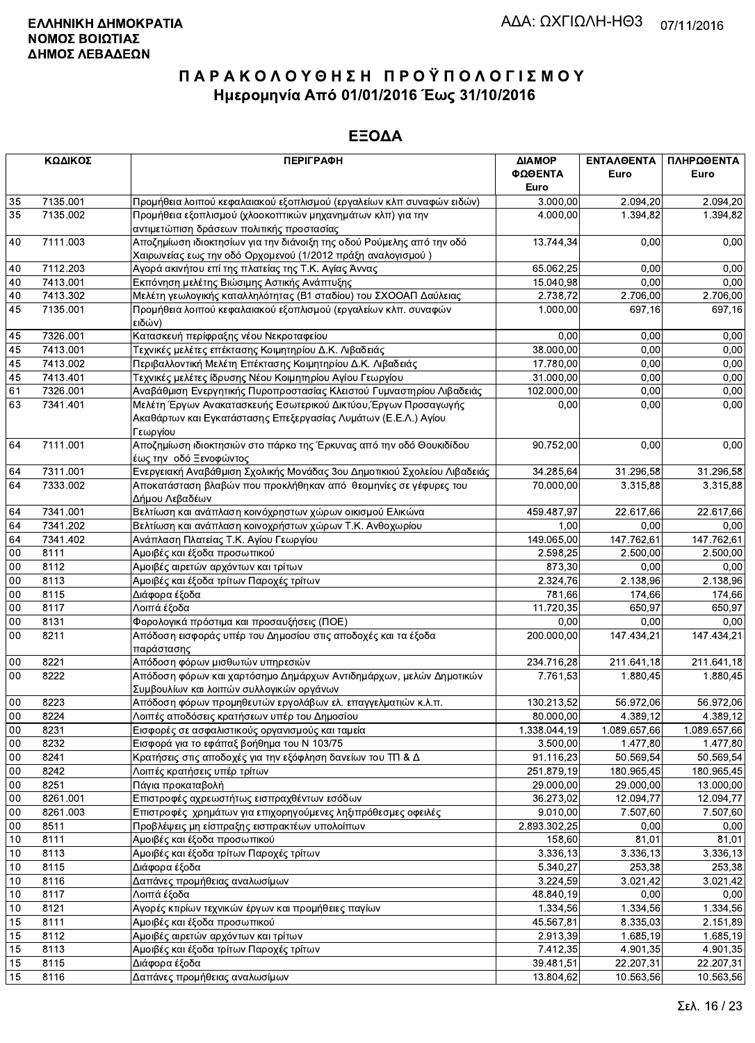**ΕΛΛΗΝΙΚΗ ΔΗΜΟΚΡΑΤΙΑ**
**ΝΟΜΟΣ ΒΟΙΩΤΙΑΣ**
**ΔΗΜΟΣ ΛΕΒΑΔΕΩΝ**

ΑΔΑ: ΩΧΓΙΩΛΗ-ΗΘ3 07/11/2016

# ΠΑΡΑΚΟΛΟΥΘΗΣΗ ΠΡΟΫΠΟΛΟΓΙΣΜΟΥ
## Ημερομηνία Από 01/01/2016 Έως 31/10/2016

## ΕΞΟΔΑ

| ΚΩΔΙΚΟΣ | | ΠΕΡΙΓΡΑΦΗ | ΔΙΑΜΟΡ ΦΩΘΕΝΤΑ Euro | ΕΝΤΑΛΘΕΝΤΑ Euro | ΠΛΗΡΩΘΕΝΤΑ Euro |
|---|---|---|---|---|---|
| 35 | 7135.001 | Προμήθεια λοιπού κεφαλαιακού εξοπλισμού (εργαλείων κλπ συναφών ειδών) | 3.000,00 | 2.094,20 | 2.094,20 |
| 35 | 7135.002 | Προμήθεια εξοπλισμού (χλοοκοπτικών μηχανημάτων κλπ) για την αντιμετώπιση δράσεων πολιτικής προστασίας | 4.000,00 | 1.394,82 | 1.394,82 |
| 40 | 7111.003 | Αποζημίωση ιδιοκτησίων για την διάνοιξη της οδού Ρούμελης από την οδό Χαιρωνείας εως την οδό Ορχομενού (1/2012 πράξη αναλογισμού ) | 13.744,34 | 0,00 | 0,00 |
| 40 | 7112.203 | Αγορά ακινήτου επί της πλατείας της Τ.Κ. Αγίας Άννας | 65.062,25 | 0,00 | 0,00 |
| 40 | 7413.001 | Εκπόνηση μελέτης Βιώσιμης Αστικής Ανάπτυξης | 15.040,98 | 0,00 | 0,00 |
| 40 | 7413.302 | Μελέτη γεωλογικής καταλληλότητας (Β1 σταδίου) του ΣΧΟΟΑΠ Δαύλειας | 2.738,72 | 2.706,00 | 2.706,00 |
| 45 | 7135.001 | Προμήθεια λοιπού κεφαλαιακού εξοπλισμού (εργαλείων κλπ. συναφών ειδών) | 1.000,00 | 697,16 | 697,16 |
| 45 | 7326.001 | Κατασκευή περίφραξης νέου Νεκροταφείου | 0,00 | 0,00 | 0,00 |
| 45 | 7413.001 | Τεχνικές μελέτες επέκτασης Κοιμητηρίου Δ.Κ. Λιβαδειάς | 38.000,00 | 0,00 | 0,00 |
| 45 | 7413.002 | Περιβαλλοντική Μελέτη Επέκτασης Κοιμητηρίου Δ.Κ. Λιβαδειάς | 17.780,00 | 0,00 | 0,00 |
| 45 | 7413.401 | Τεχνικές μελέτες ίδρυσης Νέου Κοιμητηρίου Αγίου Γεωργίου | 31.000,00 | 0,00 | 0,00 |
| 61 | 7326.001 | Αναβάθμιση Ενεργητικής Πυροπροστασίας Κλειστού Γυμναστηρίου Λιβαδειάς | 102.000,00 | 0,00 | 0,00 |
| 63 | 7341.401 | Μελέτη Έργων Ανακατασκευής Εσωτερικού Δικτύου,Έργων Προσαγωγής Ακαθάρτων και Εγκατάστασης Επεξεργασίας Λυμάτων (Ε.Ε.Λ.) Αγίου Γεωργίου | 0,00 | 0,00 | 0,00 |
| 64 | 7111.001 | Αποζημίωση ιδιοκτησιών στο πάρκο της Έρκυνας από την οδό Θουκιδίδου έως την οδό Ξενοφώντος | 90.752,00 | 0,00 | 0,00 |
| 64 | 7311.001 | Ενεργειακή Αναβάθμιση Σχολικής Μονάδας 3ου Δημοτικιού Σχολείου Λιβαδειάς | 34.285,64 | 31.296,58 | 31.296,58 |
| 64 | 7333.002 | Αποκατάσταση βλαβών που προκλήθηκαν από θεομηνίες σε γέφυρες του Δήμου Λεβαδέων | 70.000,00 | 3.315,88 | 3.315,88 |
| 64 | 7341.001 | Βελτίωση και ανάπλαση κοινόχρηστων χώρων οικισμού Ελικώνα | 459.487,97 | 22.617,66 | 22.617,66 |
| 64 | 7341.202 | Βελτίωση και ανάπλαση κοινοχρήστων χώρων Τ.Κ. Ανθοχωρίου | 1,00 | 0,00 | 0,00 |
| 64 | 7341.402 | Ανάπλαση Πλατείας Τ.Κ. Αγίου Γεωργίου | 149.065,00 | 147.762,61 | 147.762,61 |
| 00 | 8111 | Αμοιβές και έξοδα προσωπικού | 2.598,25 | 2.500,00 | 2.500,00 |
| 00 | 8112 | Αμοιβές αιρετών αρχόντων και τρίτων | 873,30 | 0,00 | 0,00 |
| 00 | 8113 | Αμοιβές και έξοδα τρίτων Παροχές τρίτων | 2.324,76 | 2.138,96 | 2.138,96 |
| 00 | 8115 | Διάφορα έξοδα | 781,66 | 174,66 | 174,66 |
| 00 | 8117 | Λοιπά έξοδα | 11.720,35 | 650,97 | 650,97 |
| 00 | 8131 | Φορολογικά πρόστιμα και προσαυξήσεις (ΠΟΕ) | 0,00 | 0,00 | 0,00 |
| 00 | 8211 | Απόδοση εισφοράς υπέρ του Δημοσίου στις αποδοχές και τα έξοδα παράστασης | 200.000,00 | 147.434,21 | 147.434,21 |
| 00 | 8221 | Απόδοση φόρων μισθωτών υπηρεσιών | 234.716,28 | 211.641,18 | 211.641,18 |
| 00 | 8222 | Απόδοση φόρων και χαρτόσημο Δημάρχων Αντιδημάρχων, μελών Δημοτικών Συμβουλίων και λοιπών συλλογικών οργάνων | 7.761,53 | 1.880,45 | 1.880,45 |
| 00 | 8223 | Απόδοση φόρων προμηθευτών εργολάβων ελ. επαγγελματιών κ.λ.π. | 130.213,52 | 56.972,06 | 56.972,06 |
| 00 | 8224 | Λοιπές αποδόσεις κρατήσεων υπέρ του Δημοσίου | 80.000,00 | 4.389,12 | 4.389,12 |
| 00 | 8231 | Εισφορές σε ασφαλιστικούς οργανισμούς και ταμεία | 1.338.044,19 | 1.089.657,66 | 1.089.657,66 |
| 00 | 8232 | Εισφορά για το εφάπαξ βοήθημα του Ν 103/75 | 3.500,00 | 1.477,80 | 1.477,80 |
| 00 | 8241 | Κρατήσεις στις αποδοχές για την εξόφληση δανείων του ΤΠ & Δ | 91.116,23 | 50.569,54 | 50.569,54 |
| 00 | 8242 | Λοιπές κρατήσεις υπέρ τρίτων | 251.879,19 | 180.965,45 | 180.965,45 |
| 00 | 8251 | Πάγια προκαταβολή | 29.000,00 | 29.000,00 | 13.000,00 |
| 00 | 8261.001 | Επιστροφές αχρεωστήτως εισπραχθέντων εσόδων | 36.273,02 | 12.094,77 | 12.094,77 |
| 00 | 8261.003 | Επιστροφές χρημάτων για επιχορηγούμενες ληξιπρόθεσμες οφειλές | 9.010,00 | 7.507,60 | 7.507,60 |
| 00 | 8511 | Προβλέψεις μη είσπραξης εισπρακτέων υπολοίπων | 2.893.302,25 | 0,00 | 0,00 |
| 10 | 8111 | Αμοιβές και έξοδα προσωπικού | 158,60 | 81,01 | 81,01 |
| 10 | 8113 | Αμοιβές και έξοδα τρίτων Παροχές τρίτων | 3.336,13 | 3.336,13 | 3.336,13 |
| 10 | 8115 | Διάφορα έξοδα | 5.340,27 | 253,38 | 253,38 |
| 10 | 8116 | Δαπάνες προμήθειας αναλωσίμων | 3.224,59 | 3.021,42 | 3.021,42 |
| 10 | 8117 | Λοιπά έξοδα | 48.840,19 | 0,00 | 0,00 |
| 10 | 8121 | Αγορές κτιρίων τεχνικών έργων και προμήθειες παγίων | 1.334,56 | 1.334,56 | 1.334,56 |
| 15 | 8111 | Αμοιβές και έξοδα προσωπικού | 45.567,81 | 8.335,03 | 2.151,89 |
| 15 | 8112 | Αμοιβές αιρετών αρχόντων και τρίτων | 2.913,39 | 1.685,19 | 1.685,19 |
| 15 | 8113 | Αμοιβές και έξοδα τρίτων Παροχές τρίτων | 7.412,35 | 4.901,35 | 4.901,35 |
| 15 | 8115 | Διάφορα έξοδα | 39.481,51 | 22.207,31 | 22.207,31 |
| 15 | 8116 | Δαπάνες προμήθειας αναλωσίμων | 13.804,62 | 10.563,56 | 10.563,56 |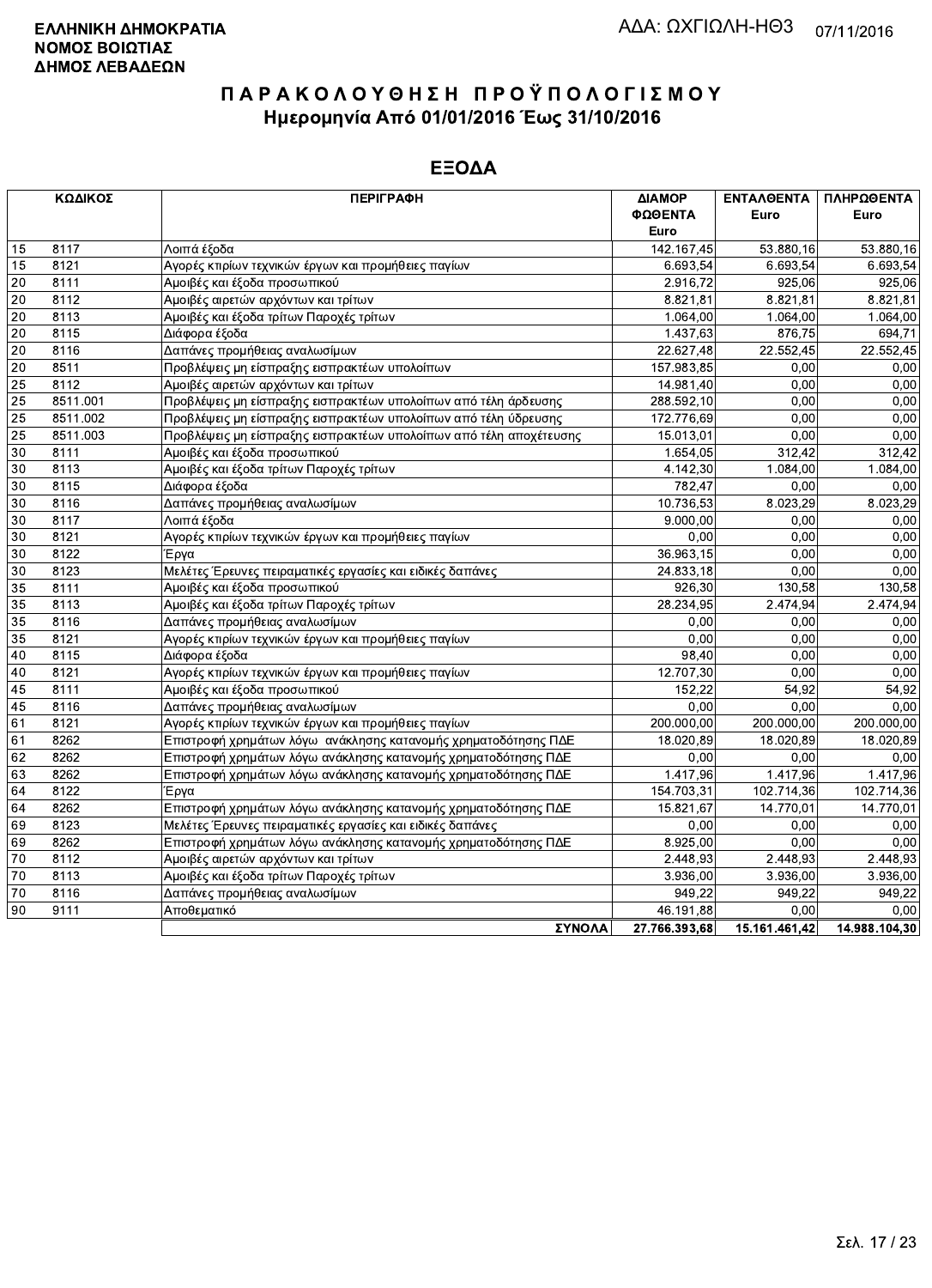**ΕΛΛΗΝΙΚΗ ΔΗΜΟΚΡΑΤΙΑ**
**ΝΟΜΟΣ ΒΟΙΩΤΙΑΣ**
**ΔΗΜΟΣ ΛΕΒΑΔΕΩΝ**

ΑΔΑ: ΩΧΓΙΩΛΗ-ΗΘ3 07/11/2016

# ΠΑΡΑΚΟΛΟΥΘΗΣΗ ΠΡΟΫΠΟΛΟΓΙΣΜΟΥ

## Ημερομηνία Από 01/01/2016 Έως 31/10/2016

## ΕΞΟΔΑ

| ΚΩΔΙΚΟΣ | | ΠΕΡΙΓΡΑΦΗ | ΔΙΑΜΟΡΦΩΘΕΝΤΑ Euro | ΕΝΤΑΛΘΕΝΤΑ Euro | ΠΛΗΡΩΘΕΝΤΑ Euro |
|---|---|---|---|---|---|
| 15 | 8117 | Λοιπά έξοδα | 142.167,45 | 53.880,16 | 53.880,16 |
| 15 | 8121 | Αγορές κτιρίων τεχνικών έργων και προμήθειες παγίων | 6.693,54 | 6.693,54 | 6.693,54 |
| 20 | 8111 | Αμοιβές και έξοδα προσωπικού | 2.916,72 | 925,06 | 925,06 |
| 20 | 8112 | Αμοιβές αιρετών αρχόντων και τρίτων | 8.821,81 | 8.821,81 | 8.821,81 |
| 20 | 8113 | Αμοιβές και έξοδα τρίτων Παροχές τρίτων | 1.064,00 | 1.064,00 | 1.064,00 |
| 20 | 8115 | Διάφορα έξοδα | 1.437,63 | 876,75 | 694,71 |
| 20 | 8116 | Δαπάνες προμήθειας αναλωσίμων | 22.627,48 | 22.552,45 | 22.552,45 |
| 20 | 8511 | Προβλέψεις μη είσπραξης εισπρακτέων υπολοίπων | 157.983,85 | 0,00 | 0,00 |
| 25 | 8112 | Αμοιβές αιρετών αρχόντων και τρίτων | 14.981,40 | 0,00 | 0,00 |
| 25 | 8511.001 | Προβλέψεις μη είσπραξης εισπρακτέων υπολοίπων από τέλη άρδευσης | 288.592,10 | 0,00 | 0,00 |
| 25 | 8511.002 | Προβλέψεις μη είσπραξης εισπρακτέων υπολοίπων από τέλη ύδρευσης | 172.776,69 | 0,00 | 0,00 |
| 25 | 8511.003 | Προβλέψεις μη είσπραξης εισπρακτέων υπολοίπων από τέλη αποχέτευσης | 15.013,01 | 0,00 | 0,00 |
| 30 | 8111 | Αμοιβές και έξοδα προσωπικού | 1.654,05 | 312,42 | 312,42 |
| 30 | 8113 | Αμοιβές και έξοδα τρίτων Παροχές τρίτων | 4.142,30 | 1.084,00 | 1.084,00 |
| 30 | 8115 | Διάφορα έξοδα | 782,47 | 0,00 | 0,00 |
| 30 | 8116 | Δαπάνες προμήθειας αναλωσίμων | 10.736,53 | 8.023,29 | 8.023,29 |
| 30 | 8117 | Λοιπά έξοδα | 9.000,00 | 0,00 | 0,00 |
| 30 | 8121 | Αγορές κτιρίων τεχνικών έργων και προμήθειες παγίων | 0,00 | 0,00 | 0,00 |
| 30 | 8122 | Έργα | 36.963,15 | 0,00 | 0,00 |
| 30 | 8123 | Μελέτες Έρευνες πειραματικές εργασίες και ειδικές δαπάνες | 24.833,18 | 0,00 | 0,00 |
| 35 | 8111 | Αμοιβές και έξοδα προσωπικού | 926,30 | 130,58 | 130,58 |
| 35 | 8113 | Αμοιβές και έξοδα τρίτων Παροχές τρίτων | 28.234,95 | 2.474,94 | 2.474,94 |
| 35 | 8116 | Δαπάνες προμήθειας αναλωσίμων | 0,00 | 0,00 | 0,00 |
| 35 | 8121 | Αγορές κτιρίων τεχνικών έργων και προμήθειες παγίων | 0,00 | 0,00 | 0,00 |
| 40 | 8115 | Διάφορα έξοδα | 98,40 | 0,00 | 0,00 |
| 40 | 8121 | Αγορές κτιρίων τεχνικών έργων και προμήθειες παγίων | 12.707,30 | 0,00 | 0,00 |
| 45 | 8111 | Αμοιβές και έξοδα προσωπικού | 152,22 | 54,92 | 54,92 |
| 45 | 8116 | Δαπάνες προμήθειας αναλωσίμων | 0,00 | 0,00 | 0,00 |
| 61 | 8121 | Αγορές κτιρίων τεχνικών έργων και προμήθειες παγίων | 200.000,00 | 200.000,00 | 200.000,00 |
| 61 | 8262 | Επιστροφή χρημάτων λόγω ανάκλησης κατανομής χρηματοδότησης ΠΔΕ | 18.020,89 | 18.020,89 | 18.020,89 |
| 62 | 8262 | Επιστροφή χρημάτων λόγω ανάκλησης κατανομής χρηματοδότησης ΠΔΕ | 0,00 | 0,00 | 0,00 |
| 63 | 8262 | Επιστροφή χρημάτων λόγω ανάκλησης κατανομής χρηματοδότησης ΠΔΕ | 1.417,96 | 1.417,96 | 1.417,96 |
| 64 | 8122 | Έργα | 154.703,31 | 102.714,36 | 102.714,36 |
| 64 | 8262 | Επιστροφή χρημάτων λόγω ανάκλησης κατανομής χρηματοδότησης ΠΔΕ | 15.821,67 | 14.770,01 | 14.770,01 |
| 69 | 8123 | Μελέτες Έρευνες πειραματικές εργασίες και ειδικές δαπάνες | 0,00 | 0,00 | 0,00 |
| 69 | 8262 | Επιστροφή χρημάτων λόγω ανάκλησης κατανομής χρηματοδότησης ΠΔΕ | 8.925,00 | 0,00 | 0,00 |
| 70 | 8112 | Αμοιβές αιρετών αρχόντων και τρίτων | 2.448,93 | 2.448,93 | 2.448,93 |
| 70 | 8113 | Αμοιβές και έξοδα τρίτων Παροχές τρίτων | 3.936,00 | 3.936,00 | 3.936,00 |
| 70 | 8116 | Δαπάνες προμήθειας αναλωσίμων | 949,22 | 949,22 | 949,22 |
| 90 | 9111 | Αποθεματικό | 46.191,88 | 0,00 | 0,00 |
| | | **ΣΥΝΟΛΑ** | **27.766.393,68** | **15.161.461,42** | **14.988.104,30** |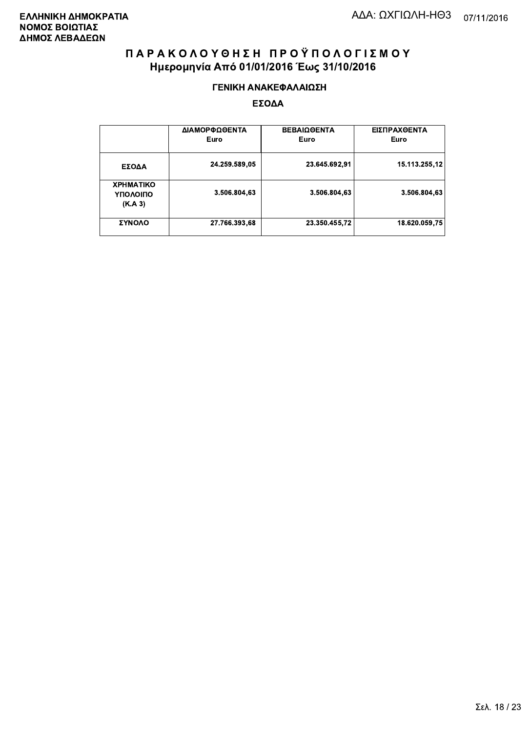**ΕΛΛΗΝΙΚΗ ΔΗΜΟΚΡΑΤΙΑ**
**ΝΟΜΟΣ ΒΟΙΩΤΙΑΣ**
**ΔΗΜΟΣ ΛΕΒΑΔΕΩΝ**

ΑΔΑ: ΩΧΓΙΩΛΗ-ΗΘ3 07/11/2016

# Π Α Ρ Α Κ Ο Λ Ο Υ Θ Η Σ Η  Π Ρ Ο Ϋ Π Ο Λ Ο Γ Ι Σ Μ Ο Υ
## Ημερομηνία Από 01/01/2016 Έως 31/10/2016

### ΓΕΝΙΚΗ ΑΝΑΚΕΦΑΛΑΙΩΣΗ

### ΕΣΟΔΑ

| | ΔΙΑΜΟΡΦΩΘΕΝΤΑ Euro | ΒΕΒΑΙΩΘΕΝΤΑ Euro | ΕΙΣΠΡΑΧΘΕΝΤΑ Euro |
|---|---|---|---|
| ΕΣΟΔΑ | 24.259.589,05 | 23.645.692,91 | 15.113.255,12 |
| ΧΡΗΜΑΤΙΚΟ ΥΠΟΛΟΙΠΟ (Κ.Α 3) | 3.506.804,63 | 3.506.804,63 | 3.506.804,63 |
| ΣΥΝΟΛΟ | 27.766.393,68 | 23.350.455,72 | 18.620.059,75 |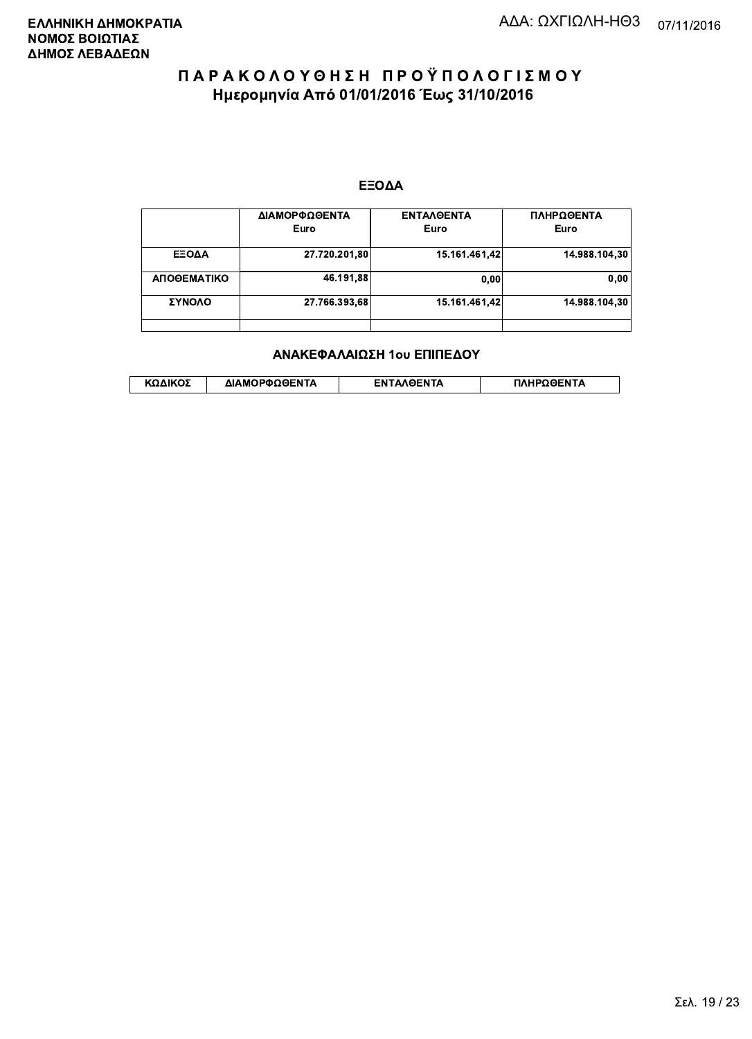**ΕΛΛΗΝΙΚΗ ΔΗΜΟΚΡΑΤΙΑ**
**ΝΟΜΟΣ ΒΟΙΩΤΙΑΣ**
**ΔΗΜΟΣ ΛΕΒΑΔΕΩΝ**

ΑΔΑ: ΩΧΓΙΩΛΗ-ΗΘ3 07/11/2016

# ΠΑΡΑΚΟΛΟΥΘΗΣΗ ΠΡΟΫΠΟΛΟΓΙΣΜΟΥ
## Ημερομηνία Από 01/01/2016 Έως 31/10/2016

### ΕΞΟΔΑ

| | ΔΙΑΜΟΡΦΩΘΕΝΤΑ Euro | ΕΝΤΑΛΘΕΝΤΑ Euro | ΠΛΗΡΩΘΕΝΤΑ Euro |
|---|---|---|---|
| ΕΞΟΔΑ | 27.720.201,80 | 15.161.461,42 | 14.988.104,30 |
| ΑΠΟΘΕΜΑΤΙΚΟ | 46.191,88 | 0,00 | 0,00 |
| ΣΥΝΟΛΟ | 27.766.393,68 | 15.161.461,42 | 14.988.104,30 |
| | | | |

### ΑΝΑΚΕΦΑΛΑΙΩΣΗ 1ου ΕΠΙΠΕΔΟΥ

| ΚΩΔΙΚΟΣ | ΔΙΑΜΟΡΦΩΘΕΝΤΑ | ΕΝΤΑΛΘΕΝΤΑ | ΠΛΗΡΩΘΕΝΤΑ |
|---|---|---|---|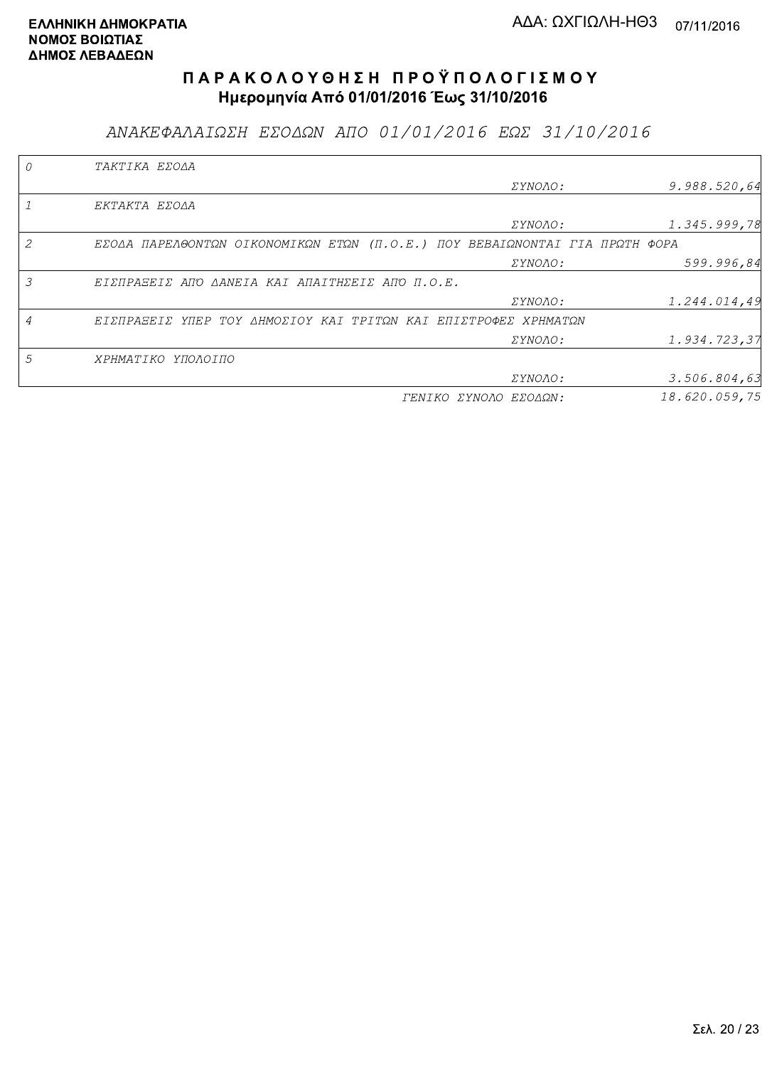**ΕΛΛΗΝΙΚΗ ΔΗΜΟΚΡΑΤΙΑ**
**ΝΟΜΟΣ ΒΟΙΩΤΙΑΣ**
**ΔΗΜΟΣ ΛΕΒΑΔΕΩΝ**

ΑΔΑ: ΩΧΓΙΩΛΗ-ΗΘ3 07/11/2016

# Π Α Ρ Α Κ Ο Λ Ο Υ Θ Η Σ Η  Π Ρ Ο Ϋ Π Ο Λ Ο Γ Ι Σ Μ Ο Υ
## Ημερομηνία Από 01/01/2016 Έως 31/10/2016

### *ΑΝΑΚΕΦΑΛΑΙΩΣΗ ΕΣΟΔΩΝ ΑΠΟ 01/01/2016 ΕΩΣ 31/10/2016*

| Κωδ. | Περιγραφή | | Ποσό |
|---|---|---|---|
| *0* | *ΤΑΚΤΙΚΑ ΕΣΟΔΑ* | | |
| | | *ΣΥΝΟΛΟ:* | *9.988.520,64* |
| *1* | *ΕΚΤΑΚΤΑ ΕΣΟΔΑ* | | |
| | | *ΣΥΝΟΛΟ:* | *1.345.999,78* |
| *2* | *ΕΣΟΔΑ ΠΑΡΕΛΘΟΝΤΩΝ ΟΙΚΟΝΟΜΙΚΩΝ ΕΤΩΝ (Π.Ο.Ε.) ΠΟΥ ΒΕΒΑΙΩΝΟΝΤΑΙ ΓΙΑ ΠΡΩΤΗ ΦΟΡΑ* | | |
| | | *ΣΥΝΟΛΟ:* | *599.996,84* |
| *3* | *ΕΙΣΠΡΑΞΕΙΣ ΑΠΌ ΔΑΝΕΙΑ ΚΑΙ ΑΠΑΙΤΗΣΕΙΣ ΑΠΌ Π.Ο.Ε.* | | |
| | | *ΣΥΝΟΛΟ:* | *1.244.014,49* |
| *4* | *ΕΙΣΠΡΑΞΕΙΣ ΥΠΕΡ ΤΟΥ ΔΗΜΟΣΙΟΥ ΚΑΙ ΤΡΙΤΩΝ ΚΑΙ ΕΠΙΣΤΡΟΦΕΣ ΧΡΗΜΑΤΩΝ* | | |
| | | *ΣΥΝΟΛΟ:* | *1.934.723,37* |
| *5* | *ΧΡΗΜΑΤΙΚΟ ΥΠΟΛΟΙΠΟ* | | |
| | | *ΣΥΝΟΛΟ:* | *3.506.804,63* |
| | | *ΓΕΝΙΚΟ ΣΥΝΟΛΟ ΕΣΟΔΩΝ:* | *18.620.059,75* |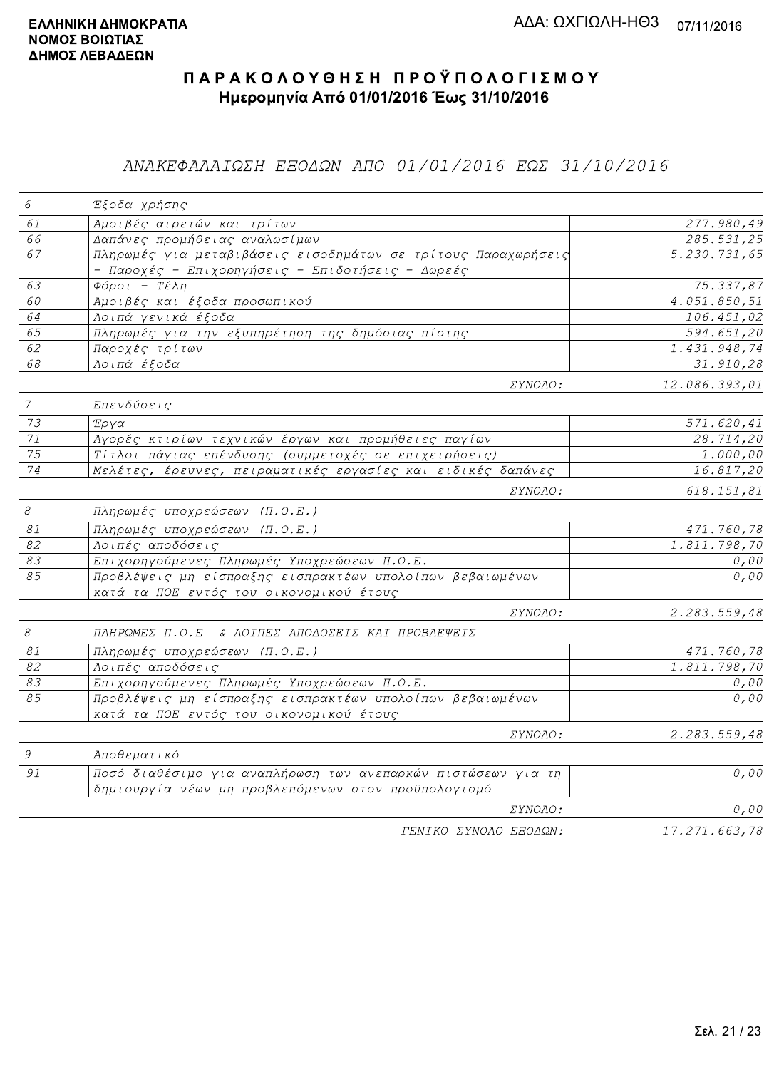**ΕΛΛΗΝΙΚΗ ΔΗΜΟΚΡΑΤΙΑ**
**ΝΟΜΟΣ ΒΟΙΩΤΙΑΣ**
**ΔΗΜΟΣ ΛΕΒΑΔΕΩΝ**

ΑΔΑ: ΩΧΓΙΩΛΗ-ΗΘ3 07/11/2016

# ΠΑΡΑΚΟΛΟΥΘΗΣΗ ΠΡΟΫΠΟΛΟΓΙΣΜΟΥ

**Ημερομηνία Από 01/01/2016 Έως 31/10/2016**

## ΑΝΑΚΕΦΑΛΑΙΩΣΗ ΕΞΟΔΩΝ ΑΠΟ 01/01/2016 ΕΩΣ 31/10/2016

| | | |
|---|---|---|
| 6 | Έξοδα χρήσης | |
| 61 | Αμοιβές αιρετών και τρίτων | 277.980,49 |
| 66 | Δαπάνες προμήθειας αναλωσίμων | 285.531,25 |
| 67 | Πληρωμές για μεταβιβάσεις εισοδημάτων σε τρίτους Παραχωρήσεις - Παροχές - Επιχορηγήσεις - Επιδοτήσεις - Δωρεές | 5.230.731,65 |
| 63 | Φόροι - Τέλη | 75.337,87 |
| 60 | Αμοιβές και έξοδα προσωπικού | 4.051.850,51 |
| 64 | Λοιπά γενικά έξοδα | 106.451,02 |
| 65 | Πληρωμές για την εξυπηρέτηση της δημόσιας πίστης | 594.651,20 |
| 62 | Παροχές τρίτων | 1.431.948,74 |
| 68 | Λοιπά έξοδα | 31.910,28 |
| | ΣΥΝΟΛΟ: | 12.086.393,01 |
| 7 | Επενδύσεις | |
| 73 | Έργα | 571.620,41 |
| 71 | Αγορές κτιρίων τεχνικών έργων και προμήθειες παγίων | 28.714,20 |
| 75 | Τίτλοι πάγιας επένδυσης (συμμετοχές σε επιχειρήσεις) | 1.000,00 |
| 74 | Μελέτες, έρευνες, πειραματικές εργασίες και ειδικές δαπάνες | 16.817,20 |
| | ΣΥΝΟΛΟ: | 618.151,81 |
| 8 | Πληρωμές υποχρεώσεων (Π.Ο.Ε.) | |
| 81 | Πληρωμές υποχρεώσεων (Π.Ο.Ε.) | 471.760,78 |
| 82 | Λοιπές αποδόσεις | 1.811.798,70 |
| 83 | Επιχορηγούμενες Πληρωμές Υποχρεώσεων Π.Ο.Ε. | 0,00 |
| 85 | Προβλέψεις μη είσπραξης εισπρακτέων υπολοίπων βεβαιωμένων κατά τα ΠΟΕ εντός του οικονομικού έτους | 0,00 |
| | ΣΥΝΟΛΟ: | 2.283.559,48 |
| 8 | ΠΛΗΡΩΜΕΣ Π.Ο.Ε & ΛΟΙΠΕΣ ΑΠΟΔΟΣΕΙΣ ΚΑΙ ΠΡΟΒΛΕΨΕΙΣ | |
| 81 | Πληρωμές υποχρεώσεων (Π.Ο.Ε.) | 471.760,78 |
| 82 | Λοιπές αποδόσεις | 1.811.798,70 |
| 83 | Επιχορηγούμενες Πληρωμές Υποχρεώσεων Π.Ο.Ε. | 0,00 |
| 85 | Προβλέψεις μη είσπραξης εισπρακτέων υπολοίπων βεβαιωμένων κατά τα ΠΟΕ εντός του οικονομικού έτους | 0,00 |
| | ΣΥΝΟΛΟ: | 2.283.559,48 |
| 9 | Αποθεματικό | |
| 91 | Ποσό διαθέσιμο για αναπλήρωση των ανεπαρκών πιστώσεων για τη δημιουργία νέων μη προβλεπόμενων στον προϋπολογισμό | 0,00 |
| | ΣΥΝΟΛΟ: | 0,00 |
| | ΓΕΝΙΚΟ ΣΥΝΟΛΟ ΕΞΟΔΩΝ: | 17.271.663,78 |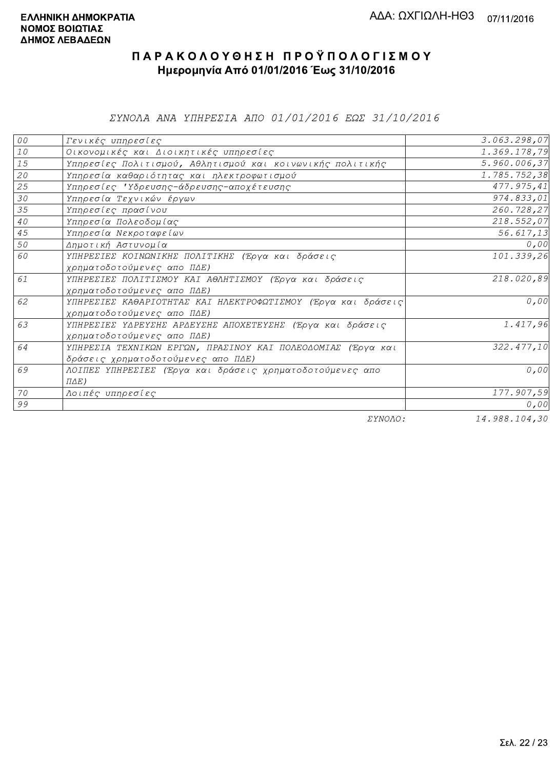**ΕΛΛΗΝΙΚΗ ΔΗΜΟΚΡΑΤΙΑ**
**ΝΟΜΟΣ ΒΟΙΩΤΙΑΣ**
**ΔΗΜΟΣ ΛΕΒΑΔΕΩΝ**

ΑΔΑ: ΩΧΓΙΩΛΗ-ΗΘ3 07/11/2016

# ΠΑΡΑΚΟΛΟΥΘΗΣΗ ΠΡΟΫΠΟΛΟΓΙΣΜΟΥ

**Ημερομηνία Από 01/01/2016 Έως 31/10/2016**

*ΣΥΝΟΛΑ ΑΝΑ ΥΠΗΡΕΣΙΑ ΑΠΟ 01/01/2016 ΕΩΣ 31/10/2016*

| Κωδ. | Υπηρεσία | Ποσό |
|---|---|---|
| 00 | Γενικές υπηρεσίες | 3.063.298,07 |
| 10 | Οικονομικές και Διοικητικές υπηρεσίες | 1.369.178,79 |
| 15 | Υπηρεσίες Πολιτισμού, Αθλητισμού και κοινωνικής πολιτικής | 5.960.006,37 |
| 20 | Υπηρεσία καθαριότητας και ηλεκτροφωτισμού | 1.785.752,38 |
| 25 | Υπηρεσίες 'Υδρευσης-άδρευσης-αποχέτευσης | 477.975,41 |
| 30 | Υπηρεσία Τεχνικών έργων | 974.833,01 |
| 35 | Υπηρεσίες πρασίνου | 260.728,27 |
| 40 | Υπηρεσία Πολεοδομίας | 218.552,07 |
| 45 | Υπηρεσία Νεκροταφείων | 56.617,13 |
| 50 | Δημοτική Αστυνομία | 0,00 |
| 60 | ΥΠΗΡΕΣΙΕΣ ΚΟΙΝΩΝΙΚΗΣ ΠΟΛΙΤΙΚΗΣ (Έργα και δράσεις χρηματοδοτούμενες απο ΠΔΕ) | 101.339,26 |
| 61 | ΥΠΗΡΕΣΙΕΣ ΠΟΛΙΤΙΣΜΟΥ ΚΑΙ ΑΘΛΗΤΙΣΜΟΥ (Έργα και δράσεις χρηματοδοτούμενες απο ΠΔΕ) | 218.020,89 |
| 62 | ΥΠΗΡΕΣΙΕΣ ΚΑΘΑΡΙΟΤΗΤΑΣ ΚΑΙ ΗΛΕΚΤΡΟΦΩΤΙΣΜΟΥ (Έργα και δράσεις χρηματοδοτούμενες απο ΠΔΕ) | 0,00 |
| 63 | ΥΠΗΡΕΣΙΕΣ ΥΔΡΕΥΣΗΣ ΑΡΔΕΥΣΗΣ ΑΠΟΧΕΤΕΥΣΗΣ (Έργα και δράσεις χρηματοδοτούμενες απο ΠΔΕ) | 1.417,96 |
| 64 | ΥΠΗΡΕΣΙΑ ΤΕΧΝΙΚΩΝ ΕΡΓΩΝ, ΠΡΑΣΙΝΟΥ ΚΑΙ ΠΟΛΕΟΔΟΜΙΑΣ (Έργα και δράσεις χρηματοδοτούμενες απο ΠΔΕ) | 322.477,10 |
| 69 | ΛΟΙΠΕΣ ΥΠΗΡΕΣΙΕΣ (Έργα και δράσεις χρηματοδοτούμενες απο ΠΔΕ) | 0,00 |
| 70 | Λοιπές υπηρεσίες | 177.907,59 |
| 99 | | 0,00 |
| | ΣΥΝΟΛΟ: | 14.988.104,30 |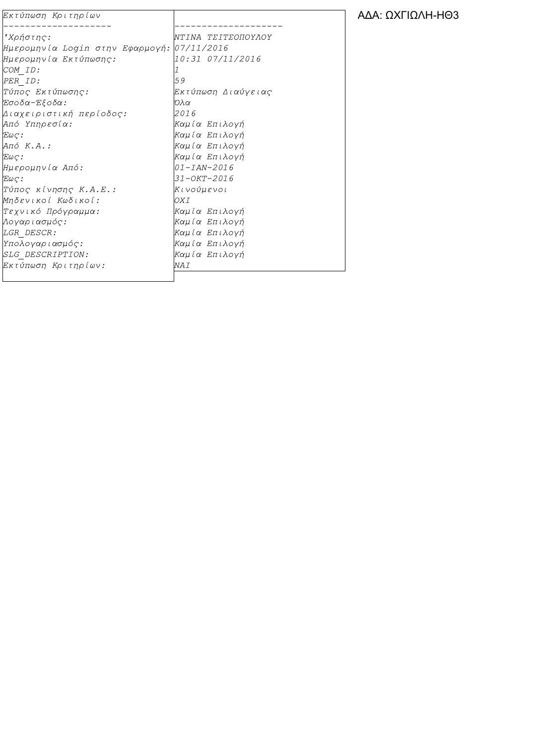ΑΔΑ: ΩΧΓΙΩΛΗ-ΗΘ3

| Εκτύπωση Κριτηρίων | |
| --- | --- |
| 'Χρήστης: | ΝΤΙΝΑ ΤΣΙΤΣΟΠΟΥΛΟΥ |
| Ημερομηνία Login στην Εφαρμογή: | 07/11/2016 |
| Ημερομηνία Εκτύπωσης: | 10:31 07/11/2016 |
| COM_ID: | 1 |
| PER_ID: | 59 |
| Τύπος Εκτύπωσης: | Εκτύπωση Διαύγειας |
| Έσοδα-Έξοδα: | Όλα |
| Διαχειριστική περίοδος: | 2016 |
| Από Υπηρεσία: | Καμία Επιλογή |
| Έως: | Καμία Επιλογή |
| Από Κ.Α.: | Καμία Επιλογή |
| Έως: | Καμία Επιλογή |
| Ημερομηνία Από: | 01-ΙΑΝ-2016 |
| Έως: | 31-ΟΚΤ-2016 |
| Τύπος κίνησης Κ.Α.Ε.: | Κινούμενοι |
| Μηδενικοί Κωδικοί: | ΟΧΙ |
| Τεχνικό Πρόγραμμα: | Καμία Επιλογή |
| Λογαριασμός: | Καμία Επιλογή |
| LGR_DESCR: | Καμία Επιλογή |
| Υπολογαριασμός: | Καμία Επιλογή |
| SLG_DESCRIPTION: | Καμία Επιλογή |
| Εκτύπωση Κριτηρίων: | ΝΑΙ |